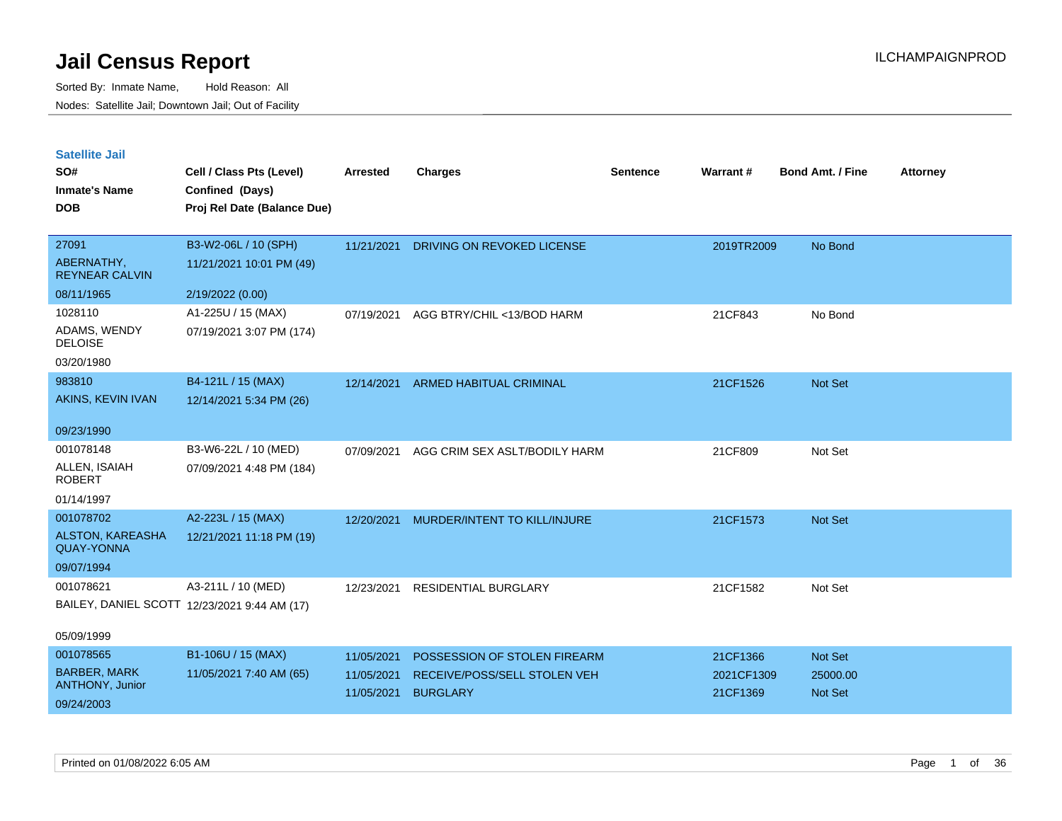# Jail Census Report

ILCHAMPAIGNPROD

Sorted By: Inmate Name, Hold Reason: All

Nodes: Satellite Jail; Downtown Jail; Out of Facility

## Satellite Jail

| SO# / Inmate's Name / DOB | Cell / Class Pts (Level) / Confined (Days) / Proj Rel Date (Balance Due) | Arrested | Charges | Sentence | Warrant # | Bond Amt. / Fine | Attorney |
|---|---|---|---|---|---|---|---|
| 27091<br>ABERNATHY, REYNEAR CALVIN<br>08/11/1965 | B3-W2-06L / 10 (SPH)<br>11/21/2021 10:01 PM (49)<br>2/19/2022 (0.00) | 11/21/2021 | DRIVING ON REVOKED LICENSE | | 2019TR2009 | No Bond | |
| 1028110<br>ADAMS, WENDY DELOISE<br>03/20/1980 | A1-225U / 15 (MAX)<br>07/19/2021 3:07 PM (174) | 07/19/2021 | AGG BTRY/CHIL <13/BOD HARM | | 21CF843 | No Bond | |
| 983810<br>AKINS, KEVIN IVAN<br>09/23/1990 | B4-121L / 15 (MAX)<br>12/14/2021 5:34 PM (26) | 12/14/2021 | ARMED HABITUAL CRIMINAL | | 21CF1526 | Not Set | |
| 001078148<br>ALLEN, ISAIAH ROBERT<br>01/14/1997 | B3-W6-22L / 10 (MED)<br>07/09/2021 4:48 PM (184) | 07/09/2021 | AGG CRIM SEX ASLT/BODILY HARM | | 21CF809 | Not Set | |
| 001078702<br>ALSTON, KAREASHA QUAY-YONNA<br>09/07/1994 | A2-223L / 15 (MAX)<br>12/21/2021 11:18 PM (19) | 12/20/2021 | MURDER/INTENT TO KILL/INJURE | | 21CF1573 | Not Set | |
| 001078621<br>BAILEY, DANIEL SCOTT<br>05/09/1999 | A3-211L / 10 (MED)<br>12/23/2021 9:44 AM (17) | 12/23/2021 | RESIDENTIAL BURGLARY | | 21CF1582 | Not Set | |
| 001078565<br>BARBER, MARK ANTHONY, Junior<br>09/24/2003 | B1-106U / 15 (MAX)<br>11/05/2021 7:40 AM (65) | 11/05/2021<br>11/05/2021<br>11/05/2021 | POSSESSION OF STOLEN FIREARM<br>RECEIVE/POSS/SELL STOLEN VEH<br>BURGLARY | | 21CF1366<br>2021CF1309<br>21CF1369 | Not Set<br>25000.00<br>Not Set | |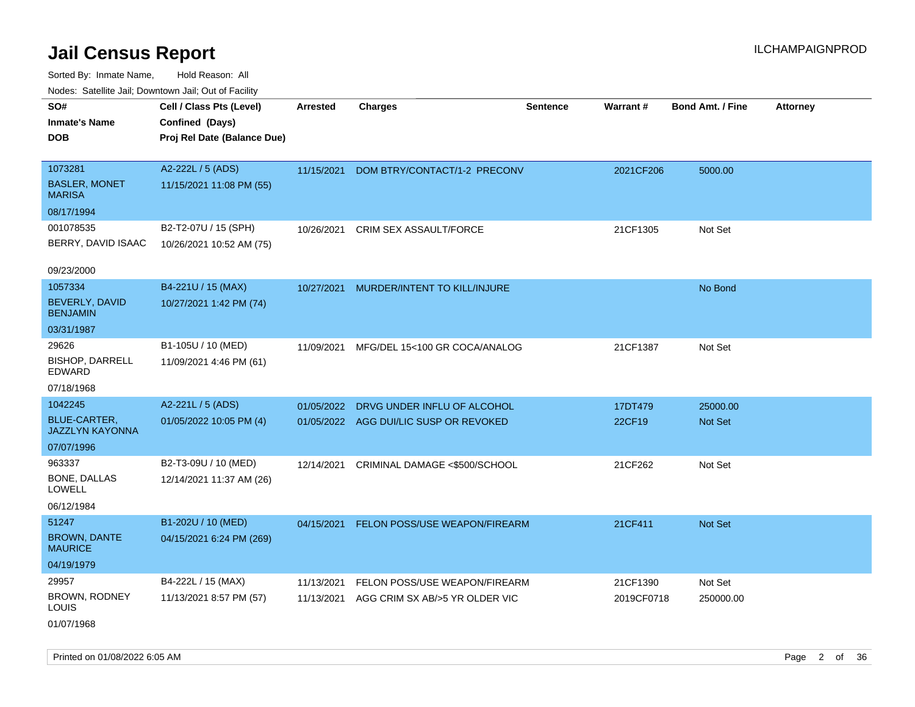# Jail Census Report

ILCHAMPAIGNPROD

Sorted By: Inmate Name, Hold Reason: All

Nodes: Satellite Jail; Downtown Jail; Out of Facility

| SO#<br>Inmate's Name<br>DOB | Cell / Class Pts (Level)<br>Confined (Days)<br>Proj Rel Date (Balance Due) | Arrested | Charges | Sentence | Warrant # | Bond Amt. / Fine | Attorney |
|---|---|---|---|---|---|---|---|
| 1073281<br>BASLER, MONET MARISA<br>08/17/1994 | A2-222L / 5 (ADS)<br>11/15/2021 11:08 PM (55) | 11/15/2021 | DOM BTRY/CONTACT/1-2 PRECONV | | 2021CF206 | 5000.00 | |
| 001078535<br>BERRY, DAVID ISAAC<br>09/23/2000 | B2-T2-07U / 15 (SPH)<br>10/26/2021 10:52 AM (75) | 10/26/2021 | CRIM SEX ASSAULT/FORCE | | 21CF1305 | Not Set | |
| 1057334<br>BEVERLY, DAVID BENJAMIN<br>03/31/1987 | B4-221U / 15 (MAX)<br>10/27/2021 1:42 PM (74) | 10/27/2021 | MURDER/INTENT TO KILL/INJURE | | | No Bond | |
| 29626<br>BISHOP, DARRELL EDWARD<br>07/18/1968 | B1-105U / 10 (MED)<br>11/09/2021 4:46 PM (61) | 11/09/2021 | MFG/DEL 15<100 GR COCA/ANALOG | | 21CF1387 | Not Set | |
| 1042245<br>BLUE-CARTER, JAZZLYN KAYONNA<br>07/07/1996 | A2-221L / 5 (ADS)<br>01/05/2022 10:05 PM (4) | 01/05/2022 | DRVG UNDER INFLU OF ALCOHOL | | 17DT479 | 25000.00 | |
| | | 01/05/2022 | AGG DUI/LIC SUSP OR REVOKED | | 22CF19 | Not Set | |
| 963337<br>BONE, DALLAS LOWELL<br>06/12/1984 | B2-T3-09U / 10 (MED)<br>12/14/2021 11:37 AM (26) | 12/14/2021 | CRIMINAL DAMAGE <$500/SCHOOL | | 21CF262 | Not Set | |
| 51247<br>BROWN, DANTE MAURICE<br>04/19/1979 | B1-202U / 10 (MED)<br>04/15/2021 6:24 PM (269) | 04/15/2021 | FELON POSS/USE WEAPON/FIREARM | | 21CF411 | Not Set | |
| 29957<br>BROWN, RODNEY LOUIS<br>01/07/1968 | B4-222L / 15 (MAX)<br>11/13/2021 8:57 PM (57) | 11/13/2021 | FELON POSS/USE WEAPON/FIREARM | | 21CF1390 | Not Set | |
| | | 11/13/2021 | AGG CRIM SX AB/>5 YR OLDER VIC | | 2019CF0718 | 250000.00 | |

Printed on 01/08/2022 6:05 AM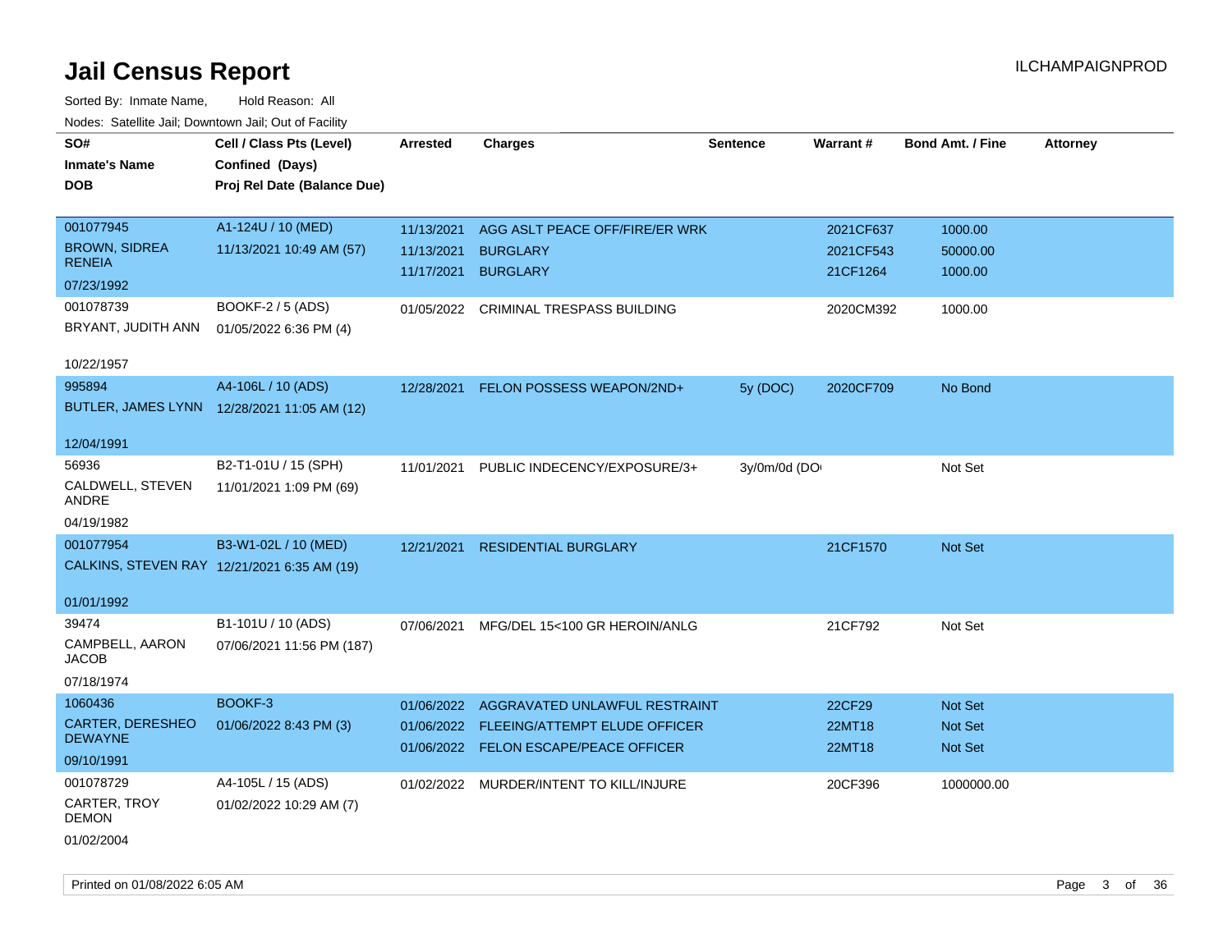# Jail Census Report

Sorted By: Inmate Name, Hold Reason: All

Nodes: Satellite Jail; Downtown Jail; Out of Facility

| SO# / Inmate's Name / DOB | Cell / Class Pts (Level) / Confined (Days) / Proj Rel Date (Balance Due) | Arrested | Charges | Sentence | Warrant # | Bond Amt. / Fine | Attorney |
|---|---|---|---|---|---|---|---|
| 001077945<br>BROWN, SIDREA RENEIA<br>07/23/1992 | A1-124U / 10 (MED)<br>11/13/2021 10:49 AM (57) | 11/13/2021<br>11/13/2021<br>11/17/2021 | AGG ASLT PEACE OFF/FIRE/ER WRK<br>BURGLARY<br>BURGLARY | | 2021CF637<br>2021CF543<br>21CF1264 | 1000.00<br>50000.00<br>1000.00 | |
| 001078739<br>BRYANT, JUDITH ANN<br>10/22/1957 | BOOKF-2 / 5 (ADS)<br>01/05/2022 6:36 PM (4) | 01/05/2022 | CRIMINAL TRESPASS BUILDING | | 2020CM392 | 1000.00 | |
| 995894<br>BUTLER, JAMES LYNN<br>12/04/1991 | A4-106L / 10 (ADS)<br>12/28/2021 11:05 AM (12) | 12/28/2021 | FELON POSSESS WEAPON/2ND+ | 5y (DOC) | 2020CF709 | No Bond | |
| 56936<br>CALDWELL, STEVEN ANDRE<br>04/19/1982 | B2-T1-01U / 15 (SPH)<br>11/01/2021 1:09 PM (69) | 11/01/2021 | PUBLIC INDECENCY/EXPOSURE/3+ | 3y/0m/0d (DOC | | Not Set | |
| 001077954<br>CALKINS, STEVEN RAY<br>01/01/1992 | B3-W1-02L / 10 (MED)<br>12/21/2021 6:35 AM (19) | 12/21/2021 | RESIDENTIAL BURGLARY | | 21CF1570 | Not Set | |
| 39474<br>CAMPBELL, AARON JACOB<br>07/18/1974 | B1-101U / 10 (ADS)<br>07/06/2021 11:56 PM (187) | 07/06/2021 | MFG/DEL 15<100 GR HEROIN/ANLG | | 21CF792 | Not Set | |
| 1060436<br>CARTER, DERESHEO DEWAYNE<br>09/10/1991 | BOOKF-3<br>01/06/2022 8:43 PM (3) | 01/06/2022<br>01/06/2022<br>01/06/2022 | AGGRAVATED UNLAWFUL RESTRAINT<br>FLEEING/ATTEMPT ELUDE OFFICER<br>FELON ESCAPE/PEACE OFFICER | | 22CF29<br>22MT18<br>22MT18 | Not Set<br>Not Set<br>Not Set | |
| 001078729<br>CARTER, TROY DEMON<br>01/02/2004 | A4-105L / 15 (ADS)<br>01/02/2022 10:29 AM (7) | 01/02/2022 | MURDER/INTENT TO KILL/INJURE | | 20CF396 | 1000000.00 | |

Printed on 01/08/2022 6:05 AM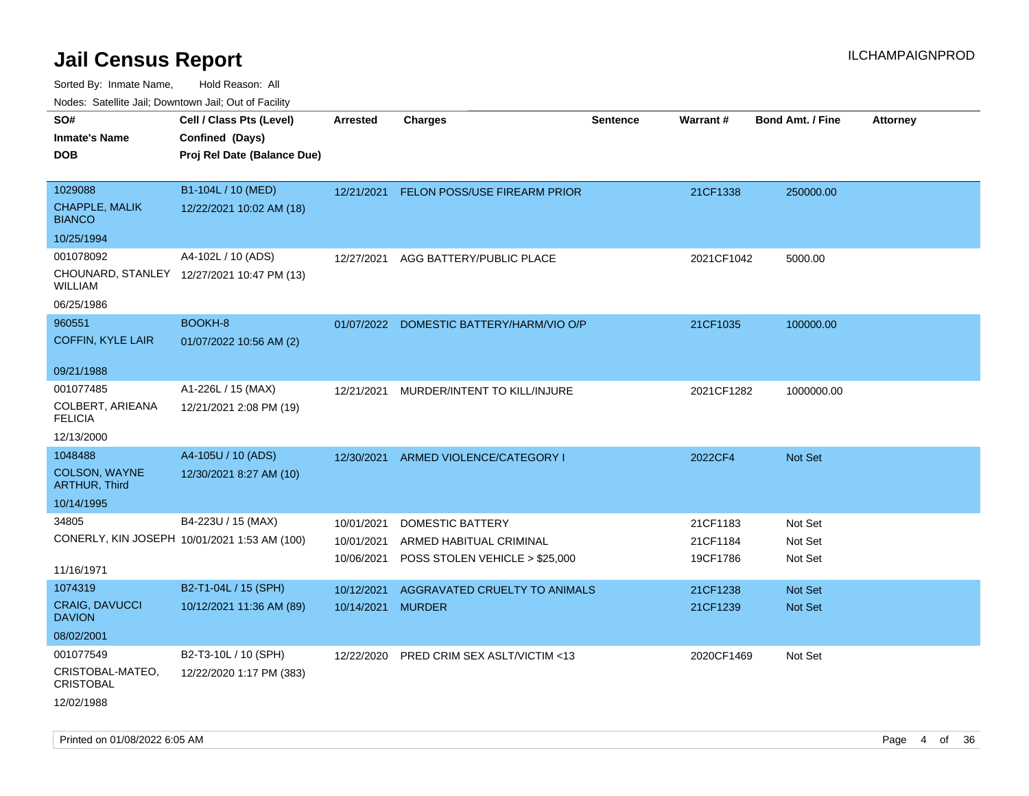# Jail Census Report

ILCHAMPAIGNPROD

Sorted By: Inmate Name, Hold Reason: All

Nodes: Satellite Jail; Downtown Jail; Out of Facility

| SO# / Inmate's Name / DOB | Cell / Class Pts (Level) / Confined (Days) / Proj Rel Date (Balance Due) | Arrested | Charges | Sentence | Warrant # | Bond Amt. / Fine | Attorney |
|---|---|---|---|---|---|---|---|
| 1029088<br>CHAPPLE, MALIK BIANCO<br>10/25/1994 | B1-104L / 10 (MED)<br>12/22/2021 10:02 AM (18) | 12/21/2021 | FELON POSS/USE FIREARM PRIOR | | 21CF1338 | 250000.00 | |
| 001078092<br>CHOUNARD, STANLEY WILLIAM<br>06/25/1986 | A4-102L / 10 (ADS)<br>12/27/2021 10:47 PM (13) | 12/27/2021 | AGG BATTERY/PUBLIC PLACE | | 2021CF1042 | 5000.00 | |
| 960551<br>COFFIN, KYLE LAIR<br>09/21/1988 | BOOKH-8<br>01/07/2022 10:56 AM (2) | 01/07/2022 | DOMESTIC BATTERY/HARM/VIO O/P | | 21CF1035 | 100000.00 | |
| 001077485<br>COLBERT, ARIEANA FELICIA<br>12/13/2000 | A1-226L / 15 (MAX)<br>12/21/2021 2:08 PM (19) | 12/21/2021 | MURDER/INTENT TO KILL/INJURE | | 2021CF1282 | 1000000.00 | |
| 1048488<br>COLSON, WAYNE ARTHUR, Third<br>10/14/1995 | A4-105U / 10 (ADS)<br>12/30/2021 8:27 AM (10) | 12/30/2021 | ARMED VIOLENCE/CATEGORY I | | 2022CF4 | Not Set | |
| 34805<br>CONERLY, KIN JOSEPH<br>11/16/1971 | B4-223U / 15 (MAX)<br>10/01/2021 1:53 AM (100) | 10/01/2021 | DOMESTIC BATTERY | | 21CF1183 | Not Set | |
| | | 10/01/2021 | ARMED HABITUAL CRIMINAL | | 21CF1184 | Not Set | |
| | | 10/06/2021 | POSS STOLEN VEHICLE > $25,000 | | 19CF1786 | Not Set | |
| 1074319<br>CRAIG, DAVUCCI DAVION<br>08/02/2001 | B2-T1-04L / 15 (SPH)<br>10/12/2021 11:36 AM (89) | 10/12/2021 | AGGRAVATED CRUELTY TO ANIMALS | | 21CF1238 | Not Set | |
| | | 10/14/2021 | MURDER | | 21CF1239 | Not Set | |
| 001077549<br>CRISTOBAL-MATEO, CRISTOBAL<br>12/02/1988 | B2-T3-10L / 10 (SPH)<br>12/22/2020 1:17 PM (383) | 12/22/2020 | PRED CRIM SEX ASLT/VICTIM <13 | | 2020CF1469 | Not Set | |

Printed on 01/08/2022 6:05 AM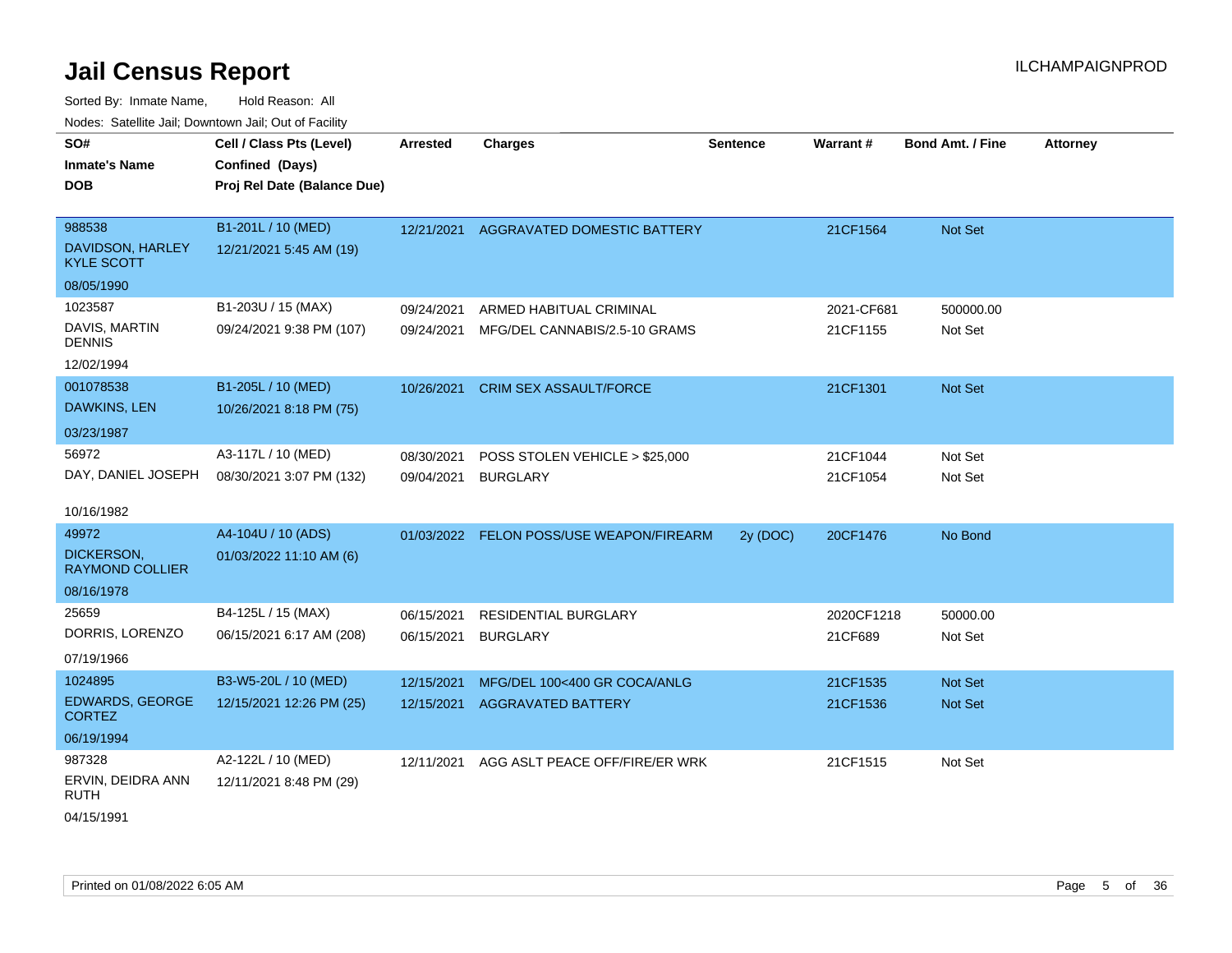# Jail Census Report

ILCHAMPAIGNPROD

Sorted By: Inmate Name, Hold Reason: All

Nodes: Satellite Jail; Downtown Jail; Out of Facility

| SO# / Inmate's Name / DOB | Cell / Class Pts (Level) / Confined (Days) / Proj Rel Date (Balance Due) | Arrested | Charges | Sentence | Warrant # | Bond Amt. / Fine | Attorney |
|---|---|---|---|---|---|---|---|
| 988538<br>DAVIDSON, HARLEY KYLE SCOTT<br>08/05/1990 | B1-201L / 10 (MED)<br>12/21/2021 5:45 AM (19) | 12/21/2021 | AGGRAVATED DOMESTIC BATTERY | | 21CF1564 | Not Set | |
| 1023587<br>DAVIS, MARTIN DENNIS<br>12/02/1994 | B1-203U / 15 (MAX)<br>09/24/2021 9:38 PM (107) | 09/24/2021<br>09/24/2021 | ARMED HABITUAL CRIMINAL<br>MFG/DEL CANNABIS/2.5-10 GRAMS | | 2021-CF681<br>21CF1155 | 500000.00<br>Not Set | |
| 001078538<br>DAWKINS, LEN<br>03/23/1987 | B1-205L / 10 (MED)<br>10/26/2021 8:18 PM (75) | 10/26/2021 | CRIM SEX ASSAULT/FORCE | | 21CF1301 | Not Set | |
| 56972<br>DAY, DANIEL JOSEPH<br>10/16/1982 | A3-117L / 10 (MED)<br>08/30/2021 3:07 PM (132) | 08/30/2021<br>09/04/2021 | POSS STOLEN VEHICLE > $25,000<br>BURGLARY | | 21CF1044<br>21CF1054 | Not Set<br>Not Set | |
| 49972<br>DICKERSON, RAYMOND COLLIER<br>08/16/1978 | A4-104U / 10 (ADS)<br>01/03/2022 11:10 AM (6) | 01/03/2022 | FELON POSS/USE WEAPON/FIREARM | 2y (DOC) | 20CF1476 | No Bond | |
| 25659<br>DORRIS, LORENZO<br>07/19/1966 | B4-125L / 15 (MAX)<br>06/15/2021 6:17 AM (208) | 06/15/2021<br>06/15/2021 | RESIDENTIAL BURGLARY<br>BURGLARY | | 2020CF1218<br>21CF689 | 50000.00<br>Not Set | |
| 1024895<br>EDWARDS, GEORGE CORTEZ<br>06/19/1994 | B3-W5-20L / 10 (MED)<br>12/15/2021 12:26 PM (25) | 12/15/2021<br>12/15/2021 | MFG/DEL 100<400 GR COCA/ANLG<br>AGGRAVATED BATTERY | | 21CF1535<br>21CF1536 | Not Set<br>Not Set | |
| 987328<br>ERVIN, DEIDRA ANN RUTH<br>04/15/1991 | A2-122L / 10 (MED)<br>12/11/2021 8:48 PM (29) | 12/11/2021 | AGG ASLT PEACE OFF/FIRE/ER WRK | | 21CF1515 | Not Set | |

Printed on 01/08/2022 6:05 AM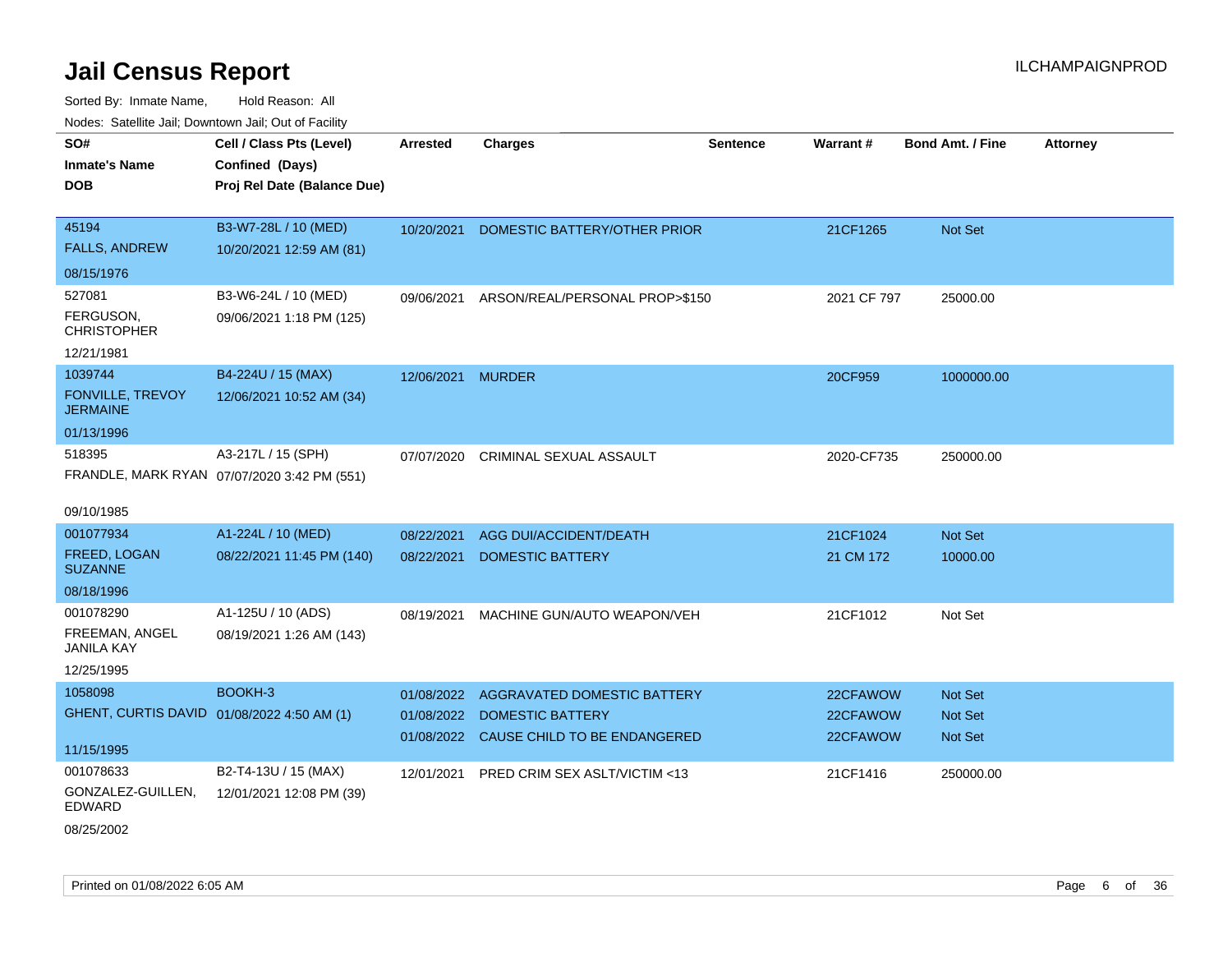# Jail Census Report

ILCHAMPAIGNPROD

Sorted By: Inmate Name, Hold Reason: All

Nodes: Satellite Jail; Downtown Jail; Out of Facility

| SO# / Inmate's Name / DOB | Cell / Class Pts (Level) / Confined (Days) / Proj Rel Date (Balance Due) | Arrested | Charges | Sentence | Warrant # | Bond Amt. / Fine | Attorney |
|---|---|---|---|---|---|---|---|
| 45194<br>FALLS, ANDREW<br>08/15/1976 | B3-W7-28L / 10 (MED)<br>10/20/2021 12:59 AM (81) | 10/20/2021 | DOMESTIC BATTERY/OTHER PRIOR | | 21CF1265 | Not Set | |
| 527081<br>FERGUSON, CHRISTOPHER<br>12/21/1981 | B3-W6-24L / 10 (MED)<br>09/06/2021 1:18 PM (125) | 09/06/2021 | ARSON/REAL/PERSONAL PROP>$150 | | 2021 CF 797 | 25000.00 | |
| 1039744<br>FONVILLE, TREVOY JERMAINE<br>01/13/1996 | B4-224U / 15 (MAX)<br>12/06/2021 10:52 AM (34) | 12/06/2021 | MURDER | | 20CF959 | 1000000.00 | |
| 518395<br>FRANDLE, MARK RYAN<br>09/10/1985 | A3-217L / 15 (SPH)<br>07/07/2020 3:42 PM (551) | 07/07/2020 | CRIMINAL SEXUAL ASSAULT | | 2020-CF735 | 250000.00 | |
| 001077934<br>FREED, LOGAN SUZANNE<br>08/18/1996 | A1-224L / 10 (MED)<br>08/22/2021 11:45 PM (140) | 08/22/2021 | AGG DUI/ACCIDENT/DEATH | | 21CF1024 | Not Set | |
| | | 08/22/2021 | DOMESTIC BATTERY | | 21 CM 172 | 10000.00 | |
| 001078290<br>FREEMAN, ANGEL JANILA KAY<br>12/25/1995 | A1-125U / 10 (ADS)<br>08/19/2021 1:26 AM (143) | 08/19/2021 | MACHINE GUN/AUTO WEAPON/VEH | | 21CF1012 | Not Set | |
| 1058098<br>GHENT, CURTIS DAVID<br>11/15/1995 | BOOKH-3<br>01/08/2022 4:50 AM (1) | 01/08/2022 | AGGRAVATED DOMESTIC BATTERY | | 22CFAWOW | Not Set | |
| | | 01/08/2022 | DOMESTIC BATTERY | | 22CFAWOW | Not Set | |
| | | 01/08/2022 | CAUSE CHILD TO BE ENDANGERED | | 22CFAWOW | Not Set | |
| 001078633<br>GONZALEZ-GUILLEN, EDWARD<br>08/25/2002 | B2-T4-13U / 15 (MAX)<br>12/01/2021 12:08 PM (39) | 12/01/2021 | PRED CRIM SEX ASLT/VICTIM <13 | | 21CF1416 | 250000.00 | |

Printed on 01/08/2022 6:05 AM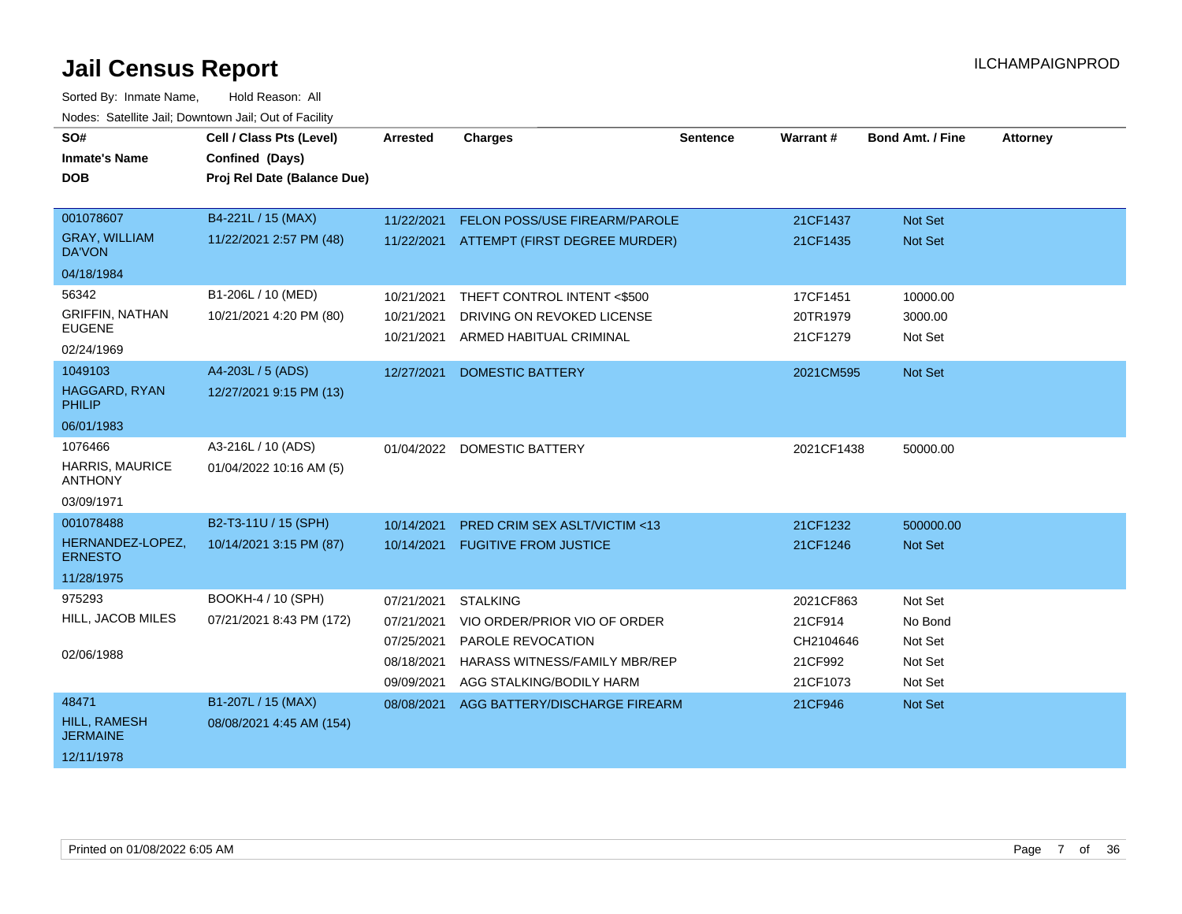# Jail Census Report

ILCHAMPAIGNPROD

Sorted By: Inmate Name, Hold Reason: All

Nodes: Satellite Jail; Downtown Jail; Out of Facility

| SO# / Inmate's Name / DOB | Cell / Class Pts (Level) / Confined (Days) / Proj Rel Date (Balance Due) | Arrested | Charges | Sentence | Warrant # | Bond Amt. / Fine | Attorney |
|---|---|---|---|---|---|---|---|
| 001078607<br>GRAY, WILLIAM DA'VON<br>04/18/1984 | B4-221L / 15 (MAX)<br>11/22/2021 2:57 PM (48) | 11/22/2021 | FELON POSS/USE FIREARM/PAROLE | | 21CF1437 | Not Set | |
| | | 11/22/2021 | ATTEMPT (FIRST DEGREE MURDER) | | 21CF1435 | Not Set | |
| 56342<br>GRIFFIN, NATHAN EUGENE<br>02/24/1969 | B1-206L / 10 (MED)<br>10/21/2021 4:20 PM (80) | 10/21/2021 | THEFT CONTROL INTENT <$500 | | 17CF1451 | 10000.00 | |
| | | 10/21/2021 | DRIVING ON REVOKED LICENSE | | 20TR1979 | 3000.00 | |
| | | 10/21/2021 | ARMED HABITUAL CRIMINAL | | 21CF1279 | Not Set | |
| 1049103<br>HAGGARD, RYAN PHILIP<br>06/01/1983 | A4-203L / 5 (ADS)<br>12/27/2021 9:15 PM (13) | 12/27/2021 | DOMESTIC BATTERY | | 2021CM595 | Not Set | |
| 1076466<br>HARRIS, MAURICE ANTHONY<br>03/09/1971 | A3-216L / 10 (ADS)<br>01/04/2022 10:16 AM (5) | 01/04/2022 | DOMESTIC BATTERY | | 2021CF1438 | 50000.00 | |
| 001078488<br>HERNANDEZ-LOPEZ, ERNESTO<br>11/28/1975 | B2-T3-11U / 15 (SPH)<br>10/14/2021 3:15 PM (87) | 10/14/2021 | PRED CRIM SEX ASLT/VICTIM <13 | | 21CF1232 | 500000.00 | |
| | | 10/14/2021 | FUGITIVE FROM JUSTICE | | 21CF1246 | Not Set | |
| 975293<br>HILL, JACOB MILES<br>02/06/1988 | BOOKH-4 / 10 (SPH)<br>07/21/2021 8:43 PM (172) | 07/21/2021 | STALKING | | 2021CF863 | Not Set | |
| | | 07/21/2021 | VIO ORDER/PRIOR VIO OF ORDER | | 21CF914 | No Bond | |
| | | 07/25/2021 | PAROLE REVOCATION | | CH2104646 | Not Set | |
| | | 08/18/2021 | HARASS WITNESS/FAMILY MBR/REP | | 21CF992 | Not Set | |
| | | 09/09/2021 | AGG STALKING/BODILY HARM | | 21CF1073 | Not Set | |
| 48471<br>HILL, RAMESH JERMAINE<br>12/11/1978 | B1-207L / 15 (MAX)<br>08/08/2021 4:45 AM (154) | 08/08/2021 | AGG BATTERY/DISCHARGE FIREARM | | 21CF946 | Not Set | |

Printed on 01/08/2022 6:05 AM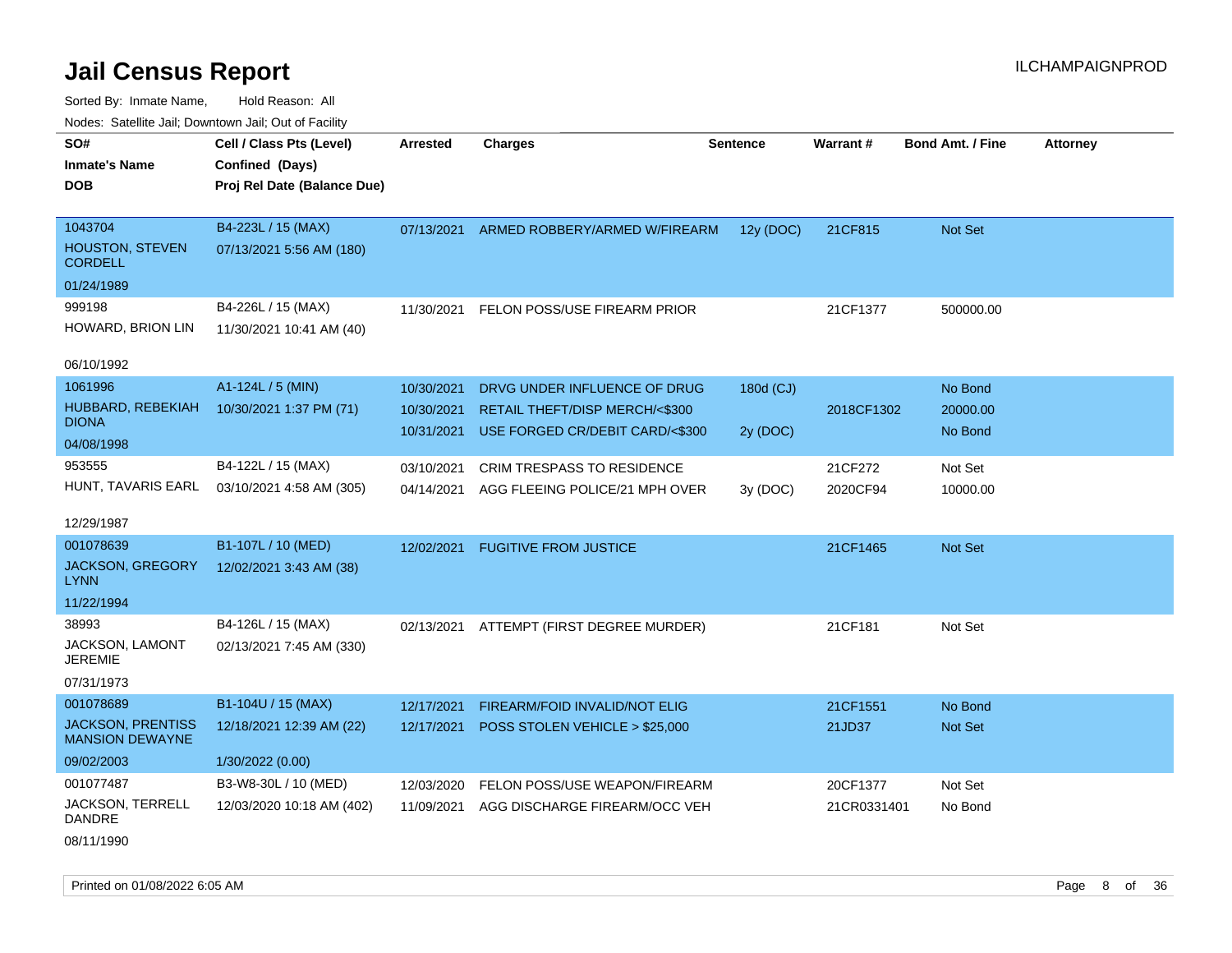# Jail Census Report

ILCHAMPAIGNPROD

Sorted By: Inmate Name, Hold Reason: All

Nodes: Satellite Jail; Downtown Jail; Out of Facility

| SO# / Inmate's Name / DOB | Cell / Class Pts (Level) / Confined (Days) / Proj Rel Date (Balance Due) | Arrested | Charges | Sentence | Warrant # | Bond Amt. / Fine | Attorney |
|---|---|---|---|---|---|---|---|
| 1043704<br>HOUSTON, STEVEN CORDELL<br>01/24/1989 | B4-223L / 15 (MAX)<br>07/13/2021 5:56 AM (180) | 07/13/2021 | ARMED ROBBERY/ARMED W/FIREARM | 12y (DOC) | 21CF815 | Not Set | |
| 999198<br>HOWARD, BRION LIN<br>06/10/1992 | B4-226L / 15 (MAX)<br>11/30/2021 10:41 AM (40) | 11/30/2021 | FELON POSS/USE FIREARM PRIOR | | 21CF1377 | 500000.00 | |
| 1061996<br>HUBBARD, REBEKIAH DIONA<br>04/08/1998 | A1-124L / 5 (MIN)<br>10/30/2021 1:37 PM (71) | 10/30/2021 | DRVG UNDER INFLUENCE OF DRUG | 180d (CJ) | | No Bond | |
| | | 10/30/2021 | RETAIL THEFT/DISP MERCH/<$300 | | 2018CF1302 | 20000.00 | |
| | | 10/31/2021 | USE FORGED CR/DEBIT CARD/<$300 | 2y (DOC) | | No Bond | |
| 953555<br>HUNT, TAVARIS EARL<br>12/29/1987 | B4-122L / 15 (MAX)<br>03/10/2021 4:58 AM (305) | 03/10/2021 | CRIM TRESPASS TO RESIDENCE | | 21CF272 | Not Set | |
| | | 04/14/2021 | AGG FLEEING POLICE/21 MPH OVER | 3y (DOC) | 2020CF94 | 10000.00 | |
| 001078639<br>JACKSON, GREGORY LYNN<br>11/22/1994 | B1-107L / 10 (MED)<br>12/02/2021 3:43 AM (38) | 12/02/2021 | FUGITIVE FROM JUSTICE | | 21CF1465 | Not Set | |
| 38993<br>JACKSON, LAMONT JEREMIE<br>07/31/1973 | B4-126L / 15 (MAX)<br>02/13/2021 7:45 AM (330) | 02/13/2021 | ATTEMPT (FIRST DEGREE MURDER) | | 21CF181 | Not Set | |
| 001078689<br>JACKSON, PRENTISS MANSION DEWAYNE<br>09/02/2003 | B1-104U / 15 (MAX)<br>12/18/2021 12:39 AM (22)<br>1/30/2022 (0.00) | 12/17/2021 | FIREARM/FOID INVALID/NOT ELIG | | 21CF1551 | No Bond | |
| | | 12/17/2021 | POSS STOLEN VEHICLE > $25,000 | | 21JD37 | Not Set | |
| 001077487<br>JACKSON, TERRELL DANDRE<br>08/11/1990 | B3-W8-30L / 10 (MED)<br>12/03/2020 10:18 AM (402) | 12/03/2020 | FELON POSS/USE WEAPON/FIREARM | | 20CF1377 | Not Set | |
| | | 11/09/2021 | AGG DISCHARGE FIREARM/OCC VEH | | 21CR0331401 | No Bond | |

Printed on 01/08/2022 6:05 AM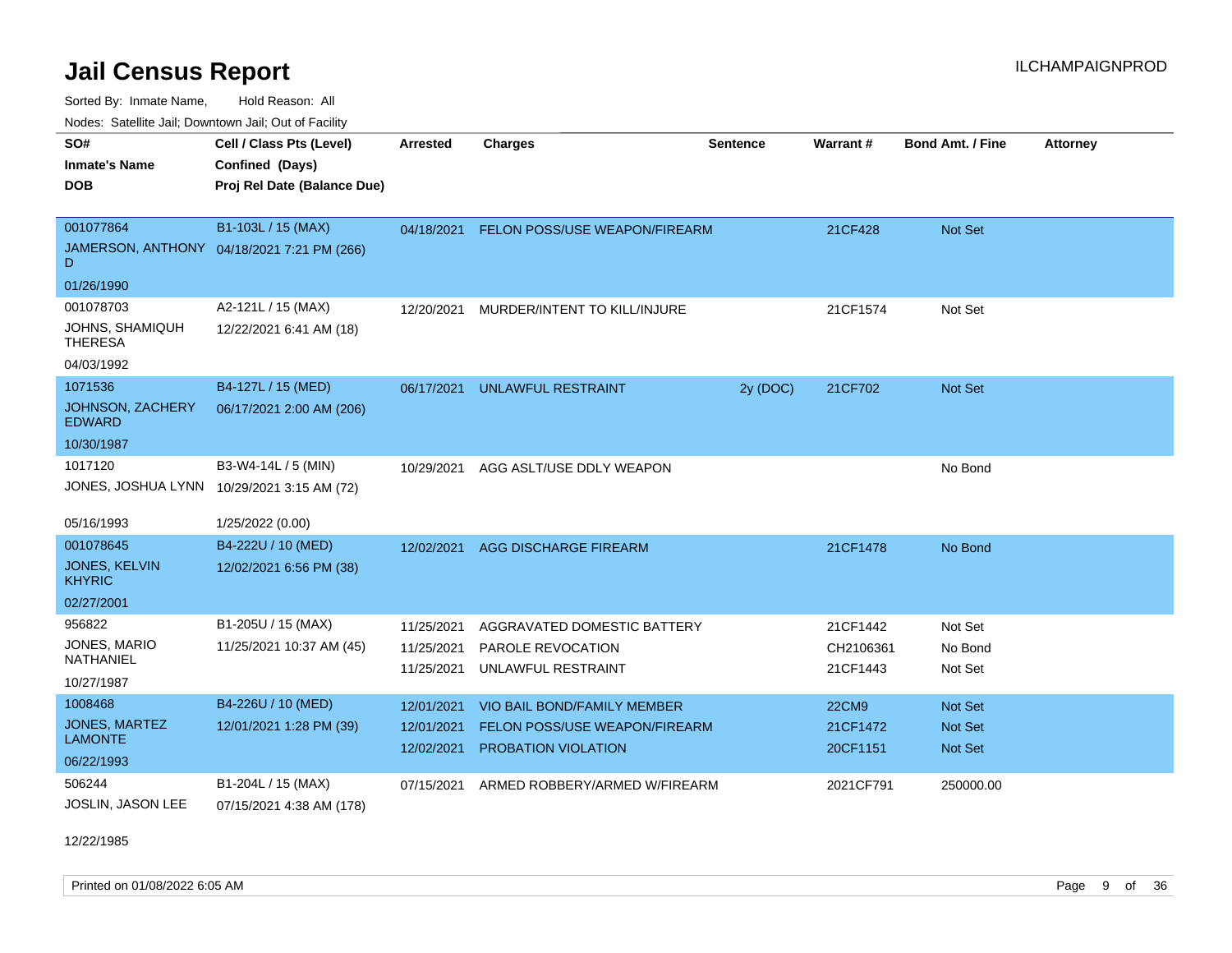# Jail Census Report

ILCHAMPAIGNPROD

Sorted By: Inmate Name, Hold Reason: All

Nodes: Satellite Jail; Downtown Jail; Out of Facility

| SO# / Inmate's Name / DOB | Cell / Class Pts (Level) / Confined (Days) / Proj Rel Date (Balance Due) | Arrested | Charges | Sentence | Warrant # | Bond Amt. / Fine | Attorney |
|---|---|---|---|---|---|---|---|
| 001077864<br>JAMERSON, ANTHONY D<br>01/26/1990 | B1-103L / 15 (MAX)<br>04/18/2021 7:21 PM (266) | 04/18/2021 | FELON POSS/USE WEAPON/FIREARM | | 21CF428 | Not Set | |
| 001078703<br>JOHNS, SHAMIQUH THERESA<br>04/03/1992 | A2-121L / 15 (MAX)<br>12/22/2021 6:41 AM (18) | 12/20/2021 | MURDER/INTENT TO KILL/INJURE | | 21CF1574 | Not Set | |
| 1071536<br>JOHNSON, ZACHERY EDWARD<br>10/30/1987 | B4-127L / 15 (MED)<br>06/17/2021 2:00 AM (206) | 06/17/2021 | UNLAWFUL RESTRAINT | 2y (DOC) | 21CF702 | Not Set | |
| 1017120<br>JONES, JOSHUA LYNN<br>05/16/1993 | B3-W4-14L / 5 (MIN)<br>10/29/2021 3:15 AM (72)<br>1/25/2022 (0.00) | 10/29/2021 | AGG ASLT/USE DDLY WEAPON | | | No Bond | |
| 001078645<br>JONES, KELVIN KHYRIC<br>02/27/2001 | B4-222U / 10 (MED)<br>12/02/2021 6:56 PM (38) | 12/02/2021 | AGG DISCHARGE FIREARM | | 21CF1478 | No Bond | |
| 956822<br>JONES, MARIO NATHANIEL<br>10/27/1987 | B1-205U / 15 (MAX)<br>11/25/2021 10:37 AM (45) | 11/25/2021<br>11/25/2021<br>11/25/2021 | AGGRAVATED DOMESTIC BATTERY<br>PAROLE REVOCATION<br>UNLAWFUL RESTRAINT | | 21CF1442<br>CH2106361<br>21CF1443 | Not Set<br>No Bond<br>Not Set | |
| 1008468<br>JONES, MARTEZ LAMONTE<br>06/22/1993 | B4-226U / 10 (MED)<br>12/01/2021 1:28 PM (39) | 12/01/2021<br>12/01/2021<br>12/02/2021 | VIO BAIL BOND/FAMILY MEMBER<br>FELON POSS/USE WEAPON/FIREARM<br>PROBATION VIOLATION | | 22CM9<br>21CF1472<br>20CF1151 | Not Set<br>Not Set<br>Not Set | |
| 506244<br>JOSLIN, JASON LEE<br>12/22/1985 | B1-204L / 15 (MAX)<br>07/15/2021 4:38 AM (178) | 07/15/2021 | ARMED ROBBERY/ARMED W/FIREARM | | 2021CF791 | 250000.00 | |

Printed on 01/08/2022 6:05 AM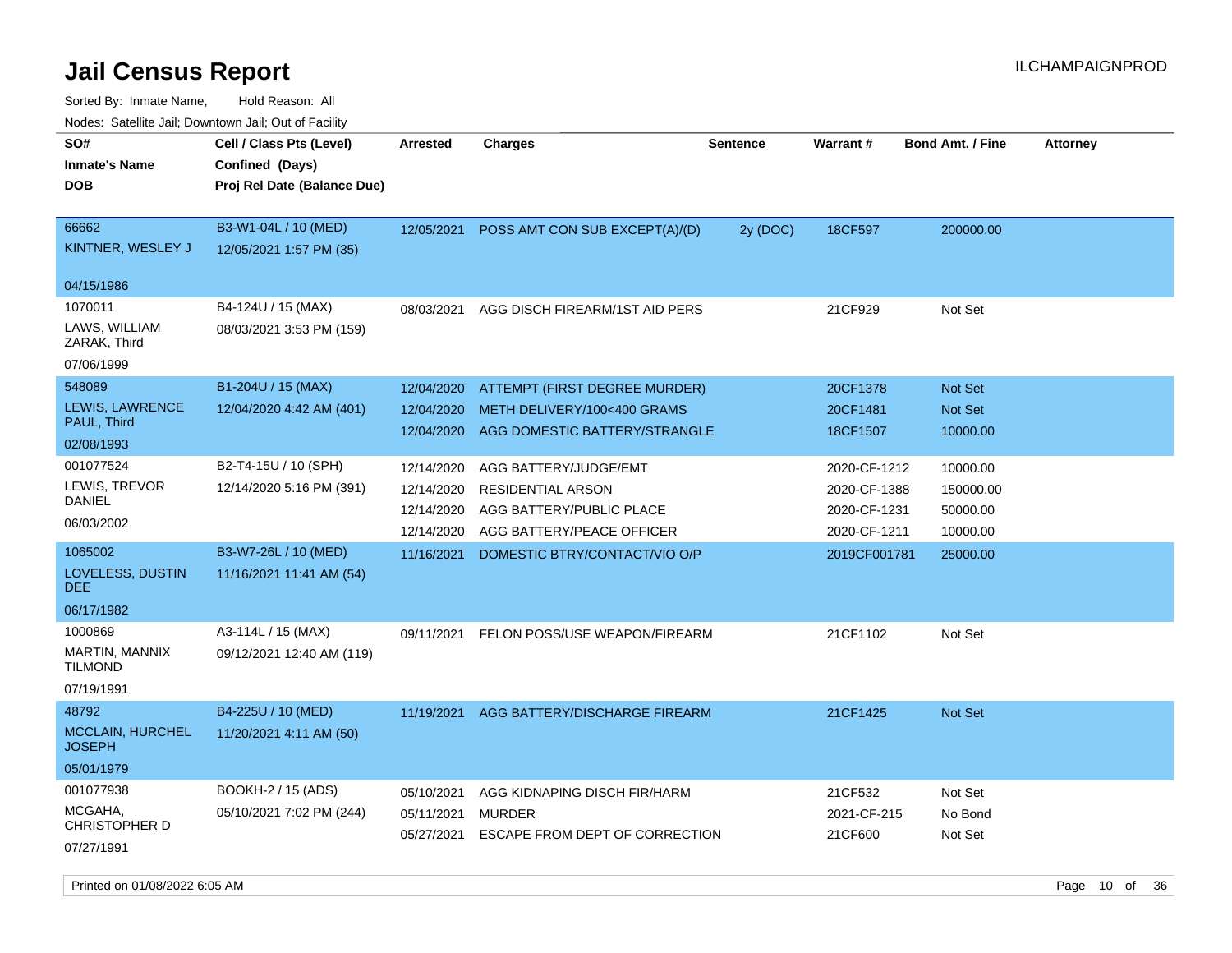# Jail Census Report

ILCHAMPAIGNPROD

Sorted By: Inmate Name, Hold Reason: All

Nodes: Satellite Jail; Downtown Jail; Out of Facility

| SO#<br>Inmate's Name<br>DOB | Cell / Class Pts (Level)<br>Confined (Days)<br>Proj Rel Date (Balance Due) | Arrested | Charges | Sentence | Warrant # | Bond Amt. / Fine | Attorney |
|---|---|---|---|---|---|---|---|
| 66662<br>KINTNER, WESLEY J<br>04/15/1986 | B3-W1-04L / 10 (MED)<br>12/05/2021 1:57 PM (35) | 12/05/2021 | POSS AMT CON SUB EXCEPT(A)/(D) | 2y (DOC) | 18CF597 | 200000.00 | |
| 1070011<br>LAWS, WILLIAM ZARAK, Third<br>07/06/1999 | B4-124U / 15 (MAX)<br>08/03/2021 3:53 PM (159) | 08/03/2021 | AGG DISCH FIREARM/1ST AID PERS | | 21CF929 | Not Set | |
| 548089<br>LEWIS, LAWRENCE PAUL, Third<br>02/08/1993 | B1-204U / 15 (MAX)<br>12/04/2020 4:42 AM (401) | 12/04/2020 | ATTEMPT (FIRST DEGREE MURDER) | | 20CF1378 | Not Set | |
| | | 12/04/2020 | METH DELIVERY/100<400 GRAMS | | 20CF1481 | Not Set | |
| | | 12/04/2020 | AGG DOMESTIC BATTERY/STRANGLE | | 18CF1507 | 10000.00 | |
| 001077524<br>LEWIS, TREVOR DANIEL<br>06/03/2002 | B2-T4-15U / 10 (SPH)<br>12/14/2020 5:16 PM (391) | 12/14/2020 | AGG BATTERY/JUDGE/EMT | | 2020-CF-1212 | 10000.00 | |
| | | 12/14/2020 | RESIDENTIAL ARSON | | 2020-CF-1388 | 150000.00 | |
| | | 12/14/2020 | AGG BATTERY/PUBLIC PLACE | | 2020-CF-1231 | 50000.00 | |
| | | 12/14/2020 | AGG BATTERY/PEACE OFFICER | | 2020-CF-1211 | 10000.00 | |
| 1065002<br>LOVELESS, DUSTIN DEE<br>06/17/1982 | B3-W7-26L / 10 (MED)<br>11/16/2021 11:41 AM (54) | 11/16/2021 | DOMESTIC BTRY/CONTACT/VIO O/P | | 2019CF001781 | 25000.00 | |
| 1000869<br>MARTIN, MANNIX TILMOND<br>07/19/1991 | A3-114L / 15 (MAX)<br>09/12/2021 12:40 AM (119) | 09/11/2021 | FELON POSS/USE WEAPON/FIREARM | | 21CF1102 | Not Set | |
| 48792<br>MCCLAIN, HURCHEL JOSEPH<br>05/01/1979 | B4-225U / 10 (MED)<br>11/20/2021 4:11 AM (50) | 11/19/2021 | AGG BATTERY/DISCHARGE FIREARM | | 21CF1425 | Not Set | |
| 001077938<br>MCGAHA, CHRISTOPHER D<br>07/27/1991 | BOOKH-2 / 15 (ADS)<br>05/10/2021 7:02 PM (244) | 05/10/2021 | AGG KIDNAPING DISCH FIR/HARM | | 21CF532 | Not Set | |
| | | 05/11/2021 | MURDER | | 2021-CF-215 | No Bond | |
| | | 05/27/2021 | ESCAPE FROM DEPT OF CORRECTION | | 21CF600 | Not Set | |

Printed on 01/08/2022 6:05 AM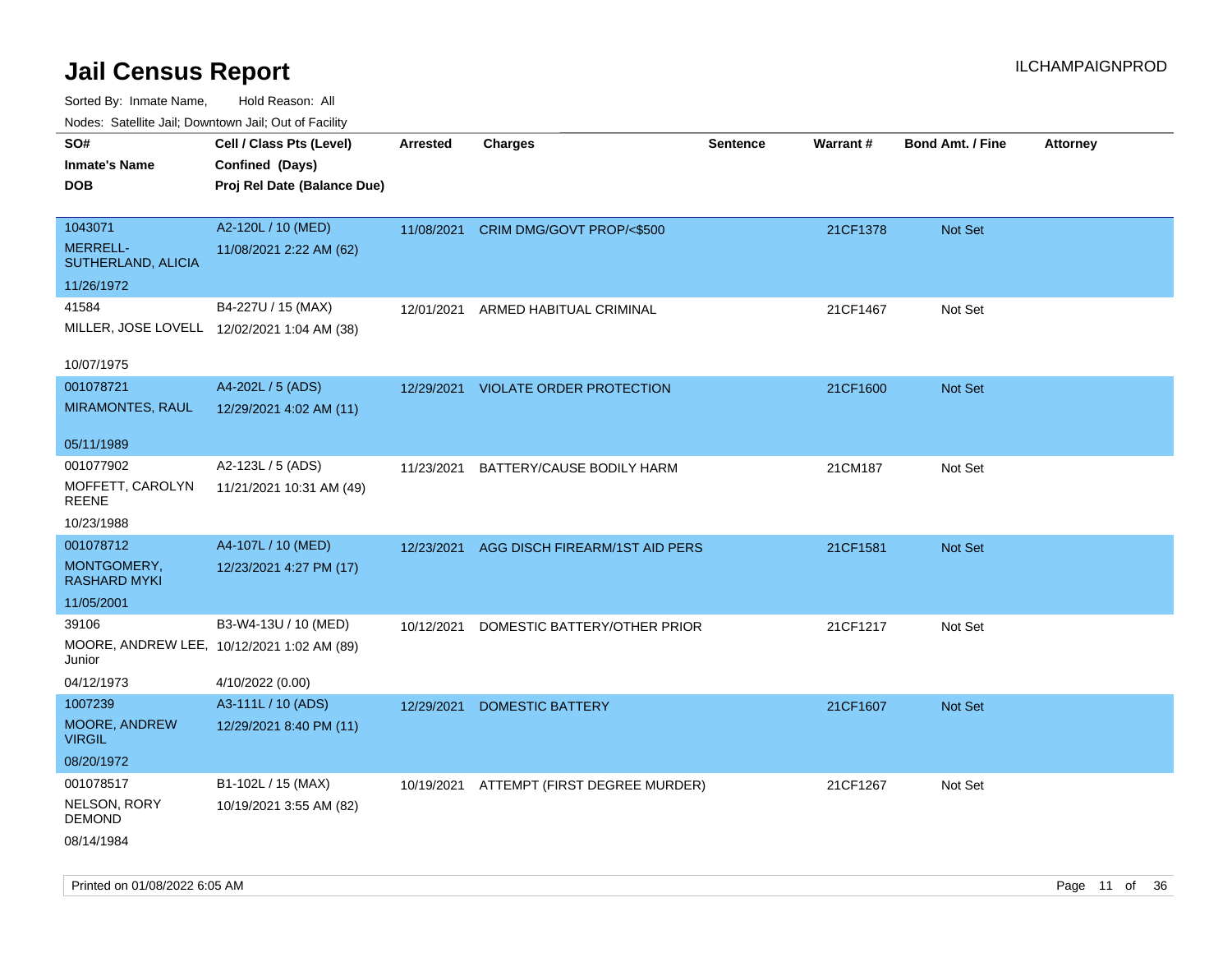# Jail Census Report

ILCHAMPAIGNPROD

Sorted By: Inmate Name, Hold Reason: All

Nodes: Satellite Jail; Downtown Jail; Out of Facility

| SO# / Inmate's Name / DOB | Cell / Class Pts (Level) / Confined (Days) / Proj Rel Date (Balance Due) | Arrested | Charges | Sentence | Warrant # | Bond Amt. / Fine | Attorney |
|---|---|---|---|---|---|---|---|
| 1043071<br>MERRELL-SUTHERLAND, ALICIA<br>11/26/1972 | A2-120L / 10 (MED)<br>11/08/2021 2:22 AM (62) | 11/08/2021 | CRIM DMG/GOVT PROP/<$500 | | 21CF1378 | Not Set | |
| 41584<br>MILLER, JOSE LOVELL<br>10/07/1975 | B4-227U / 15 (MAX)<br>12/02/2021 1:04 AM (38) | 12/01/2021 | ARMED HABITUAL CRIMINAL | | 21CF1467 | Not Set | |
| 001078721<br>MIRAMONTES, RAUL<br>05/11/1989 | A4-202L / 5 (ADS)<br>12/29/2021 4:02 AM (11) | 12/29/2021 | VIOLATE ORDER PROTECTION | | 21CF1600 | Not Set | |
| 001077902<br>MOFFETT, CAROLYN REENE<br>10/23/1988 | A2-123L / 5 (ADS)<br>11/21/2021 10:31 AM (49) | 11/23/2021 | BATTERY/CAUSE BODILY HARM | | 21CM187 | Not Set | |
| 001078712<br>MONTGOMERY, RASHARD MYKI<br>11/05/2001 | A4-107L / 10 (MED)<br>12/23/2021 4:27 PM (17) | 12/23/2021 | AGG DISCH FIREARM/1ST AID PERS | | 21CF1581 | Not Set | |
| 39106<br>MOORE, ANDREW LEE, Junior<br>04/12/1973 | B3-W4-13U / 10 (MED)<br>10/12/2021 1:02 AM (89)<br>4/10/2022 (0.00) | 10/12/2021 | DOMESTIC BATTERY/OTHER PRIOR | | 21CF1217 | Not Set | |
| 1007239<br>MOORE, ANDREW VIRGIL<br>08/20/1972 | A3-111L / 10 (ADS)<br>12/29/2021 8:40 PM (11) | 12/29/2021 | DOMESTIC BATTERY | | 21CF1607 | Not Set | |
| 001078517<br>NELSON, RORY DEMOND<br>08/14/1984 | B1-102L / 15 (MAX)<br>10/19/2021 3:55 AM (82) | 10/19/2021 | ATTEMPT (FIRST DEGREE MURDER) | | 21CF1267 | Not Set | |

Printed on 01/08/2022 6:05 AM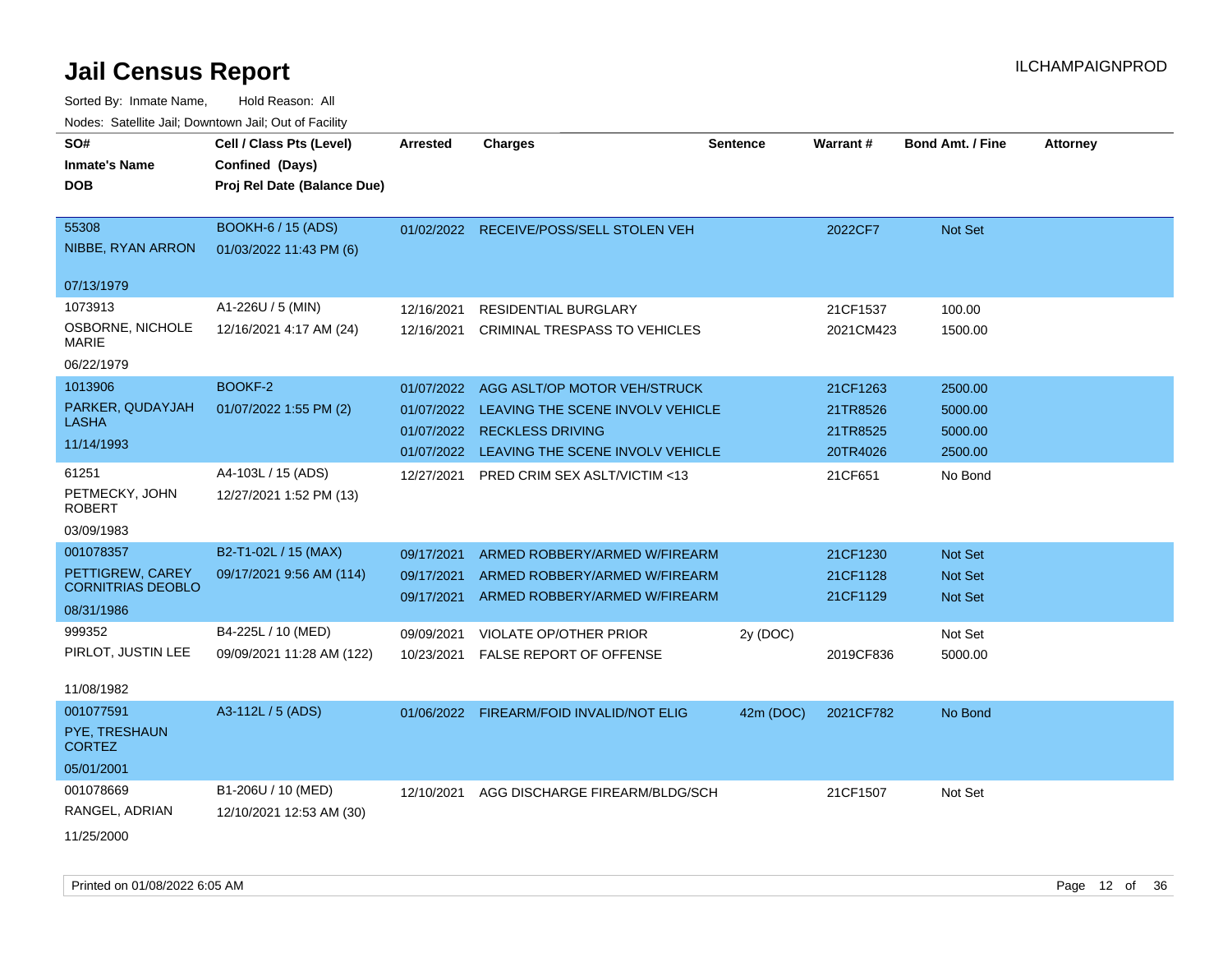# Jail Census Report

ILCHAMPAIGNPROD

Sorted By: Inmate Name, Hold Reason: All

Nodes: Satellite Jail; Downtown Jail; Out of Facility

| SO# / Inmate's Name / DOB | Cell / Class Pts (Level) / Confined (Days) / Proj Rel Date (Balance Due) | Arrested | Charges | Sentence | Warrant # | Bond Amt. / Fine | Attorney |
|---|---|---|---|---|---|---|---|
| 55308<br>NIBBE, RYAN ARRON<br>07/13/1979 | BOOKH-6 / 15 (ADS)<br>01/03/2022 11:43 PM (6) | 01/02/2022 | RECEIVE/POSS/SELL STOLEN VEH | | 2022CF7 | Not Set | |
| 1073913<br>OSBORNE, NICHOLE MARIE<br>06/22/1979 | A1-226U / 5 (MIN)<br>12/16/2021 4:17 AM (24) | 12/16/2021 | RESIDENTIAL BURGLARY | | 21CF1537 | 100.00 | |
| | | 12/16/2021 | CRIMINAL TRESPASS TO VEHICLES | | 2021CM423 | 1500.00 | |
| 1013906<br>PARKER, QUDAYJAH LASHA<br>11/14/1993 | BOOKF-2<br>01/07/2022 1:55 PM (2) | 01/07/2022 | AGG ASLT/OP MOTOR VEH/STRUCK | | 21CF1263 | 2500.00 | |
| | | 01/07/2022 | LEAVING THE SCENE INVOLV VEHICLE | | 21TR8526 | 5000.00 | |
| | | 01/07/2022 | RECKLESS DRIVING | | 21TR8525 | 5000.00 | |
| | | 01/07/2022 | LEAVING THE SCENE INVOLV VEHICLE | | 20TR4026 | 2500.00 | |
| 61251<br>PETMECKY, JOHN ROBERT<br>03/09/1983 | A4-103L / 15 (ADS)<br>12/27/2021 1:52 PM (13) | 12/27/2021 | PRED CRIM SEX ASLT/VICTIM <13 | | 21CF651 | No Bond | |
| 001078357<br>PETTIGREW, CAREY CORNITRIAS DEOBLO<br>08/31/1986 | B2-T1-02L / 15 (MAX)<br>09/17/2021 9:56 AM (114) | 09/17/2021 | ARMED ROBBERY/ARMED W/FIREARM | | 21CF1230 | Not Set | |
| | | 09/17/2021 | ARMED ROBBERY/ARMED W/FIREARM | | 21CF1128 | Not Set | |
| | | 09/17/2021 | ARMED ROBBERY/ARMED W/FIREARM | | 21CF1129 | Not Set | |
| 999352<br>PIRLOT, JUSTIN LEE<br>11/08/1982 | B4-225L / 10 (MED)<br>09/09/2021 11:28 AM (122) | 09/09/2021 | VIOLATE OP/OTHER PRIOR | 2y (DOC) | | Not Set | |
| | | 10/23/2021 | FALSE REPORT OF OFFENSE | | 2019CF836 | 5000.00 | |
| 001077591<br>PYE, TRESHAUN CORTEZ<br>05/01/2001 | A3-112L / 5 (ADS) | 01/06/2022 | FIREARM/FOID INVALID/NOT ELIG | 42m (DOC) | 2021CF782 | No Bond | |
| 001078669<br>RANGEL, ADRIAN<br>11/25/2000 | B1-206U / 10 (MED)<br>12/10/2021 12:53 AM (30) | 12/10/2021 | AGG DISCHARGE FIREARM/BLDG/SCH | | 21CF1507 | Not Set | |

Printed on 01/08/2022 6:05 AM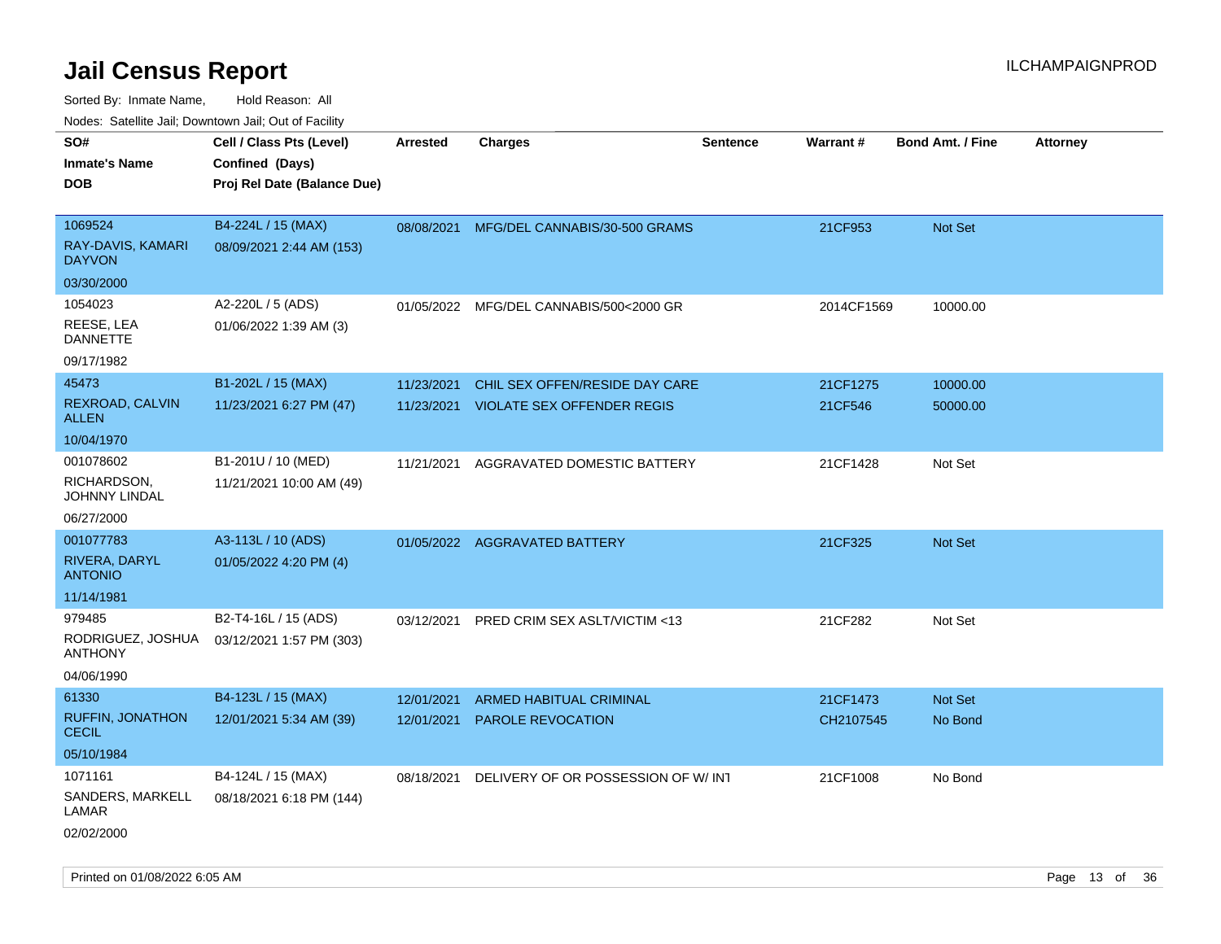# Jail Census Report

Sorted By: Inmate Name, Hold Reason: All

Nodes: Satellite Jail; Downtown Jail; Out of Facility

ILCHAMPAIGNPROD

| SO# / Inmate's Name / DOB | Cell / Class Pts (Level) / Confined (Days) / Proj Rel Date (Balance Due) | Arrested | Charges | Sentence | Warrant # | Bond Amt. / Fine | Attorney |
|---|---|---|---|---|---|---|---|
| 1069524<br>RAY-DAVIS, KAMARI DAYVON<br>03/30/2000 | B4-224L / 15 (MAX)<br>08/09/2021 2:44 AM (153) | 08/08/2021 | MFG/DEL CANNABIS/30-500 GRAMS | | 21CF953 | Not Set | |
| 1054023<br>REESE, LEA DANNETTE<br>09/17/1982 | A2-220L / 5 (ADS)<br>01/06/2022 1:39 AM (3) | 01/05/2022 | MFG/DEL CANNABIS/500<2000 GR | | 2014CF1569 | 10000.00 | |
| 45473<br>REXROAD, CALVIN ALLEN<br>10/04/1970 | B1-202L / 15 (MAX)<br>11/23/2021 6:27 PM (47) | 11/23/2021<br>11/23/2021 | CHIL SEX OFFEN/RESIDE DAY CARE<br>VIOLATE SEX OFFENDER REGIS | | 21CF1275<br>21CF546 | 10000.00<br>50000.00 | |
| 001078602<br>RICHARDSON, JOHNNY LINDAL<br>06/27/2000 | B1-201U / 10 (MED)<br>11/21/2021 10:00 AM (49) | 11/21/2021 | AGGRAVATED DOMESTIC BATTERY | | 21CF1428 | Not Set | |
| 001077783<br>RIVERA, DARYL ANTONIO<br>11/14/1981 | A3-113L / 10 (ADS)<br>01/05/2022 4:20 PM (4) | 01/05/2022 | AGGRAVATED BATTERY | | 21CF325 | Not Set | |
| 979485<br>RODRIGUEZ, JOSHUA ANTHONY<br>04/06/1990 | B2-T4-16L / 15 (ADS)<br>03/12/2021 1:57 PM (303) | 03/12/2021 | PRED CRIM SEX ASLT/VICTIM <13 | | 21CF282 | Not Set | |
| 61330<br>RUFFIN, JONATHON CECIL<br>05/10/1984 | B4-123L / 15 (MAX)<br>12/01/2021 5:34 AM (39) | 12/01/2021<br>12/01/2021 | ARMED HABITUAL CRIMINAL<br>PAROLE REVOCATION | | 21CF1473<br>CH2107545 | Not Set<br>No Bond | |
| 1071161<br>SANDERS, MARKELL LAMAR<br>02/02/2000 | B4-124L / 15 (MAX)<br>08/18/2021 6:18 PM (144) | 08/18/2021 | DELIVERY OF OR POSSESSION OF W/ INT | | 21CF1008 | No Bond | |

Printed on 01/08/2022 6:05 AM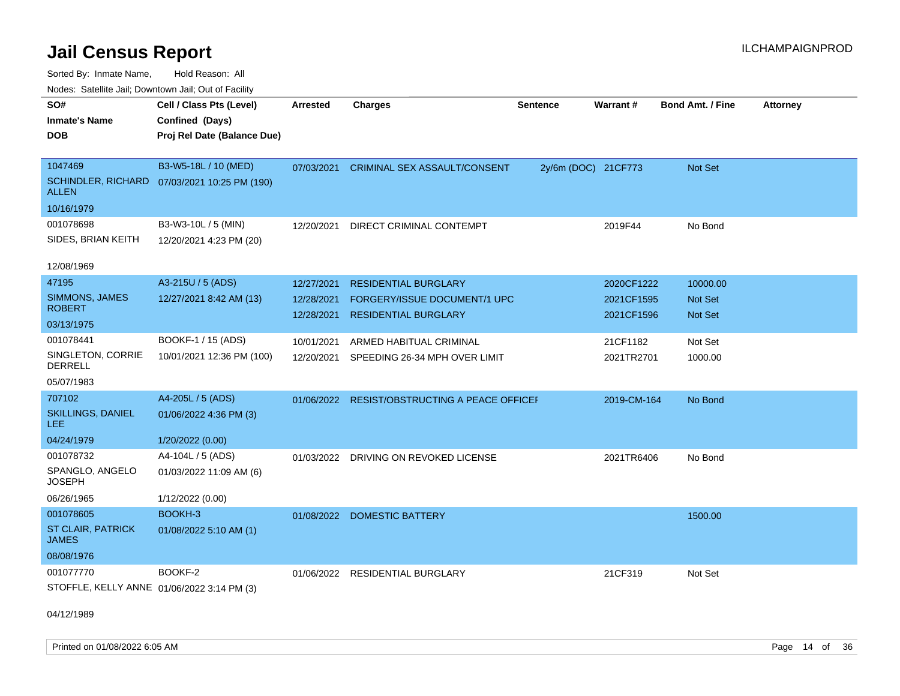# Jail Census Report

ILCHAMPAIGNPROD

Sorted By: Inmate Name, Hold Reason: All

Nodes: Satellite Jail; Downtown Jail; Out of Facility

| SO# / Inmate's Name / DOB | Cell / Class Pts (Level) / Confined (Days) / Proj Rel Date (Balance Due) | Arrested | Charges | Sentence | Warrant # | Bond Amt. / Fine | Attorney |
|---|---|---|---|---|---|---|---|
| 1047469<br>SCHINDLER, RICHARD ALLEN<br>10/16/1979 | B3-W5-18L / 10 (MED)<br>07/03/2021 10:25 PM (190) | 07/03/2021 | CRIMINAL SEX ASSAULT/CONSENT | 2y/6m (DOC) | 21CF773 | Not Set | |
| 001078698<br>SIDES, BRIAN KEITH<br>12/08/1969 | B3-W3-10L / 5 (MIN)<br>12/20/2021 4:23 PM (20) | 12/20/2021 | DIRECT CRIMINAL CONTEMPT | | 2019F44 | No Bond | |
| 47195<br>SIMMONS, JAMES ROBERT<br>03/13/1975 | A3-215U / 5 (ADS)<br>12/27/2021 8:42 AM (13) | 12/27/2021 | RESIDENTIAL BURGLARY | | 2020CF1222 | 10000.00 | |
| | | 12/28/2021 | FORGERY/ISSUE DOCUMENT/1 UPC | | 2021CF1595 | Not Set | |
| | | 12/28/2021 | RESIDENTIAL BURGLARY | | 2021CF1596 | Not Set | |
| 001078441<br>SINGLETON, CORRIE DERRELL<br>05/07/1983 | BOOKF-1 / 15 (ADS)<br>10/01/2021 12:36 PM (100) | 10/01/2021 | ARMED HABITUAL CRIMINAL | | 21CF1182 | Not Set | |
| | | 12/20/2021 | SPEEDING 26-34 MPH OVER LIMIT | | 2021TR2701 | 1000.00 | |
| 707102<br>SKILLINGS, DANIEL LEE<br>04/24/1979 | A4-205L / 5 (ADS)<br>01/06/2022 4:36 PM (3)<br>1/20/2022 (0.00) | 01/06/2022 | RESIST/OBSTRUCTING A PEACE OFFICEI | | 2019-CM-164 | No Bond | |
| 001078732<br>SPANGLO, ANGELO JOSEPH<br>06/26/1965 | A4-104L / 5 (ADS)<br>01/03/2022 11:09 AM (6)<br>1/12/2022 (0.00) | 01/03/2022 | DRIVING ON REVOKED LICENSE | | 2021TR6406 | No Bond | |
| 001078605<br>ST CLAIR, PATRICK JAMES<br>08/08/1976 | BOOKH-3<br>01/08/2022 5:10 AM (1) | 01/08/2022 | DOMESTIC BATTERY | | | 1500.00 | |
| 001077770<br>STOFFLE, KELLY ANNE<br>04/12/1989 | BOOKF-2<br>01/06/2022 3:14 PM (3) | 01/06/2022 | RESIDENTIAL BURGLARY | | 21CF319 | Not Set | |

Printed on 01/08/2022 6:05 AM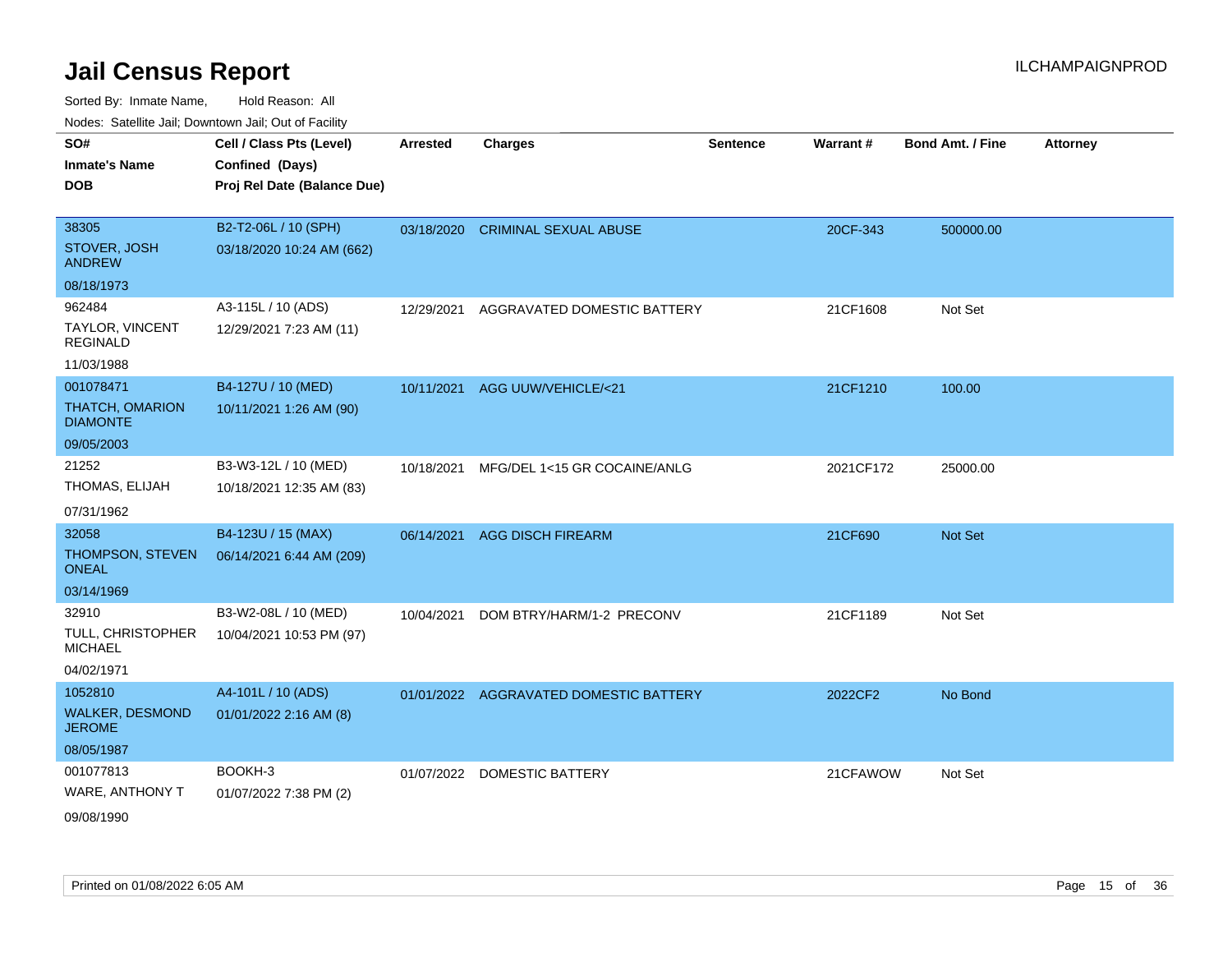# Jail Census Report

ILCHAMPAIGNPROD

Sorted By: Inmate Name, Hold Reason: All

Nodes: Satellite Jail; Downtown Jail; Out of Facility

| SO# / Inmate's Name / DOB | Cell / Class Pts (Level) / Confined (Days) / Proj Rel Date (Balance Due) | Arrested | Charges | Sentence | Warrant # | Bond Amt. / Fine | Attorney |
|---|---|---|---|---|---|---|---|
| 38305<br>STOVER, JOSH ANDREW<br>08/18/1973 | B2-T2-06L / 10 (SPH)<br>03/18/2020 10:24 AM (662) | 03/18/2020 | CRIMINAL SEXUAL ABUSE | | 20CF-343 | 500000.00 | |
| 962484<br>TAYLOR, VINCENT REGINALD<br>11/03/1988 | A3-115L / 10 (ADS)<br>12/29/2021 7:23 AM (11) | 12/29/2021 | AGGRAVATED DOMESTIC BATTERY | | 21CF1608 | Not Set | |
| 001078471<br>THATCH, OMARION DIAMONTE<br>09/05/2003 | B4-127U / 10 (MED)<br>10/11/2021 1:26 AM (90) | 10/11/2021 | AGG UUW/VEHICLE/<21 | | 21CF1210 | 100.00 | |
| 21252<br>THOMAS, ELIJAH<br>07/31/1962 | B3-W3-12L / 10 (MED)<br>10/18/2021 12:35 AM (83) | 10/18/2021 | MFG/DEL 1<15 GR COCAINE/ANLG | | 2021CF172 | 25000.00 | |
| 32058<br>THOMPSON, STEVEN ONEAL<br>03/14/1969 | B4-123U / 15 (MAX)<br>06/14/2021 6:44 AM (209) | 06/14/2021 | AGG DISCH FIREARM | | 21CF690 | Not Set | |
| 32910<br>TULL, CHRISTOPHER MICHAEL<br>04/02/1971 | B3-W2-08L / 10 (MED)<br>10/04/2021 10:53 PM (97) | 10/04/2021 | DOM BTRY/HARM/1-2 PRECONV | | 21CF1189 | Not Set | |
| 1052810<br>WALKER, DESMOND JEROME<br>08/05/1987 | A4-101L / 10 (ADS)<br>01/01/2022 2:16 AM (8) | 01/01/2022 | AGGRAVATED DOMESTIC BATTERY | | 2022CF2 | No Bond | |
| 001077813<br>WARE, ANTHONY T<br>09/08/1990 | BOOKH-3<br>01/07/2022 7:38 PM (2) | 01/07/2022 | DOMESTIC BATTERY | | 21CFAWOW | Not Set | |

Printed on 01/08/2022 6:05 AM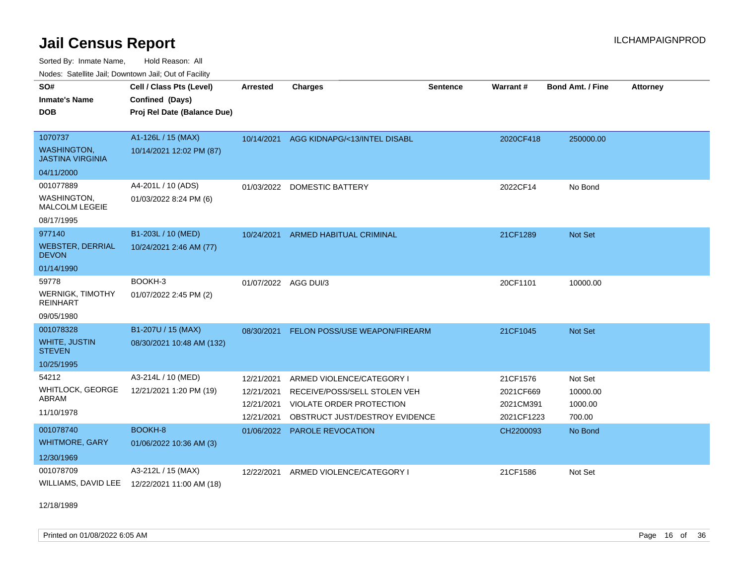# Jail Census Report

ILCHAMPAIGNPROD

Sorted By: Inmate Name, Hold Reason: All

Nodes: Satellite Jail; Downtown Jail; Out of Facility

| SO# / Inmate's Name / DOB | Cell / Class Pts (Level) / Confined (Days) / Proj Rel Date (Balance Due) | Arrested | Charges | Sentence | Warrant # | Bond Amt. / Fine | Attorney |
|---|---|---|---|---|---|---|---|
| 1070737<br>WASHINGTON, JASTINA VIRGINIA<br>04/11/2000 | A1-126L / 15 (MAX)<br>10/14/2021 12:02 PM (87) | 10/14/2021 | AGG KIDNAPG/<13/INTEL DISABL | | 2020CF418 | 250000.00 | |
| 001077889<br>WASHINGTON, MALCOLM LEGEIE<br>08/17/1995 | A4-201L / 10 (ADS)<br>01/03/2022 8:24 PM (6) | 01/03/2022 | DOMESTIC BATTERY | | 2022CF14 | No Bond | |
| 977140<br>WEBSTER, DERRIAL DEVON<br>01/14/1990 | B1-203L / 10 (MED)<br>10/24/2021 2:46 AM (77) | 10/24/2021 | ARMED HABITUAL CRIMINAL | | 21CF1289 | Not Set | |
| 59778<br>WERNIGK, TIMOTHY REINHART<br>09/05/1980 | BOOKH-3<br>01/07/2022 2:45 PM (2) | 01/07/2022 | AGG DUI/3 | | 20CF1101 | 10000.00 | |
| 001078328<br>WHITE, JUSTIN STEVEN<br>10/25/1995 | B1-207U / 15 (MAX)<br>08/30/2021 10:48 AM (132) | 08/30/2021 | FELON POSS/USE WEAPON/FIREARM | | 21CF1045 | Not Set | |
| 54212<br>WHITLOCK, GEORGE ABRAM<br>11/10/1978 | A3-214L / 10 (MED)<br>12/21/2021 1:20 PM (19) | 12/21/2021 | ARMED VIOLENCE/CATEGORY I | | 21CF1576 | Not Set | |
| | | 12/21/2021 | RECEIVE/POSS/SELL STOLEN VEH | | 2021CF669 | 10000.00 | |
| | | 12/21/2021 | VIOLATE ORDER PROTECTION | | 2021CM391 | 1000.00 | |
| | | 12/21/2021 | OBSTRUCT JUST/DESTROY EVIDENCE | | 2021CF1223 | 700.00 | |
| 001078740<br>WHITMORE, GARY<br>12/30/1969 | BOOKH-8<br>01/06/2022 10:36 AM (3) | 01/06/2022 | PAROLE REVOCATION | | CH2200093 | No Bond | |
| 001078709<br>WILLIAMS, DAVID LEE<br>12/18/1989 | A3-212L / 15 (MAX)<br>12/22/2021 11:00 AM (18) | 12/22/2021 | ARMED VIOLENCE/CATEGORY I | | 21CF1586 | Not Set | |

Printed on 01/08/2022 6:05 AM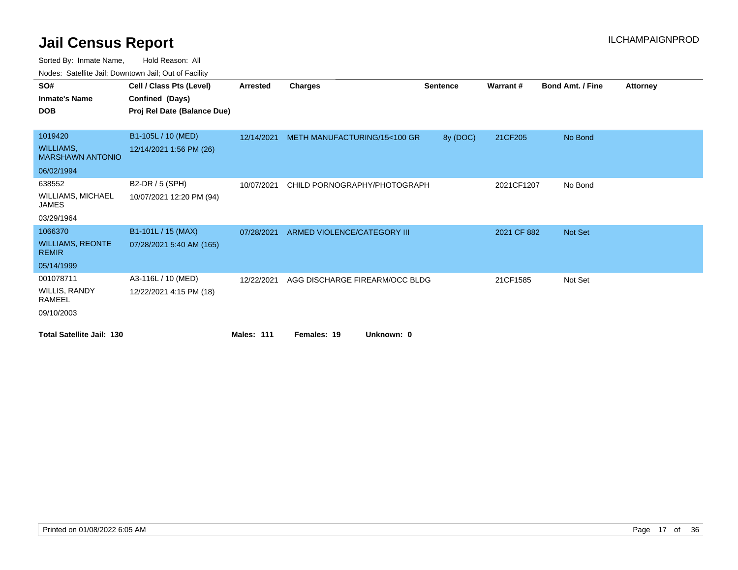# Jail Census Report

ILCHAMPAIGNPROD

Sorted By: Inmate Name, Hold Reason: All

Nodes: Satellite Jail; Downtown Jail; Out of Facility

| SO# / Inmate's Name / DOB | Cell / Class Pts (Level) / Confined (Days) / Proj Rel Date (Balance Due) | Arrested | Charges | Sentence | Warrant # | Bond Amt. / Fine | Attorney |
|---|---|---|---|---|---|---|---|
| 1019420<br>WILLIAMS, MARSHAWN ANTONIO<br>06/02/1994 | B1-105L / 10 (MED)<br>12/14/2021 1:56 PM (26) | 12/14/2021 | METH MANUFACTURING/15<100 GR | 8y (DOC) | 21CF205 | No Bond | |
| 638552<br>WILLIAMS, MICHAEL JAMES<br>03/29/1964 | B2-DR / 5 (SPH)<br>10/07/2021 12:20 PM (94) | 10/07/2021 | CHILD PORNOGRAPHY/PHOTOGRAPH | | 2021CF1207 | No Bond | |
| 1066370<br>WILLIAMS, REONTE REMIR<br>05/14/1999 | B1-101L / 15 (MAX)<br>07/28/2021 5:40 AM (165) | 07/28/2021 | ARMED VIOLENCE/CATEGORY III | | 2021 CF 882 | Not Set | |
| 001078711<br>WILLIS, RANDY RAMEEL<br>09/10/2003 | A3-116L / 10 (MED)<br>12/22/2021 4:15 PM (18) | 12/22/2021 | AGG DISCHARGE FIREARM/OCC BLDG | | 21CF1585 | Not Set | |

**Total Satellite Jail: 130** **Males: 111** **Females: 19** **Unknown: 0**

Printed on 01/08/2022 6:05 AM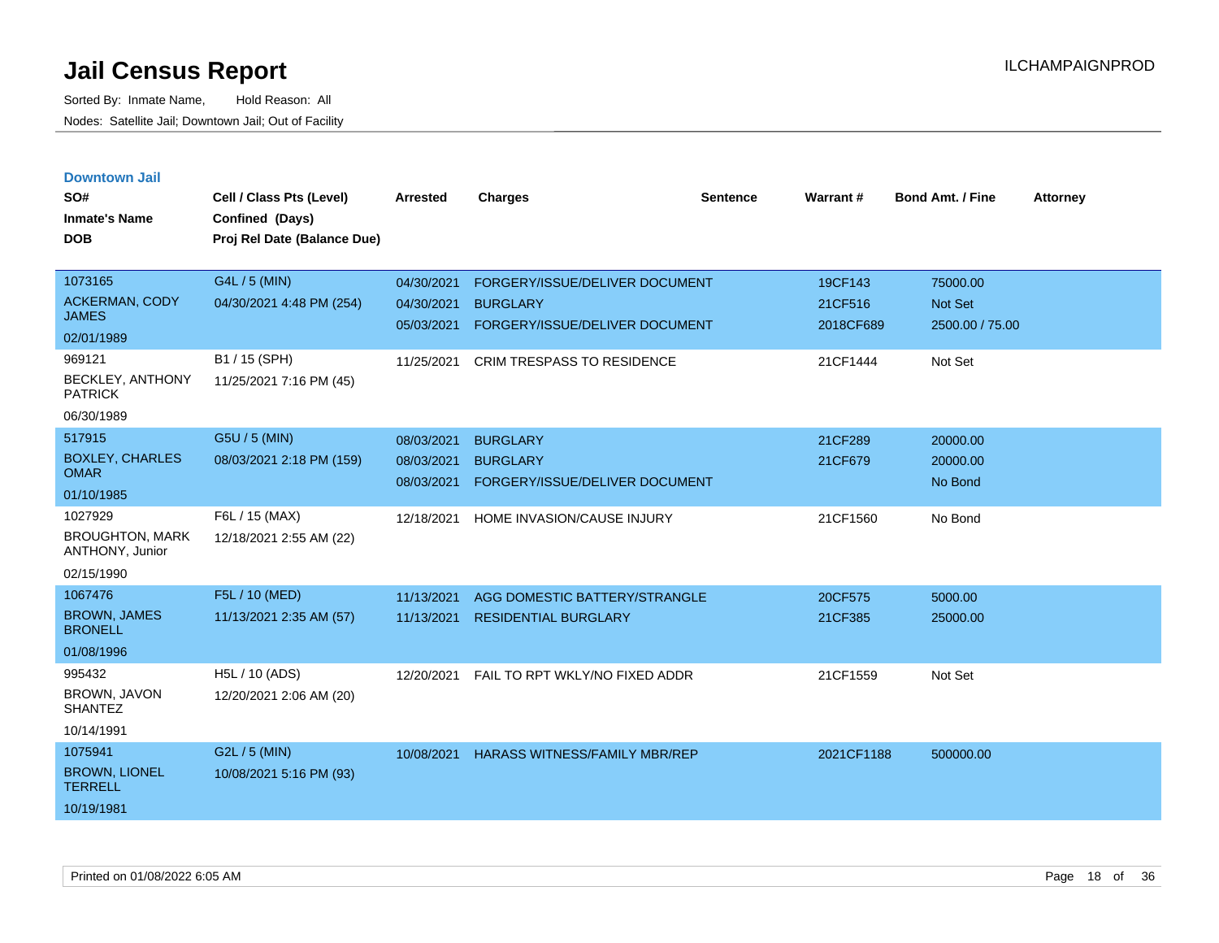# Jail Census Report

Sorted By: Inmate Name, Hold Reason: All

Nodes: Satellite Jail; Downtown Jail; Out of Facility

ILCHAMPAIGNPROD

### Downtown Jail

| SO# / Inmate's Name / DOB | Cell / Class Pts (Level) / Confined (Days) / Proj Rel Date (Balance Due) | Arrested | Charges | Sentence | Warrant # | Bond Amt. / Fine | Attorney |
|---|---|---|---|---|---|---|---|
| 1073165<br>ACKERMAN, CODY JAMES<br>02/01/1989 | G4L / 5 (MIN)<br>04/30/2021 4:48 PM (254) | 04/30/2021<br>04/30/2021<br>05/03/2021 | FORGERY/ISSUE/DELIVER DOCUMENT<br>BURGLARY<br>FORGERY/ISSUE/DELIVER DOCUMENT | | 19CF143<br>21CF516<br>2018CF689 | 75000.00<br>Not Set<br>2500.00 / 75.00 | |
| 969121<br>BECKLEY, ANTHONY PATRICK<br>06/30/1989 | B1 / 15 (SPH)<br>11/25/2021 7:16 PM (45) | 11/25/2021 | CRIM TRESPASS TO RESIDENCE | | 21CF1444 | Not Set | |
| 517915<br>BOXLEY, CHARLES OMAR<br>01/10/1985 | G5U / 5 (MIN)<br>08/03/2021 2:18 PM (159) | 08/03/2021<br>08/03/2021<br>08/03/2021 | BURGLARY<br>BURGLARY<br>FORGERY/ISSUE/DELIVER DOCUMENT | | 21CF289<br>21CF679 | 20000.00<br>20000.00<br>No Bond | |
| 1027929<br>BROUGHTON, MARK ANTHONY, Junior<br>02/15/1990 | F6L / 15 (MAX)<br>12/18/2021 2:55 AM (22) | 12/18/2021 | HOME INVASION/CAUSE INJURY | | 21CF1560 | No Bond | |
| 1067476<br>BROWN, JAMES BRONELL<br>01/08/1996 | F5L / 10 (MED)<br>11/13/2021 2:35 AM (57) | 11/13/2021<br>11/13/2021 | AGG DOMESTIC BATTERY/STRANGLE<br>RESIDENTIAL BURGLARY | | 20CF575<br>21CF385 | 5000.00<br>25000.00 | |
| 995432<br>BROWN, JAVON SHANTEZ<br>10/14/1991 | H5L / 10 (ADS)<br>12/20/2021 2:06 AM (20) | 12/20/2021 | FAIL TO RPT WKLY/NO FIXED ADDR | | 21CF1559 | Not Set | |
| 1075941<br>BROWN, LIONEL TERRELL<br>10/19/1981 | G2L / 5 (MIN)<br>10/08/2021 5:16 PM (93) | 10/08/2021 | HARASS WITNESS/FAMILY MBR/REP | | 2021CF1188 | 500000.00 | |

Printed on 01/08/2022 6:05 AM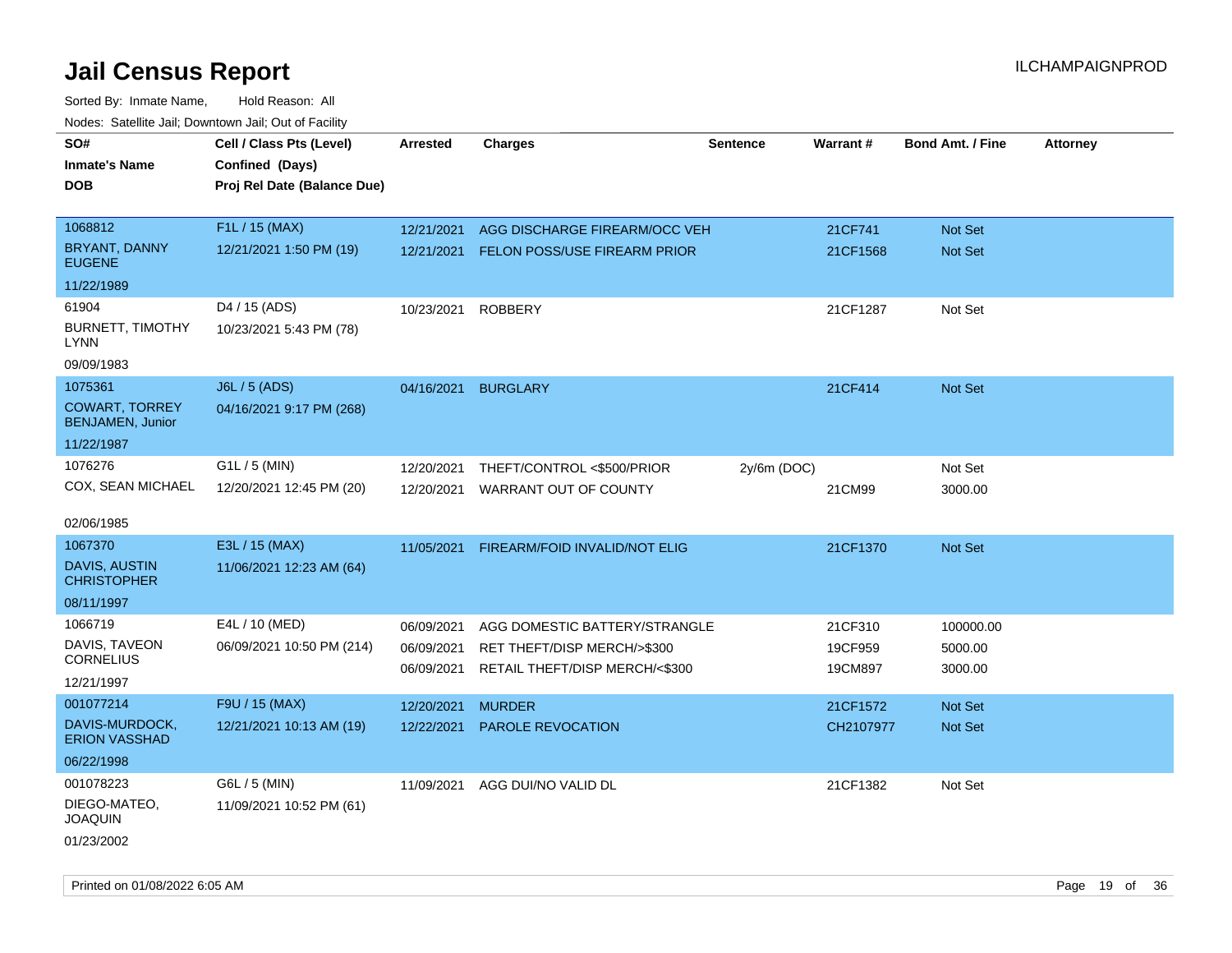# Jail Census Report

Sorted By: Inmate Name, Hold Reason: All

Nodes: Satellite Jail; Downtown Jail; Out of Facility

| SO# / Inmate's Name / DOB | Cell / Class Pts (Level) / Confined (Days) / Proj Rel Date (Balance Due) | Arrested | Charges | Sentence | Warrant # | Bond Amt. / Fine | Attorney |
|---|---|---|---|---|---|---|---|
| 1068812<br>BRYANT, DANNY EUGENE<br>11/22/1989 | F1L / 15 (MAX)<br>12/21/2021 1:50 PM (19) | 12/21/2021<br>12/21/2021 | AGG DISCHARGE FIREARM/OCC VEH<br>FELON POSS/USE FIREARM PRIOR | | 21CF741<br>21CF1568 | Not Set<br>Not Set | |
| 61904<br>BURNETT, TIMOTHY LYNN<br>09/09/1983 | D4 / 15 (ADS)<br>10/23/2021 5:43 PM (78) | 10/23/2021 | ROBBERY | | 21CF1287 | Not Set | |
| 1075361<br>COWART, TORREY BENJAMEN, Junior<br>11/22/1987 | J6L / 5 (ADS)<br>04/16/2021 9:17 PM (268) | 04/16/2021 | BURGLARY | | 21CF414 | Not Set | |
| 1076276<br>COX, SEAN MICHAEL<br>02/06/1985 | G1L / 5 (MIN)<br>12/20/2021 12:45 PM (20) | 12/20/2021<br>12/20/2021 | THEFT/CONTROL <$500/PRIOR<br>WARRANT OUT OF COUNTY | 2y/6m (DOC) | <br>21CM99 | Not Set<br>3000.00 | |
| 1067370<br>DAVIS, AUSTIN CHRISTOPHER<br>08/11/1997 | E3L / 15 (MAX)<br>11/06/2021 12:23 AM (64) | 11/05/2021 | FIREARM/FOID INVALID/NOT ELIG | | 21CF1370 | Not Set | |
| 1066719<br>DAVIS, TAVEON CORNELIUS<br>12/21/1997 | E4L / 10 (MED)<br>06/09/2021 10:50 PM (214) | 06/09/2021<br>06/09/2021<br>06/09/2021 | AGG DOMESTIC BATTERY/STRANGLE<br>RET THEFT/DISP MERCH/>$300<br>RETAIL THEFT/DISP MERCH/<$300 | | 21CF310<br>19CF959<br>19CM897 | 100000.00<br>5000.00<br>3000.00 | |
| 001077214<br>DAVIS-MURDOCK, ERION VASSHAD<br>06/22/1998 | F9U / 15 (MAX)<br>12/21/2021 10:13 AM (19) | 12/20/2021<br>12/22/2021 | MURDER<br>PAROLE REVOCATION | | 21CF1572<br>CH2107977 | Not Set<br>Not Set | |
| 001078223<br>DIEGO-MATEO, JOAQUIN<br>01/23/2002 | G6L / 5 (MIN)<br>11/09/2021 10:52 PM (61) | 11/09/2021 | AGG DUI/NO VALID DL | | 21CF1382 | Not Set | |

Printed on 01/08/2022 6:05 AM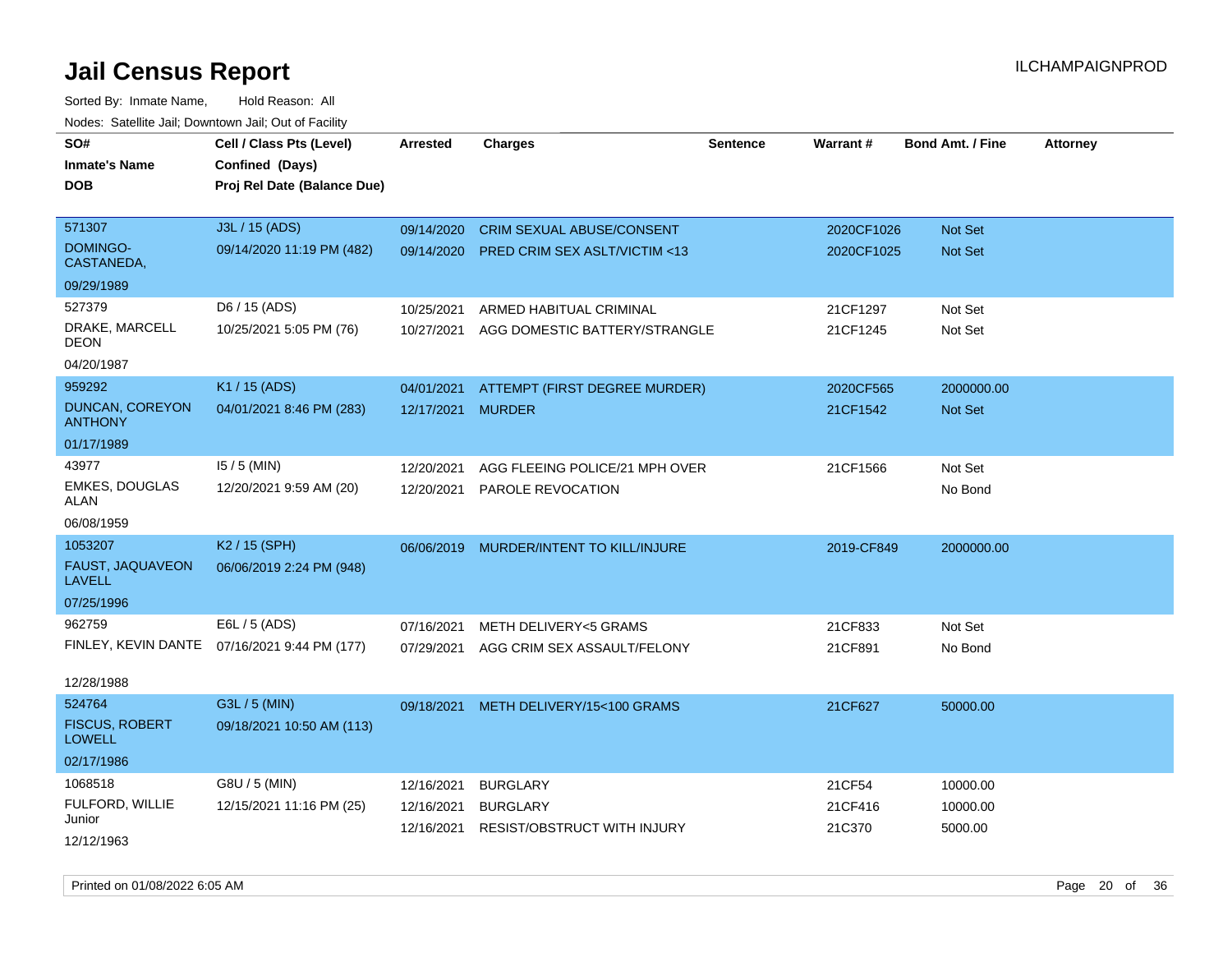# Jail Census Report

ILCHAMPAIGNPROD

Sorted By: Inmate Name, Hold Reason: All

Nodes: Satellite Jail; Downtown Jail; Out of Facility

| SO# / Inmate's Name / DOB | Cell / Class Pts (Level) / Confined (Days) / Proj Rel Date (Balance Due) | Arrested | Charges | Sentence | Warrant # | Bond Amt. / Fine | Attorney |
|---|---|---|---|---|---|---|---|
| 571307 DOMINGO-CASTANEDA, 09/29/1989 | J3L / 15 (ADS) 09/14/2020 11:19 PM (482) | 09/14/2020 | CRIM SEXUAL ABUSE/CONSENT | | 2020CF1026 | Not Set | |
| | | 09/14/2020 | PRED CRIM SEX ASLT/VICTIM <13 | | 2020CF1025 | Not Set | |
| 527379 DRAKE, MARCELL DEON 04/20/1987 | D6 / 15 (ADS) 10/25/2021 5:05 PM (76) | 10/25/2021 | ARMED HABITUAL CRIMINAL | | 21CF1297 | Not Set | |
| | | 10/27/2021 | AGG DOMESTIC BATTERY/STRANGLE | | 21CF1245 | Not Set | |
| 959292 DUNCAN, COREYON ANTHONY 01/17/1989 | K1 / 15 (ADS) 04/01/2021 8:46 PM (283) | 04/01/2021 | ATTEMPT (FIRST DEGREE MURDER) | | 2020CF565 | 2000000.00 | |
| | | 12/17/2021 | MURDER | | 21CF1542 | Not Set | |
| 43977 EMKES, DOUGLAS ALAN 06/08/1959 | I5 / 5 (MIN) 12/20/2021 9:59 AM (20) | 12/20/2021 | AGG FLEEING POLICE/21 MPH OVER | | 21CF1566 | Not Set | |
| | | 12/20/2021 | PAROLE REVOCATION | | | No Bond | |
| 1053207 FAUST, JAQUAVEON LAVELL 07/25/1996 | K2 / 15 (SPH) 06/06/2019 2:24 PM (948) | 06/06/2019 | MURDER/INTENT TO KILL/INJURE | | 2019-CF849 | 2000000.00 | |
| 962759 FINLEY, KEVIN DANTE 12/28/1988 | E6L / 5 (ADS) 07/16/2021 9:44 PM (177) | 07/16/2021 | METH DELIVERY<5 GRAMS | | 21CF833 | Not Set | |
| | | 07/29/2021 | AGG CRIM SEX ASSAULT/FELONY | | 21CF891 | No Bond | |
| 524764 FISCUS, ROBERT LOWELL 02/17/1986 | G3L / 5 (MIN) 09/18/2021 10:50 AM (113) | 09/18/2021 | METH DELIVERY/15<100 GRAMS | | 21CF627 | 50000.00 | |
| 1068518 FULFORD, WILLIE Junior 12/12/1963 | G8U / 5 (MIN) 12/15/2021 11:16 PM (25) | 12/16/2021 | BURGLARY | | 21CF54 | 10000.00 | |
| | | 12/16/2021 | BURGLARY | | 21CF416 | 10000.00 | |
| | | 12/16/2021 | RESIST/OBSTRUCT WITH INJURY | | 21C370 | 5000.00 | |

Printed on 01/08/2022 6:05 AM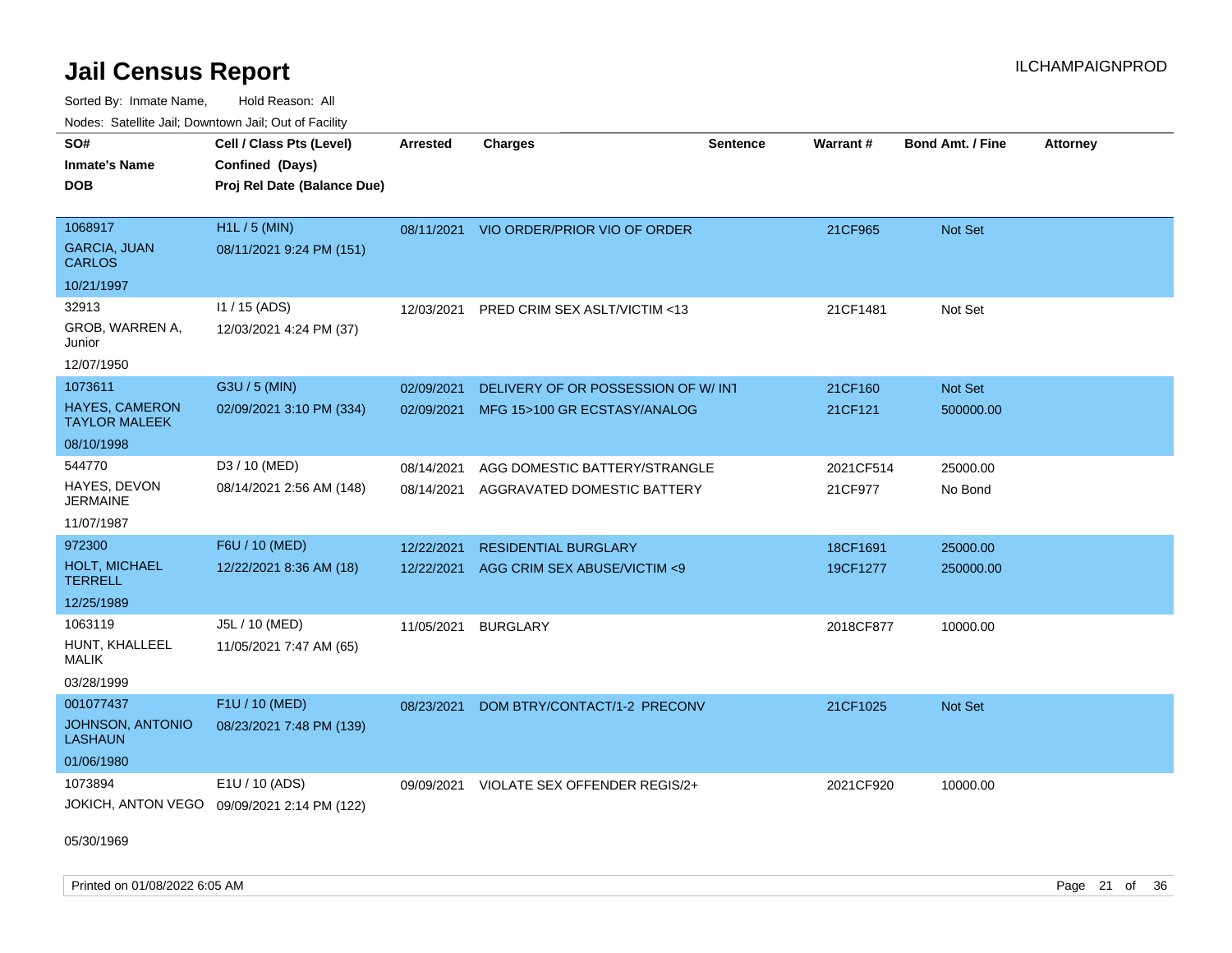# Jail Census Report

ILCHAMPAIGNPROD

Sorted By: Inmate Name, Hold Reason: All

Nodes: Satellite Jail; Downtown Jail; Out of Facility

| SO# / Inmate's Name / DOB | Cell / Class Pts (Level) / Confined (Days) / Proj Rel Date (Balance Due) | Arrested | Charges | Sentence | Warrant # | Bond Amt. / Fine | Attorney |
|---|---|---|---|---|---|---|---|
| 1068917<br>GARCIA, JUAN CARLOS<br>10/21/1997 | H1L / 5 (MIN)<br>08/11/2021 9:24 PM (151) | 08/11/2021 | VIO ORDER/PRIOR VIO OF ORDER | | 21CF965 | Not Set | |
| 32913<br>GROB, WARREN A, Junior<br>12/07/1950 | I1 / 15 (ADS)<br>12/03/2021 4:24 PM (37) | 12/03/2021 | PRED CRIM SEX ASLT/VICTIM <13 | | 21CF1481 | Not Set | |
| 1073611<br>HAYES, CAMERON TAYLOR MALEEK<br>08/10/1998 | G3U / 5 (MIN)<br>02/09/2021 3:10 PM (334) | 02/09/2021<br>02/09/2021 | DELIVERY OF OR POSSESSION OF W/ INT<br>MFG 15>100 GR ECSTASY/ANALOG | | 21CF160<br>21CF121 | Not Set<br>500000.00 | |
| 544770<br>HAYES, DEVON JERMAINE<br>11/07/1987 | D3 / 10 (MED)<br>08/14/2021 2:56 AM (148) | 08/14/2021<br>08/14/2021 | AGG DOMESTIC BATTERY/STRANGLE<br>AGGRAVATED DOMESTIC BATTERY | | 2021CF514<br>21CF977 | 25000.00<br>No Bond | |
| 972300<br>HOLT, MICHAEL TERRELL<br>12/25/1989 | F6U / 10 (MED)<br>12/22/2021 8:36 AM (18) | 12/22/2021<br>12/22/2021 | RESIDENTIAL BURGLARY<br>AGG CRIM SEX ABUSE/VICTIM <9 | | 18CF1691<br>19CF1277 | 25000.00<br>250000.00 | |
| 1063119<br>HUNT, KHALLEEL MALIK<br>03/28/1999 | J5L / 10 (MED)<br>11/05/2021 7:47 AM (65) | 11/05/2021 | BURGLARY | | 2018CF877 | 10000.00 | |
| 001077437<br>JOHNSON, ANTONIO LASHAUN<br>01/06/1980 | F1U / 10 (MED)<br>08/23/2021 7:48 PM (139) | 08/23/2021 | DOM BTRY/CONTACT/1-2 PRECONV | | 21CF1025 | Not Set | |
| 1073894<br>JOKICH, ANTON VEGO<br>05/30/1969 | E1U / 10 (ADS)<br>09/09/2021 2:14 PM (122) | 09/09/2021 | VIOLATE SEX OFFENDER REGIS/2+ | | 2021CF920 | 10000.00 | |

Printed on 01/08/2022 6:05 AM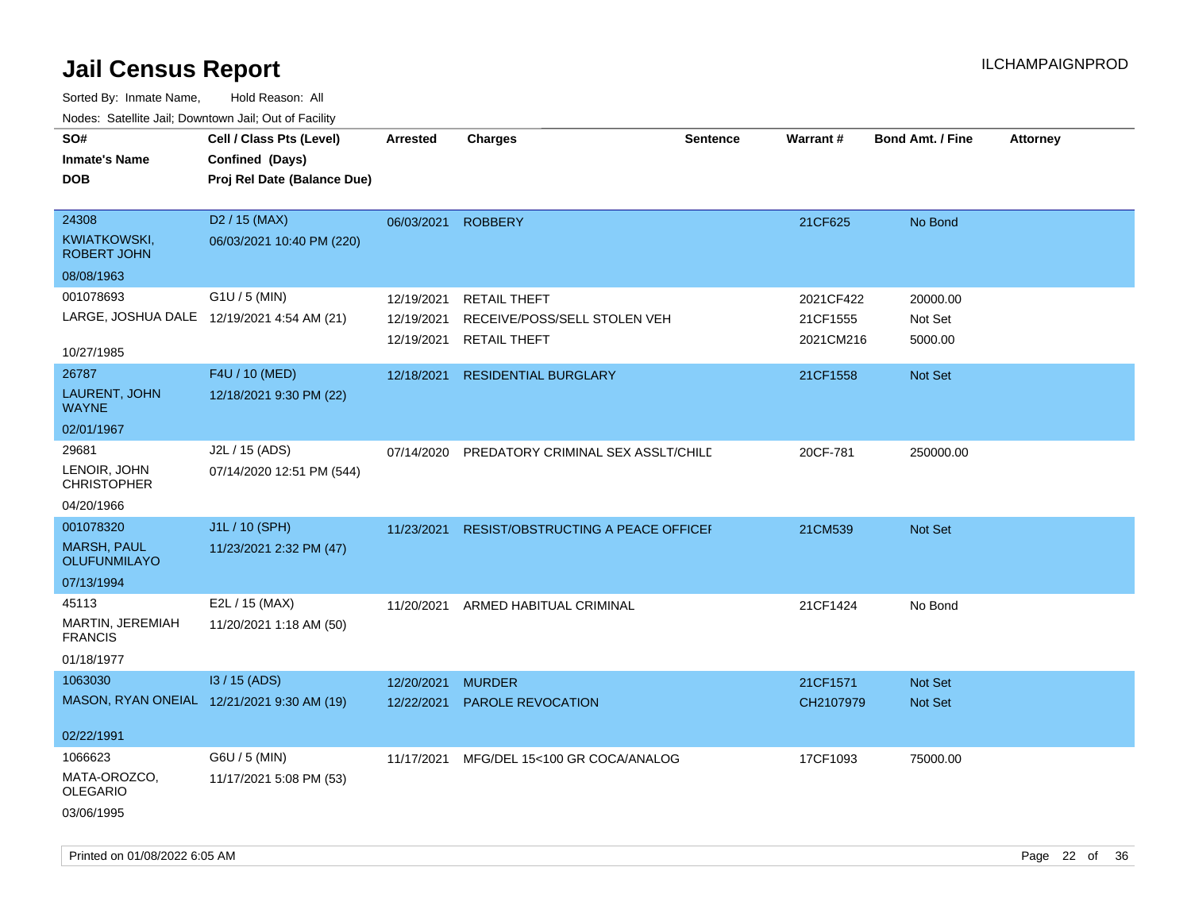# Jail Census Report

ILCHAMPAIGNPROD

Sorted By: Inmate Name, Hold Reason: All

Nodes: Satellite Jail; Downtown Jail; Out of Facility

| SO# / Inmate's Name / DOB | Cell / Class Pts (Level) / Confined (Days) / Proj Rel Date (Balance Due) | Arrested | Charges | Sentence | Warrant # | Bond Amt. / Fine | Attorney |
|---|---|---|---|---|---|---|---|
| 24308<br>KWIATKOWSKI, ROBERT JOHN<br>08/08/1963 | D2 / 15 (MAX)<br>06/03/2021 10:40 PM (220) | 06/03/2021 | ROBBERY | | 21CF625 | No Bond | |
| 001078693<br>LARGE, JOSHUA DALE<br>10/27/1985 | G1U / 5 (MIN)<br>12/19/2021 4:54 AM (21) | 12/19/2021 | RETAIL THEFT | | 2021CF422 | 20000.00 | |
| | | 12/19/2021 | RECEIVE/POSS/SELL STOLEN VEH | | 21CF1555 | Not Set | |
| | | 12/19/2021 | RETAIL THEFT | | 2021CM216 | 5000.00 | |
| 26787<br>LAURENT, JOHN WAYNE<br>02/01/1967 | F4U / 10 (MED)<br>12/18/2021 9:30 PM (22) | 12/18/2021 | RESIDENTIAL BURGLARY | | 21CF1558 | Not Set | |
| 29681<br>LENOIR, JOHN CHRISTOPHER<br>04/20/1966 | J2L / 15 (ADS)<br>07/14/2020 12:51 PM (544) | 07/14/2020 | PREDATORY CRIMINAL SEX ASSLT/CHILD | | 20CF-781 | 250000.00 | |
| 001078320<br>MARSH, PAUL OLUFUNMILAYO<br>07/13/1994 | J1L / 10 (SPH)<br>11/23/2021 2:32 PM (47) | 11/23/2021 | RESIST/OBSTRUCTING A PEACE OFFICER | | 21CM539 | Not Set | |
| 45113<br>MARTIN, JEREMIAH FRANCIS<br>01/18/1977 | E2L / 15 (MAX)<br>11/20/2021 1:18 AM (50) | 11/20/2021 | ARMED HABITUAL CRIMINAL | | 21CF1424 | No Bond | |
| 1063030<br>MASON, RYAN ONEIAL<br>02/22/1991 | I3 / 15 (ADS)<br>12/21/2021 9:30 AM (19) | 12/20/2021 | MURDER | | 21CF1571 | Not Set | |
| | | 12/22/2021 | PAROLE REVOCATION | | CH2107979 | Not Set | |
| 1066623<br>MATA-OROZCO, OLEGARIO<br>03/06/1995 | G6U / 5 (MIN)<br>11/17/2021 5:08 PM (53) | 11/17/2021 | MFG/DEL 15<100 GR COCA/ANALOG | | 17CF1093 | 75000.00 | |

Printed on 01/08/2022 6:05 AM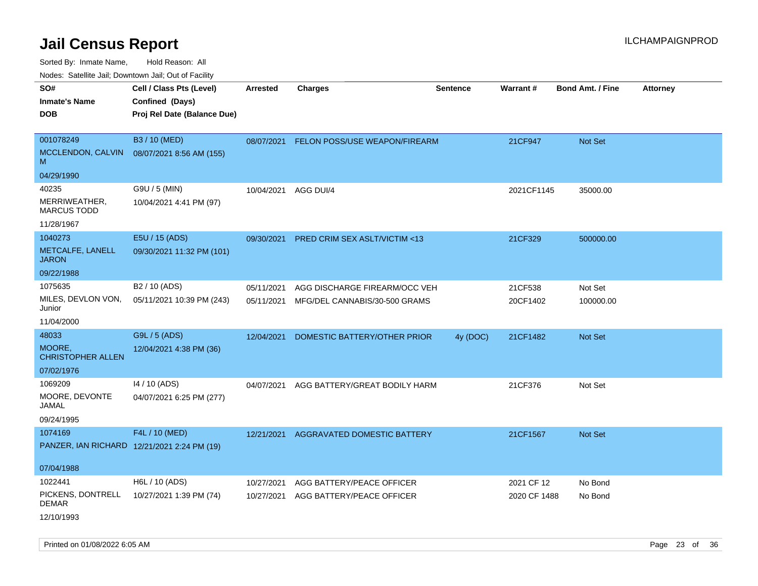# Jail Census Report

ILCHAMPAIGNPROD

Sorted By: Inmate Name, Hold Reason: All

Nodes: Satellite Jail; Downtown Jail; Out of Facility

| SO#<br>Inmate's Name<br>DOB | Cell / Class Pts (Level)<br>Confined (Days)<br>Proj Rel Date (Balance Due) | Arrested | Charges | Sentence | Warrant # | Bond Amt. / Fine | Attorney |
|---|---|---|---|---|---|---|---|
| 001078249<br>MCCLENDON, CALVIN M<br>04/29/1990 | B3 / 10 (MED)<br>08/07/2021 8:56 AM (155) | 08/07/2021 | FELON POSS/USE WEAPON/FIREARM | | 21CF947 | Not Set | |
| 40235<br>MERRIWEATHER, MARCUS TODD<br>11/28/1967 | G9U / 5 (MIN)<br>10/04/2021 4:41 PM (97) | 10/04/2021 | AGG DUI/4 | | 2021CF1145 | 35000.00 | |
| 1040273<br>METCALFE, LANELL JARON<br>09/22/1988 | E5U / 15 (ADS)<br>09/30/2021 11:32 PM (101) | 09/30/2021 | PRED CRIM SEX ASLT/VICTIM <13 | | 21CF329 | 500000.00 | |
| 1075635<br>MILES, DEVLON VON, Junior<br>11/04/2000 | B2 / 10 (ADS)<br>05/11/2021 10:39 PM (243) | 05/11/2021<br>05/11/2021 | AGG DISCHARGE FIREARM/OCC VEH<br>MFG/DEL CANNABIS/30-500 GRAMS | | 21CF538<br>20CF1402 | Not Set<br>100000.00 | |
| 48033<br>MOORE, CHRISTOPHER ALLEN<br>07/02/1976 | G9L / 5 (ADS)<br>12/04/2021 4:38 PM (36) | 12/04/2021 | DOMESTIC BATTERY/OTHER PRIOR | 4y (DOC) | 21CF1482 | Not Set | |
| 1069209<br>MOORE, DEVONTE JAMAL<br>09/24/1995 | I4 / 10 (ADS)<br>04/07/2021 6:25 PM (277) | 04/07/2021 | AGG BATTERY/GREAT BODILY HARM | | 21CF376 | Not Set | |
| 1074169<br>PANZER, IAN RICHARD<br>07/04/1988 | F4L / 10 (MED)<br>12/21/2021 2:24 PM (19) | 12/21/2021 | AGGRAVATED DOMESTIC BATTERY | | 21CF1567 | Not Set | |
| 1022441<br>PICKENS, DONTRELL DEMAR<br>12/10/1993 | H6L / 10 (ADS)<br>10/27/2021 1:39 PM (74) | 10/27/2021<br>10/27/2021 | AGG BATTERY/PEACE OFFICER<br>AGG BATTERY/PEACE OFFICER | | 2021 CF 12<br>2020 CF 1488 | No Bond<br>No Bond | |

Printed on 01/08/2022 6:05 AM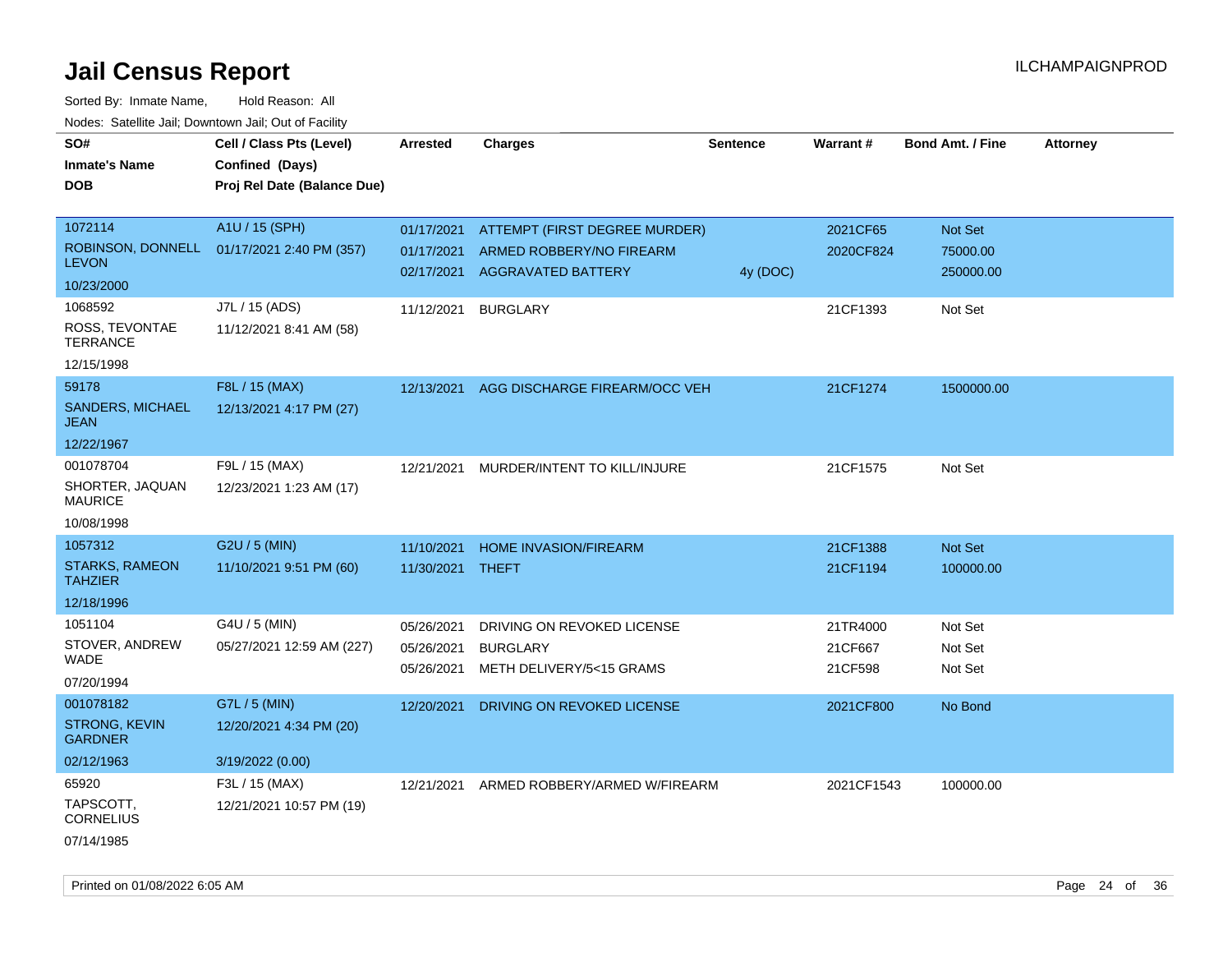# Jail Census Report

ILCHAMPAIGNPROD

Sorted By: Inmate Name, Hold Reason: All

Nodes: Satellite Jail; Downtown Jail; Out of Facility

| SO# / Inmate's Name / DOB | Cell / Class Pts (Level) / Confined (Days) / Proj Rel Date (Balance Due) | Arrested | Charges | Sentence | Warrant # | Bond Amt. / Fine | Attorney |
|---|---|---|---|---|---|---|---|
| 1072114<br>ROBINSON, DONNELL LEVON<br>10/23/2000 | A1U / 15 (SPH)<br>01/17/2021 2:40 PM (357) | 01/17/2021 | ATTEMPT (FIRST DEGREE MURDER) | | 2021CF65 | Not Set | |
| | | 01/17/2021 | ARMED ROBBERY/NO FIREARM | | 2020CF824 | 75000.00 | |
| | | 02/17/2021 | AGGRAVATED BATTERY | 4y (DOC) | | 250000.00 | |
| 1068592<br>ROSS, TEVONTAE TERRANCE<br>12/15/1998 | J7L / 15 (ADS)<br>11/12/2021 8:41 AM (58) | 11/12/2021 | BURGLARY | | 21CF1393 | Not Set | |
| 59178<br>SANDERS, MICHAEL JEAN<br>12/22/1967 | F8L / 15 (MAX)<br>12/13/2021 4:17 PM (27) | 12/13/2021 | AGG DISCHARGE FIREARM/OCC VEH | | 21CF1274 | 1500000.00 | |
| 001078704<br>SHORTER, JAQUAN MAURICE<br>10/08/1998 | F9L / 15 (MAX)<br>12/23/2021 1:23 AM (17) | 12/21/2021 | MURDER/INTENT TO KILL/INJURE | | 21CF1575 | Not Set | |
| 1057312<br>STARKS, RAMEON TAHZIER<br>12/18/1996 | G2U / 5 (MIN)<br>11/10/2021 9:51 PM (60) | 11/10/2021 | HOME INVASION/FIREARM | | 21CF1388 | Not Set | |
| | | 11/30/2021 | THEFT | | 21CF1194 | 100000.00 | |
| 1051104<br>STOVER, ANDREW WADE<br>07/20/1994 | G4U / 5 (MIN)<br>05/27/2021 12:59 AM (227) | 05/26/2021 | DRIVING ON REVOKED LICENSE | | 21TR4000 | Not Set | |
| | | 05/26/2021 | BURGLARY | | 21CF667 | Not Set | |
| | | 05/26/2021 | METH DELIVERY/5<15 GRAMS | | 21CF598 | Not Set | |
| 001078182<br>STRONG, KEVIN GARDNER<br>02/12/1963 | G7L / 5 (MIN)<br>12/20/2021 4:34 PM (20)<br>3/19/2022 (0.00) | 12/20/2021 | DRIVING ON REVOKED LICENSE | | 2021CF800 | No Bond | |
| 65920<br>TAPSCOTT, CORNELIUS<br>07/14/1985 | F3L / 15 (MAX)<br>12/21/2021 10:57 PM (19) | 12/21/2021 | ARMED ROBBERY/ARMED W/FIREARM | | 2021CF1543 | 100000.00 | |

Printed on 01/08/2022 6:05 AM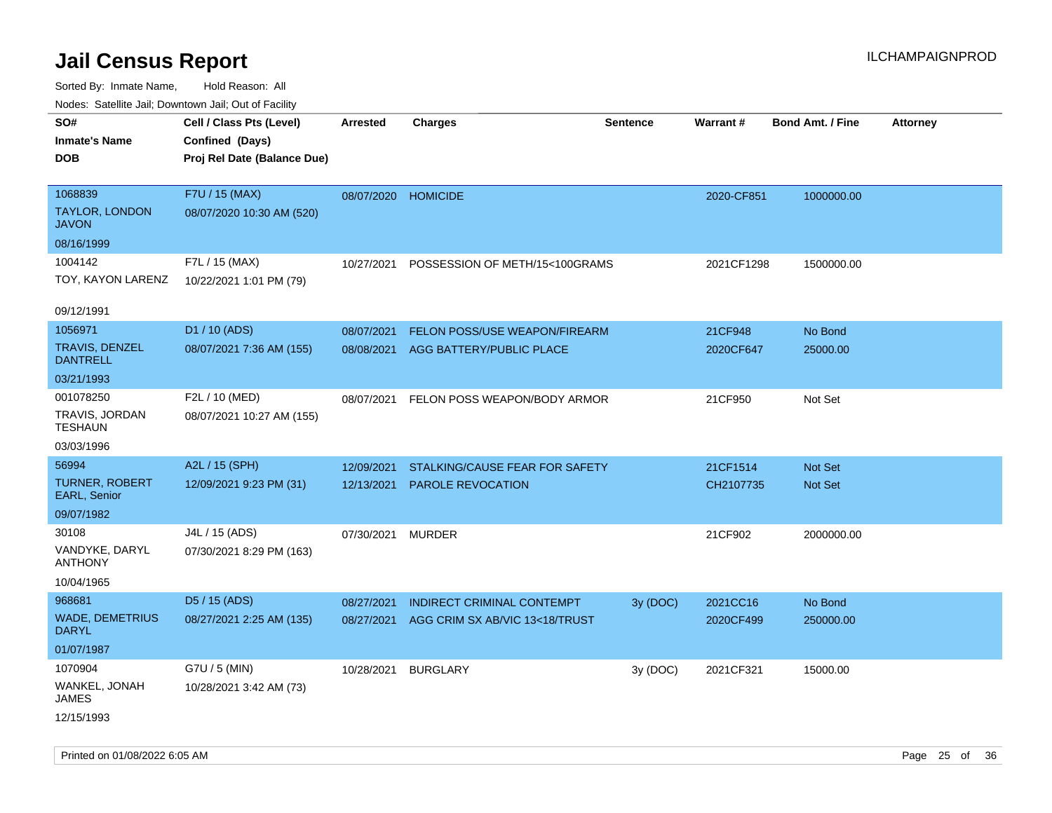# Jail Census Report

ILCHAMPAIGNPROD

Sorted By: Inmate Name, Hold Reason: All

Nodes: Satellite Jail; Downtown Jail; Out of Facility

| SO# / Inmate's Name / DOB | Cell / Class Pts (Level) / Confined (Days) / Proj Rel Date (Balance Due) | Arrested | Charges | Sentence | Warrant # | Bond Amt. / Fine | Attorney |
|---|---|---|---|---|---|---|---|
| 1068839<br>TAYLOR, LONDON JAVON<br>08/16/1999 | F7U / 15 (MAX)<br>08/07/2020 10:30 AM (520) | 08/07/2020 | HOMICIDE | | 2020-CF851 | 1000000.00 | |
| 1004142<br>TOY, KAYON LARENZ<br>09/12/1991 | F7L / 15 (MAX)<br>10/22/2021 1:01 PM (79) | 10/27/2021 | POSSESSION OF METH/15<100GRAMS | | 2021CF1298 | 1500000.00 | |
| 1056971<br>TRAVIS, DENZEL DANTRELL<br>03/21/1993 | D1 / 10 (ADS)<br>08/07/2021 7:36 AM (155) | 08/07/2021<br>08/08/2021 | FELON POSS/USE WEAPON/FIREARM<br>AGG BATTERY/PUBLIC PLACE | | 21CF948<br>2020CF647 | No Bond<br>25000.00 | |
| 001078250<br>TRAVIS, JORDAN TESHAUN<br>03/03/1996 | F2L / 10 (MED)<br>08/07/2021 10:27 AM (155) | 08/07/2021 | FELON POSS WEAPON/BODY ARMOR | | 21CF950 | Not Set | |
| 56994<br>TURNER, ROBERT EARL, Senior<br>09/07/1982 | A2L / 15 (SPH)<br>12/09/2021 9:23 PM (31) | 12/09/2021<br>12/13/2021 | STALKING/CAUSE FEAR FOR SAFETY<br>PAROLE REVOCATION | | 21CF1514<br>CH2107735 | Not Set<br>Not Set | |
| 30108<br>VANDYKE, DARYL ANTHONY<br>10/04/1965 | J4L / 15 (ADS)<br>07/30/2021 8:29 PM (163) | 07/30/2021 | MURDER | | 21CF902 | 2000000.00 | |
| 968681<br>WADE, DEMETRIUS DARYL<br>01/07/1987 | D5 / 15 (ADS)<br>08/27/2021 2:25 AM (135) | 08/27/2021<br>08/27/2021 | INDIRECT CRIMINAL CONTEMPT<br>AGG CRIM SX AB/VIC 13<18/TRUST | 3y (DOC) | 2021CC16<br>2020CF499 | No Bond<br>250000.00 | |
| 1070904<br>WANKEL, JONAH JAMES<br>12/15/1993 | G7U / 5 (MIN)<br>10/28/2021 3:42 AM (73) | 10/28/2021 | BURGLARY | 3y (DOC) | 2021CF321 | 15000.00 | |

Printed on 01/08/2022 6:05 AM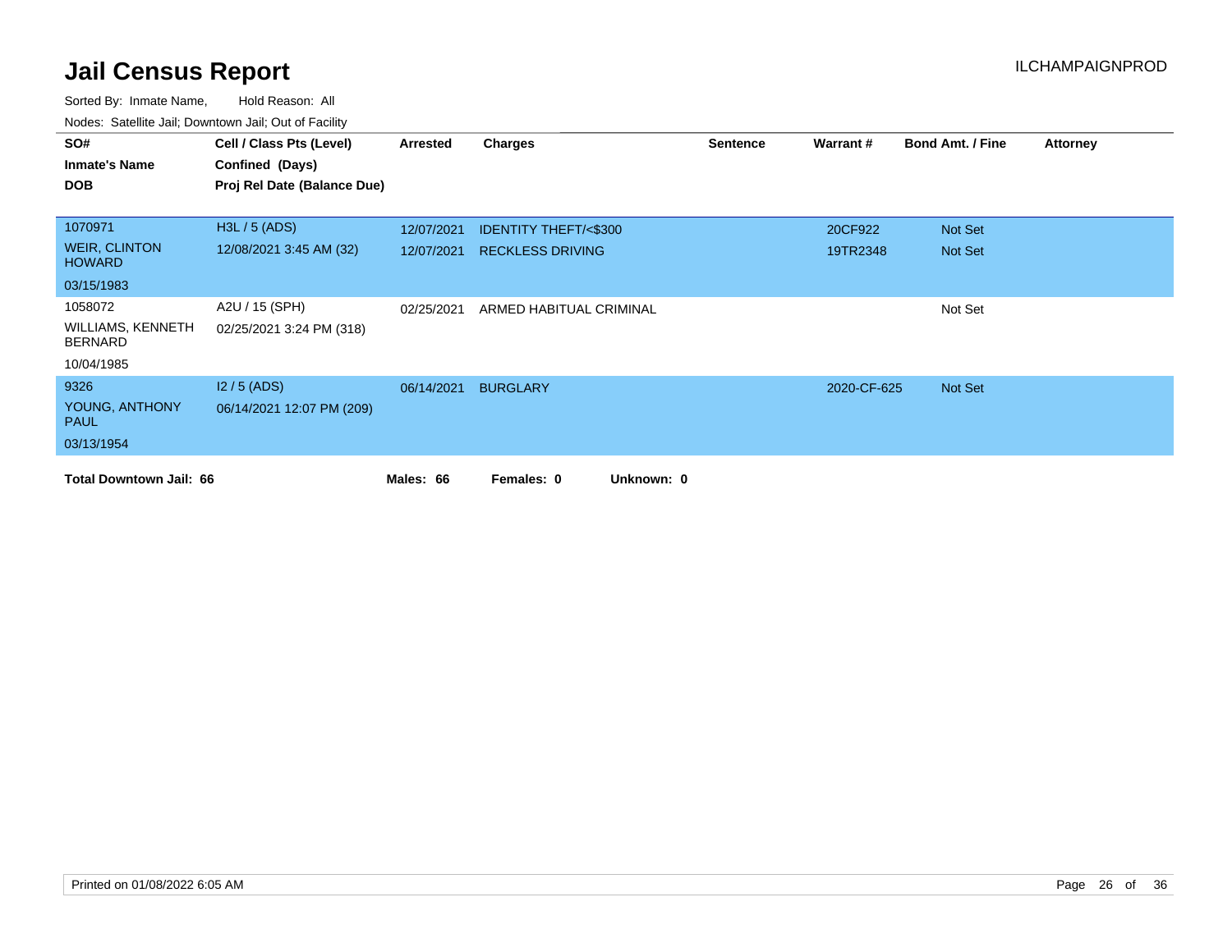# Jail Census Report

ILCHAMPAIGNPROD

Sorted By: Inmate Name, Hold Reason: All

Nodes: Satellite Jail; Downtown Jail; Out of Facility

| SO# / Inmate's Name / DOB | Cell / Class Pts (Level) / Confined (Days) / Proj Rel Date (Balance Due) | Arrested | Charges | Sentence | Warrant # | Bond Amt. / Fine | Attorney |
|---|---|---|---|---|---|---|---|
| 1070971 | H3L / 5 (ADS) | 12/07/2021 | IDENTITY THEFT/<$300 | | 20CF922 | Not Set | |
| WEIR, CLINTON HOWARD | 12/08/2021 3:45 AM (32) | 12/07/2021 | RECKLESS DRIVING | | 19TR2348 | Not Set | |
| 03/15/1983 | | | | | | | |
| 1058072 | A2U / 15 (SPH) | 02/25/2021 | ARMED HABITUAL CRIMINAL | | | Not Set | |
| WILLIAMS, KENNETH BERNARD | 02/25/2021 3:24 PM (318) | | | | | | |
| 10/04/1985 | | | | | | | |
| 9326 | I2 / 5 (ADS) | 06/14/2021 | BURGLARY | | 2020-CF-625 | Not Set | |
| YOUNG, ANTHONY PAUL | 06/14/2021 12:07 PM (209) | | | | | | |
| 03/13/1954 | | | | | | | |

**Total Downtown Jail: 66** **Males: 66** **Females: 0** **Unknown: 0**

Printed on 01/08/2022 6:05 AM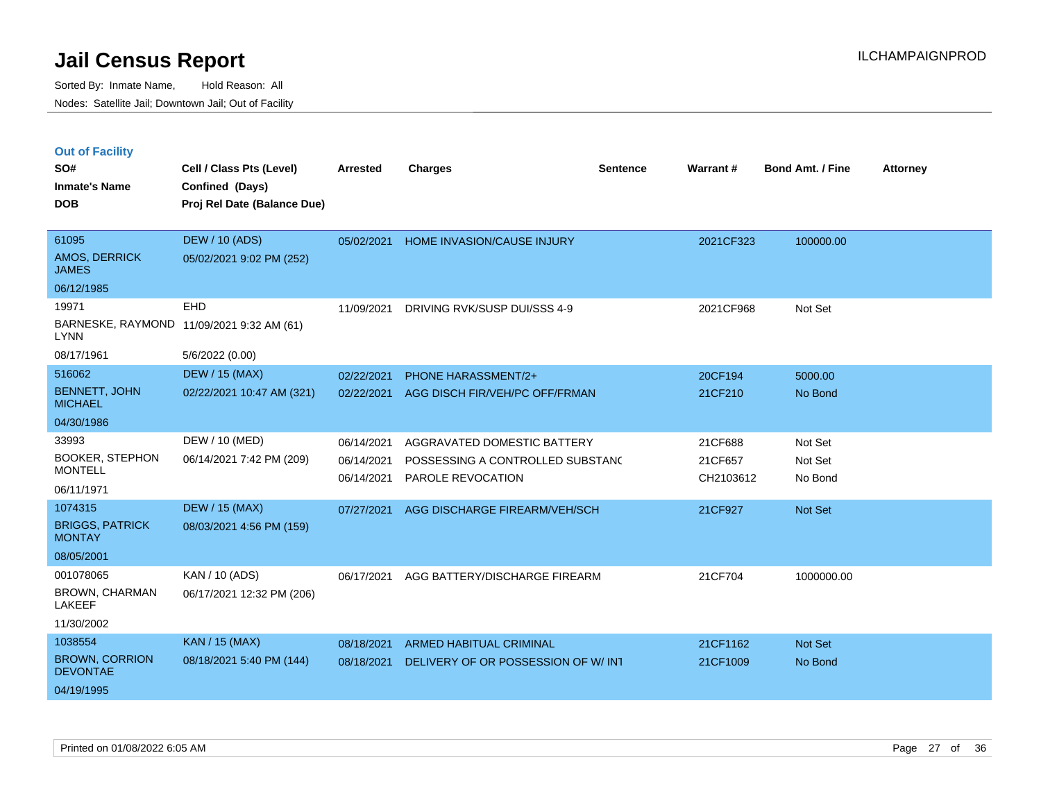# Jail Census Report

Sorted By: Inmate Name, Hold Reason: All

Nodes: Satellite Jail; Downtown Jail; Out of Facility

ILCHAMPAIGNPROD

## Out of Facility

| SO# / Inmate's Name / DOB | Cell / Class Pts (Level) / Confined (Days) / Proj Rel Date (Balance Due) | Arrested | Charges | Sentence | Warrant # | Bond Amt. / Fine | Attorney |
|---|---|---|---|---|---|---|---|
| 61095<br>AMOS, DERRICK JAMES<br>06/12/1985 | DEW / 10 (ADS)<br>05/02/2021 9:02 PM (252) | 05/02/2021 | HOME INVASION/CAUSE INJURY | | 2021CF323 | 100000.00 | |
| 19971<br>BARNESKE, RAYMOND LYNN<br>08/17/1961 | EHD<br>11/09/2021 9:32 AM (61)<br>5/6/2022 (0.00) | 11/09/2021 | DRIVING RVK/SUSP DUI/SSS 4-9 | | 2021CF968 | Not Set | |
| 516062<br>BENNETT, JOHN MICHAEL<br>04/30/1986 | DEW / 15 (MAX)<br>02/22/2021 10:47 AM (321) | 02/22/2021<br>02/22/2021 | PHONE HARASSMENT/2+<br>AGG DISCH FIR/VEH/PC OFF/FRMAN | | 20CF194<br>21CF210 | 5000.00<br>No Bond | |
| 33993<br>BOOKER, STEPHON MONTELL<br>06/11/1971 | DEW / 10 (MED)<br>06/14/2021 7:42 PM (209) | 06/14/2021<br>06/14/2021<br>06/14/2021 | AGGRAVATED DOMESTIC BATTERY<br>POSSESSING A CONTROLLED SUBSTANC<br>PAROLE REVOCATION | | 21CF688<br>21CF657<br>CH2103612 | Not Set<br>Not Set<br>No Bond | |
| 1074315<br>BRIGGS, PATRICK MONTAY<br>08/05/2001 | DEW / 15 (MAX)<br>08/03/2021 4:56 PM (159) | 07/27/2021 | AGG DISCHARGE FIREARM/VEH/SCH | | 21CF927 | Not Set | |
| 001078065<br>BROWN, CHARMAN LAKEEF<br>11/30/2002 | KAN / 10 (ADS)<br>06/17/2021 12:32 PM (206) | 06/17/2021 | AGG BATTERY/DISCHARGE FIREARM | | 21CF704 | 1000000.00 | |
| 1038554<br>BROWN, CORRION DEVONTAE<br>04/19/1995 | KAN / 15 (MAX)<br>08/18/2021 5:40 PM (144) | 08/18/2021<br>08/18/2021 | ARMED HABITUAL CRIMINAL<br>DELIVERY OF OR POSSESSION OF W/ INT | | 21CF1162<br>21CF1009 | Not Set<br>No Bond | |

Printed on 01/08/2022 6:05 AM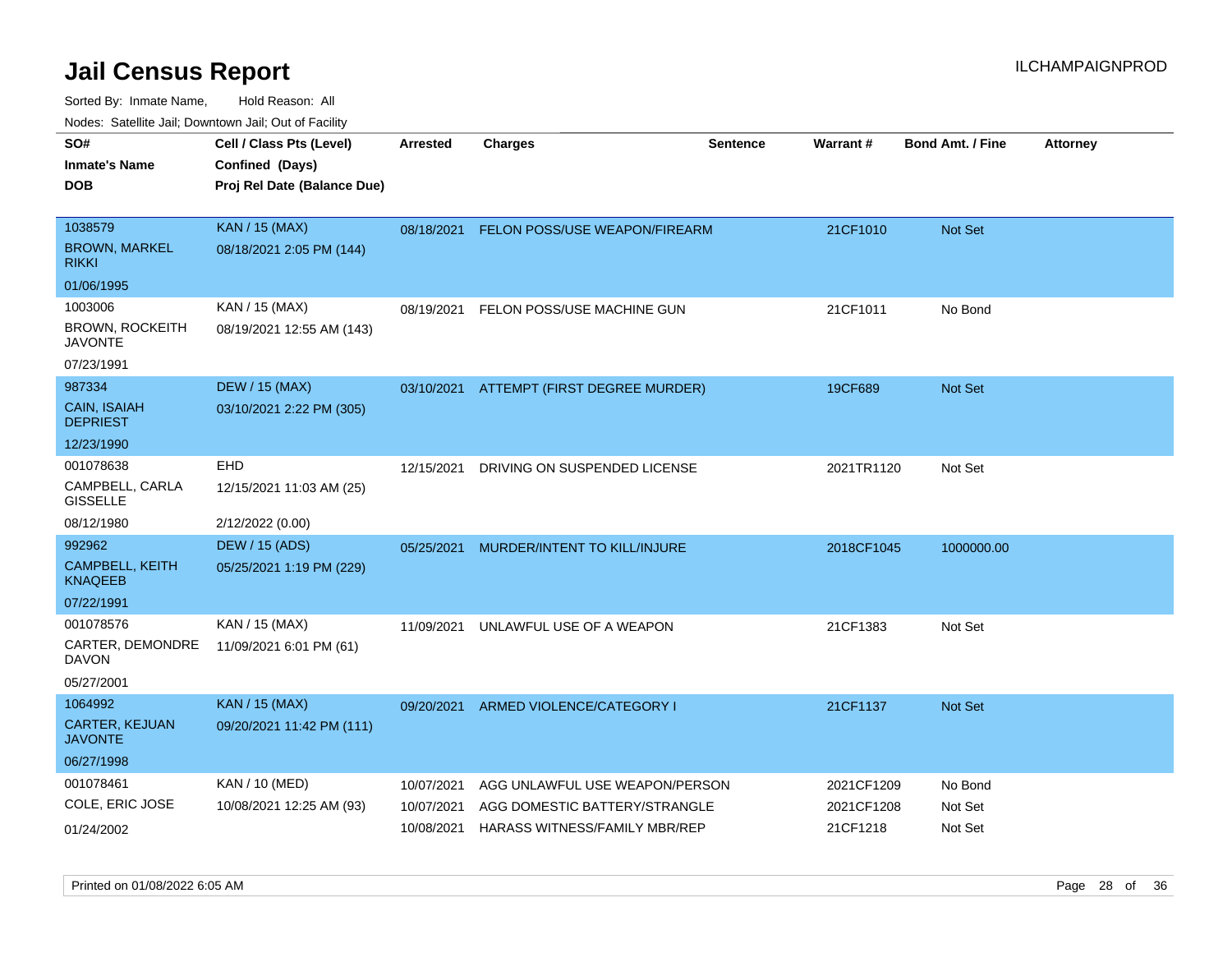# Jail Census Report

Sorted By: Inmate Name, Hold Reason: All

Nodes: Satellite Jail; Downtown Jail; Out of Facility

| SO# / Inmate's Name / DOB | Cell / Class Pts (Level) / Confined (Days) / Proj Rel Date (Balance Due) | Arrested | Charges | Sentence | Warrant # | Bond Amt. / Fine | Attorney |
|---|---|---|---|---|---|---|---|
| 1038579<br>BROWN, MARKEL RIKKI<br>01/06/1995 | KAN / 15 (MAX)<br>08/18/2021 2:05 PM (144) | 08/18/2021 | FELON POSS/USE WEAPON/FIREARM | | 21CF1010 | Not Set | |
| 1003006<br>BROWN, ROCKEITH JAVONTE<br>07/23/1991 | KAN / 15 (MAX)<br>08/19/2021 12:55 AM (143) | 08/19/2021 | FELON POSS/USE MACHINE GUN | | 21CF1011 | No Bond | |
| 987334<br>CAIN, ISAIAH DEPRIEST<br>12/23/1990 | DEW / 15 (MAX)<br>03/10/2021 2:22 PM (305) | 03/10/2021 | ATTEMPT (FIRST DEGREE MURDER) | | 19CF689 | Not Set | |
| 001078638<br>CAMPBELL, CARLA GISSELLE<br>08/12/1980 | EHD<br>12/15/2021 11:03 AM (25)<br>2/12/2022 (0.00) | 12/15/2021 | DRIVING ON SUSPENDED LICENSE | | 2021TR1120 | Not Set | |
| 992962<br>CAMPBELL, KEITH KNAQEEB<br>07/22/1991 | DEW / 15 (ADS)<br>05/25/2021 1:19 PM (229) | 05/25/2021 | MURDER/INTENT TO KILL/INJURE | | 2018CF1045 | 1000000.00 | |
| 001078576<br>CARTER, DEMONDRE DAVON<br>05/27/2001 | KAN / 15 (MAX)<br>11/09/2021 6:01 PM (61) | 11/09/2021 | UNLAWFUL USE OF A WEAPON | | 21CF1383 | Not Set | |
| 1064992<br>CARTER, KEJUAN JAVONTE<br>06/27/1998 | KAN / 15 (MAX)<br>09/20/2021 11:42 PM (111) | 09/20/2021 | ARMED VIOLENCE/CATEGORY I | | 21CF1137 | Not Set | |
| 001078461<br>COLE, ERIC JOSE<br>01/24/2002 | KAN / 10 (MED)<br>10/08/2021 12:25 AM (93) | 10/07/2021<br>10/07/2021<br>10/08/2021 | AGG UNLAWFUL USE WEAPON/PERSON<br>AGG DOMESTIC BATTERY/STRANGLE<br>HARASS WITNESS/FAMILY MBR/REP | | 2021CF1209<br>2021CF1208<br>21CF1218 | No Bond<br>Not Set<br>Not Set | |

Printed on 01/08/2022 6:05 AM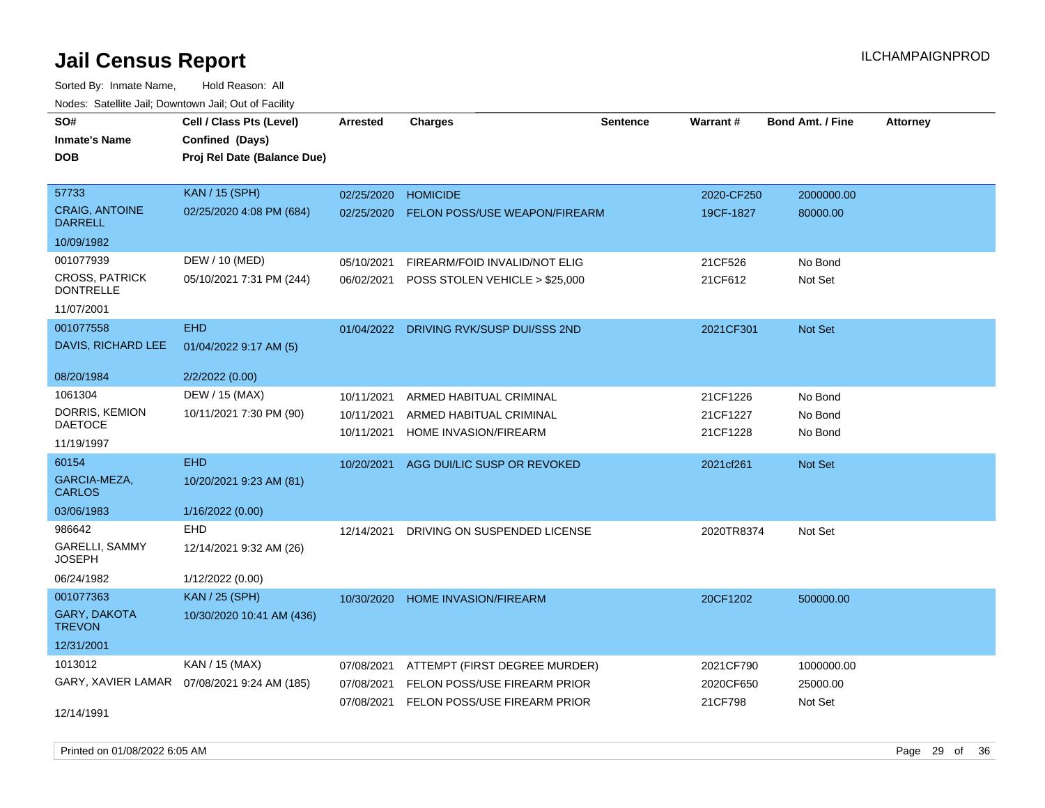# Jail Census Report

ILCHAMPAIGNPROD

Sorted By: Inmate Name, Hold Reason: All

Nodes: Satellite Jail; Downtown Jail; Out of Facility

| SO# / Inmate's Name / DOB | Cell / Class Pts (Level) / Confined (Days) / Proj Rel Date (Balance Due) | Arrested | Charges | Sentence | Warrant # | Bond Amt. / Fine | Attorney |
|---|---|---|---|---|---|---|---|
| 57733<br>CRAIG, ANTOINE DARRELL<br>10/09/1982 | KAN / 15 (SPH)<br>02/25/2020 4:08 PM (684) | 02/25/2020 | HOMICIDE | | 2020-CF250 | 2000000.00 | |
| | | 02/25/2020 | FELON POSS/USE WEAPON/FIREARM | | 19CF-1827 | 80000.00 | |
| 001077939<br>CROSS, PATRICK DONTRELLE<br>11/07/2001 | DEW / 10 (MED)<br>05/10/2021 7:31 PM (244) | 05/10/2021 | FIREARM/FOID INVALID/NOT ELIG | | 21CF526 | No Bond | |
| | | 06/02/2021 | POSS STOLEN VEHICLE > $25,000 | | 21CF612 | Not Set | |
| 001077558<br>DAVIS, RICHARD LEE<br>08/20/1984 | EHD<br>01/04/2022 9:17 AM (5)<br>2/2/2022 (0.00) | 01/04/2022 | DRIVING RVK/SUSP DUI/SSS 2ND | | 2021CF301 | Not Set | |
| 1061304<br>DORRIS, KEMION DAETOCE<br>11/19/1997 | DEW / 15 (MAX)<br>10/11/2021 7:30 PM (90) | 10/11/2021 | ARMED HABITUAL CRIMINAL | | 21CF1226 | No Bond | |
| | | 10/11/2021 | ARMED HABITUAL CRIMINAL | | 21CF1227 | No Bond | |
| | | 10/11/2021 | HOME INVASION/FIREARM | | 21CF1228 | No Bond | |
| 60154<br>GARCIA-MEZA, CARLOS<br>03/06/1983 | EHD<br>10/20/2021 9:23 AM (81)<br>1/16/2022 (0.00) | 10/20/2021 | AGG DUI/LIC SUSP OR REVOKED | | 2021cf261 | Not Set | |
| 986642<br>GARELLI, SAMMY JOSEPH<br>06/24/1982 | EHD<br>12/14/2021 9:32 AM (26)<br>1/12/2022 (0.00) | 12/14/2021 | DRIVING ON SUSPENDED LICENSE | | 2020TR8374 | Not Set | |
| 001077363<br>GARY, DAKOTA TREVON<br>12/31/2001 | KAN / 25 (SPH)<br>10/30/2020 10:41 AM (436) | 10/30/2020 | HOME INVASION/FIREARM | | 20CF1202 | 500000.00 | |
| 1013012<br>GARY, XAVIER LAMAR<br>12/14/1991 | KAN / 15 (MAX)<br>07/08/2021 9:24 AM (185) | 07/08/2021 | ATTEMPT (FIRST DEGREE MURDER) | | 2021CF790 | 1000000.00 | |
| | | 07/08/2021 | FELON POSS/USE FIREARM PRIOR | | 2020CF650 | 25000.00 | |
| | | 07/08/2021 | FELON POSS/USE FIREARM PRIOR | | 21CF798 | Not Set | |

Printed on 01/08/2022 6:05 AM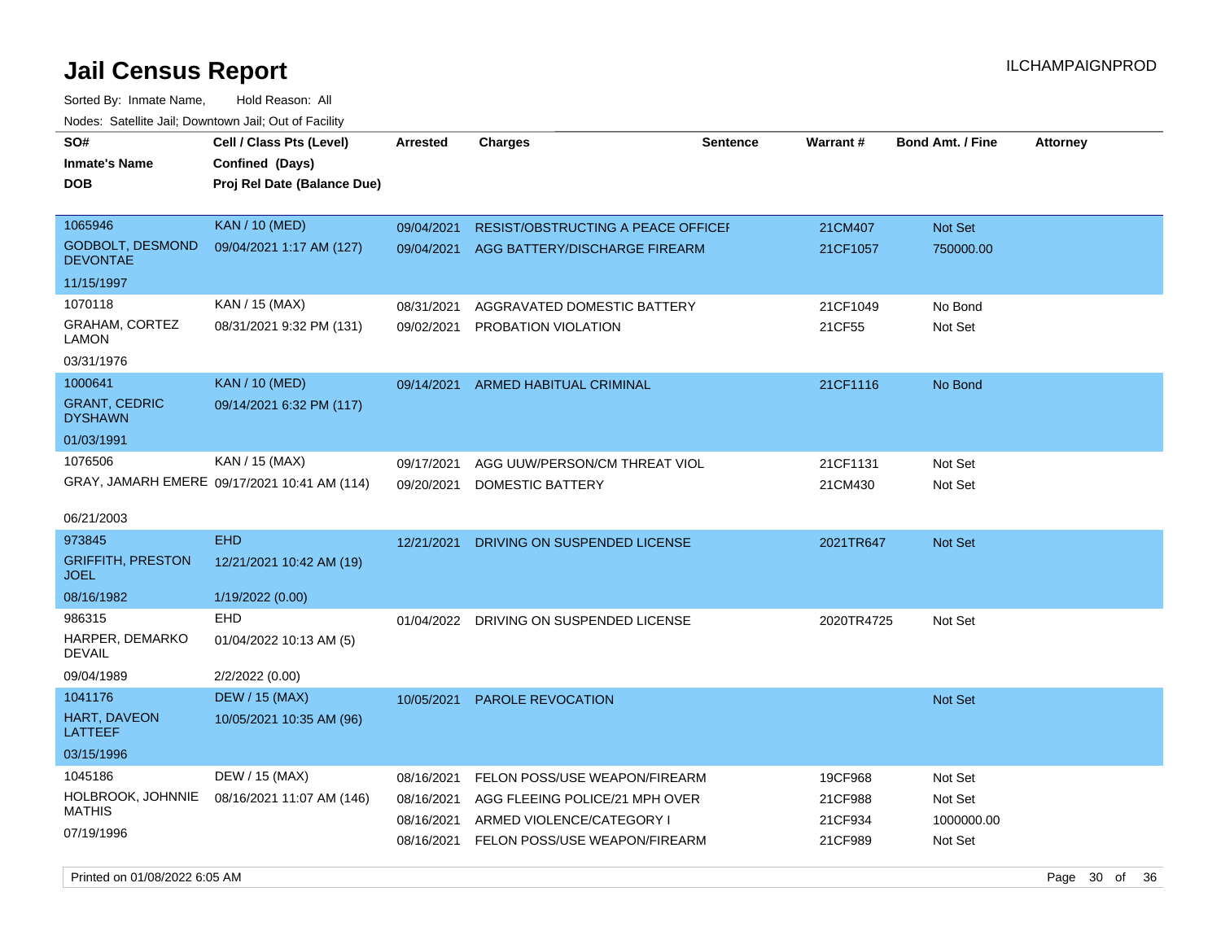# Jail Census Report

Sorted By: Inmate Name, Hold Reason: All

Nodes: Satellite Jail; Downtown Jail; Out of Facility

| SO# / Inmate's Name / DOB | Cell / Class Pts (Level) / Confined (Days) / Proj Rel Date (Balance Due) | Arrested | Charges | Sentence | Warrant # | Bond Amt. / Fine | Attorney |
|---|---|---|---|---|---|---|---|
| 1065946 GODBOLT, DESMOND DEVONTAE 11/15/1997 | KAN / 10 (MED) 09/04/2021 1:17 AM (127) | 09/04/2021 | RESIST/OBSTRUCTING A PEACE OFFICEI | | 21CM407 | Not Set | |
| | | 09/04/2021 | AGG BATTERY/DISCHARGE FIREARM | | 21CF1057 | 750000.00 | |
| 1070118 GRAHAM, CORTEZ LAMON 03/31/1976 | KAN / 15 (MAX) 08/31/2021 9:32 PM (131) | 08/31/2021 | AGGRAVATED DOMESTIC BATTERY | | 21CF1049 | No Bond | |
| | | 09/02/2021 | PROBATION VIOLATION | | 21CF55 | Not Set | |
| 1000641 GRANT, CEDRIC DYSHAWN 01/03/1991 | KAN / 10 (MED) 09/14/2021 6:32 PM (117) | 09/14/2021 | ARMED HABITUAL CRIMINAL | | 21CF1116 | No Bond | |
| 1076506 GRAY, JAMARH EMERE 06/21/2003 | KAN / 15 (MAX) 09/17/2021 10:41 AM (114) | 09/17/2021 | AGG UUW/PERSON/CM THREAT VIOL | | 21CF1131 | Not Set | |
| | | 09/20/2021 | DOMESTIC BATTERY | | 21CM430 | Not Set | |
| 973845 GRIFFITH, PRESTON JOEL 08/16/1982 | EHD 12/21/2021 10:42 AM (19) 1/19/2022 (0.00) | 12/21/2021 | DRIVING ON SUSPENDED LICENSE | | 2021TR647 | Not Set | |
| 986315 HARPER, DEMARKO DEVAIL 09/04/1989 | EHD 01/04/2022 10:13 AM (5) 2/2/2022 (0.00) | 01/04/2022 | DRIVING ON SUSPENDED LICENSE | | 2020TR4725 | Not Set | |
| 1041176 HART, DAVEON LATTEEF 03/15/1996 | DEW / 15 (MAX) 10/05/2021 10:35 AM (96) | 10/05/2021 | PAROLE REVOCATION | | | Not Set | |
| 1045186 HOLBROOK, JOHNNIE MATHIS 07/19/1996 | DEW / 15 (MAX) 08/16/2021 11:07 AM (146) | 08/16/2021 | FELON POSS/USE WEAPON/FIREARM | | 19CF968 | Not Set | |
| | | 08/16/2021 | AGG FLEEING POLICE/21 MPH OVER | | 21CF988 | Not Set | |
| | | 08/16/2021 | ARMED VIOLENCE/CATEGORY I | | 21CF934 | 1000000.00 | |
| | | 08/16/2021 | FELON POSS/USE WEAPON/FIREARM | | 21CF989 | Not Set | |

Printed on 01/08/2022 6:05 AM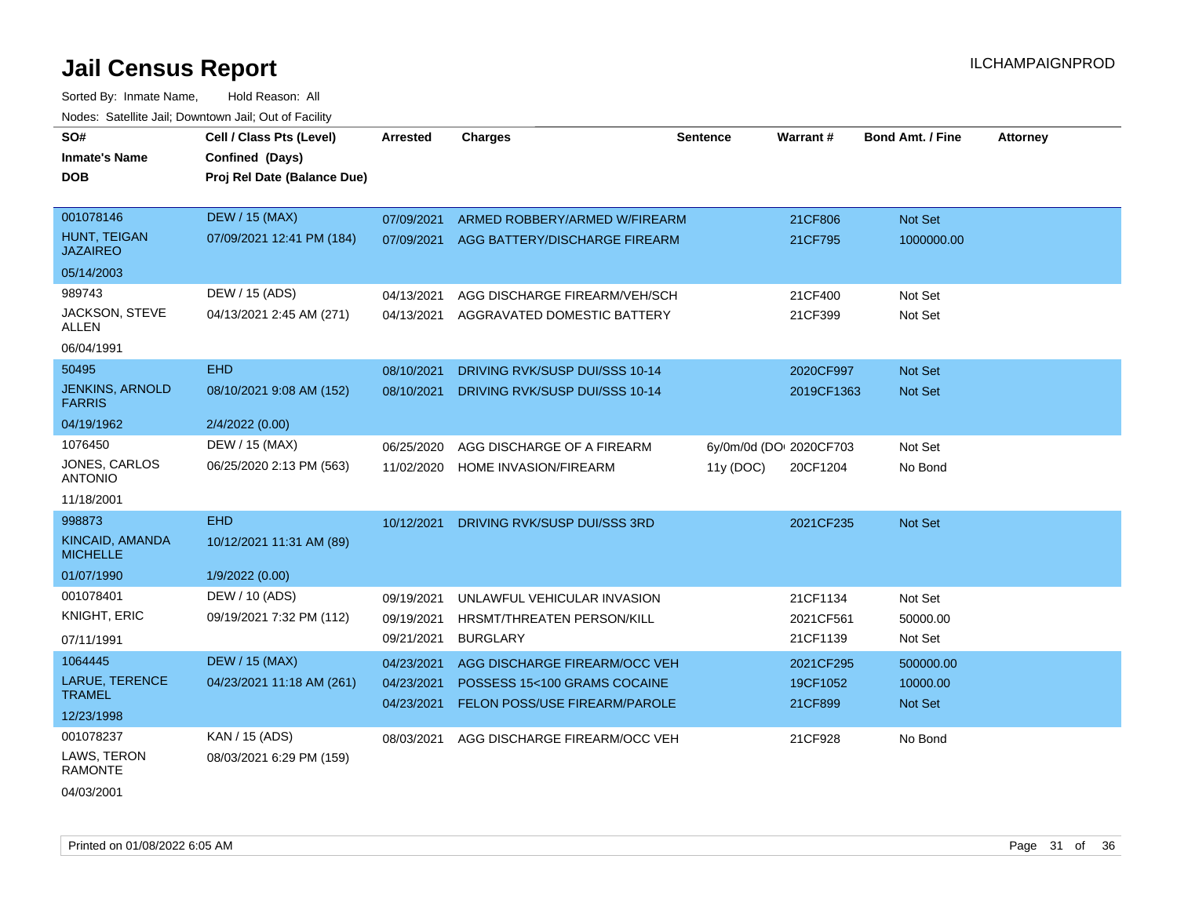# Jail Census Report

Sorted By: Inmate Name, Hold Reason: All

Nodes: Satellite Jail; Downtown Jail; Out of Facility

| SO# / Inmate's Name / DOB | Cell / Class Pts (Level) / Confined (Days) / Proj Rel Date (Balance Due) | Arrested | Charges | Sentence | Warrant # | Bond Amt. / Fine | Attorney |
|---|---|---|---|---|---|---|---|
| 001078146 | DEW / 15 (MAX) | 07/09/2021 | ARMED ROBBERY/ARMED W/FIREARM | | 21CF806 | Not Set | |
| HUNT, TEIGAN JAZAIREO | 07/09/2021 12:41 PM (184) | 07/09/2021 | AGG BATTERY/DISCHARGE FIREARM | | 21CF795 | 1000000.00 | |
| 05/14/2003 | | | | | | | |
| 989743 | DEW / 15 (ADS) | 04/13/2021 | AGG DISCHARGE FIREARM/VEH/SCH | | 21CF400 | Not Set | |
| JACKSON, STEVE ALLEN | 04/13/2021 2:45 AM (271) | 04/13/2021 | AGGRAVATED DOMESTIC BATTERY | | 21CF399 | Not Set | |
| 06/04/1991 | | | | | | | |
| 50495 | EHD | 08/10/2021 | DRIVING RVK/SUSP DUI/SSS 10-14 | | 2020CF997 | Not Set | |
| JENKINS, ARNOLD FARRIS | 08/10/2021 9:08 AM (152) | 08/10/2021 | DRIVING RVK/SUSP DUI/SSS 10-14 | | 2019CF1363 | Not Set | |
| 04/19/1962 | 2/4/2022 (0.00) | | | | | | |
| 1076450 | DEW / 15 (MAX) | 06/25/2020 | AGG DISCHARGE OF A FIREARM | 6y/0m/0d (DO | 2020CF703 | Not Set | |
| JONES, CARLOS ANTONIO | 06/25/2020 2:13 PM (563) | 11/02/2020 | HOME INVASION/FIREARM | 11y (DOC) | 20CF1204 | No Bond | |
| 11/18/2001 | | | | | | | |
| 998873 | EHD | 10/12/2021 | DRIVING RVK/SUSP DUI/SSS 3RD | | 2021CF235 | Not Set | |
| KINCAID, AMANDA MICHELLE | 10/12/2021 11:31 AM (89) | | | | | | |
| 01/07/1990 | 1/9/2022 (0.00) | | | | | | |
| 001078401 | DEW / 10 (ADS) | 09/19/2021 | UNLAWFUL VEHICULAR INVASION | | 21CF1134 | Not Set | |
| KNIGHT, ERIC | 09/19/2021 7:32 PM (112) | 09/19/2021 | HRSMT/THREATEN PERSON/KILL | | 2021CF561 | 50000.00 | |
| 07/11/1991 | | 09/21/2021 | BURGLARY | | 21CF1139 | Not Set | |
| 1064445 | DEW / 15 (MAX) | 04/23/2021 | AGG DISCHARGE FIREARM/OCC VEH | | 2021CF295 | 500000.00 | |
| LARUE, TERENCE TRAMEL | 04/23/2021 11:18 AM (261) | 04/23/2021 | POSSESS 15<100 GRAMS COCAINE | | 19CF1052 | 10000.00 | |
| 12/23/1998 | | 04/23/2021 | FELON POSS/USE FIREARM/PAROLE | | 21CF899 | Not Set | |
| 001078237 | KAN / 15 (ADS) | 08/03/2021 | AGG DISCHARGE FIREARM/OCC VEH | | 21CF928 | No Bond | |
| LAWS, TERON RAMONTE | 08/03/2021 6:29 PM (159) | | | | | | |
| 04/03/2001 | | | | | | | |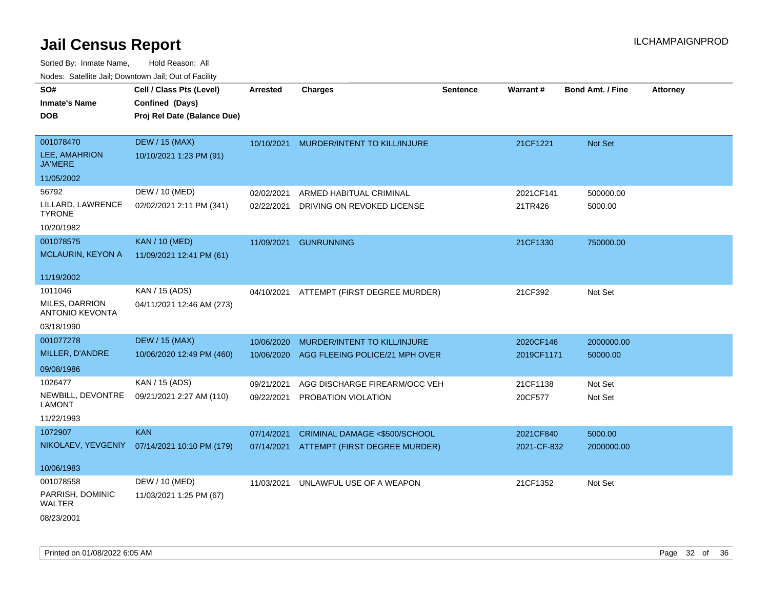# Jail Census Report

ILCHAMPAIGNPROD

Sorted By: Inmate Name, Hold Reason: All

Nodes: Satellite Jail; Downtown Jail; Out of Facility

| SO# / Inmate's Name / DOB | Cell / Class Pts (Level) / Confined (Days) / Proj Rel Date (Balance Due) | Arrested | Charges | Sentence | Warrant # | Bond Amt. / Fine | Attorney |
|---|---|---|---|---|---|---|---|
| 001078470 LEE, AMAHRION JA'MERE 11/05/2002 | DEW / 15 (MAX) 10/10/2021 1:23 PM (91) | 10/10/2021 | MURDER/INTENT TO KILL/INJURE | | 21CF1221 | Not Set | |
| 56792 LILLARD, LAWRENCE TYRONE 10/20/1982 | DEW / 10 (MED) 02/02/2021 2:11 PM (341) | 02/02/2021 | ARMED HABITUAL CRIMINAL | | 2021CF141 | 500000.00 | |
| | | 02/22/2021 | DRIVING ON REVOKED LICENSE | | 21TR426 | 5000.00 | |
| 001078575 MCLAURIN, KEYON A 11/19/2002 | KAN / 10 (MED) 11/09/2021 12:41 PM (61) | 11/09/2021 | GUNRUNNING | | 21CF1330 | 750000.00 | |
| 1011046 MILES, DARRION ANTONIO KEVONTA 03/18/1990 | KAN / 15 (ADS) 04/11/2021 12:46 AM (273) | 04/10/2021 | ATTEMPT (FIRST DEGREE MURDER) | | 21CF392 | Not Set | |
| 001077278 MILLER, D'ANDRE 09/08/1986 | DEW / 15 (MAX) 10/06/2020 12:49 PM (460) | 10/06/2020 | MURDER/INTENT TO KILL/INJURE | | 2020CF146 | 2000000.00 | |
| | | 10/06/2020 | AGG FLEEING POLICE/21 MPH OVER | | 2019CF1171 | 50000.00 | |
| 1026477 NEWBILL, DEVONTRE LAMONT 11/22/1993 | KAN / 15 (ADS) 09/21/2021 2:27 AM (110) | 09/21/2021 | AGG DISCHARGE FIREARM/OCC VEH | | 21CF1138 | Not Set | |
| | | 09/22/2021 | PROBATION VIOLATION | | 20CF577 | Not Set | |
| 1072907 NIKOLAEV, YEVGENIY 10/06/1983 | KAN 07/14/2021 10:10 PM (179) | 07/14/2021 | CRIMINAL DAMAGE <$500/SCHOOL | | 2021CF840 | 5000.00 | |
| | | 07/14/2021 | ATTEMPT (FIRST DEGREE MURDER) | | 2021-CF-832 | 2000000.00 | |
| 001078558 PARRISH, DOMINIC WALTER 08/23/2001 | DEW / 10 (MED) 11/03/2021 1:25 PM (67) | 11/03/2021 | UNLAWFUL USE OF A WEAPON | | 21CF1352 | Not Set | |

Printed on 01/08/2022 6:05 AM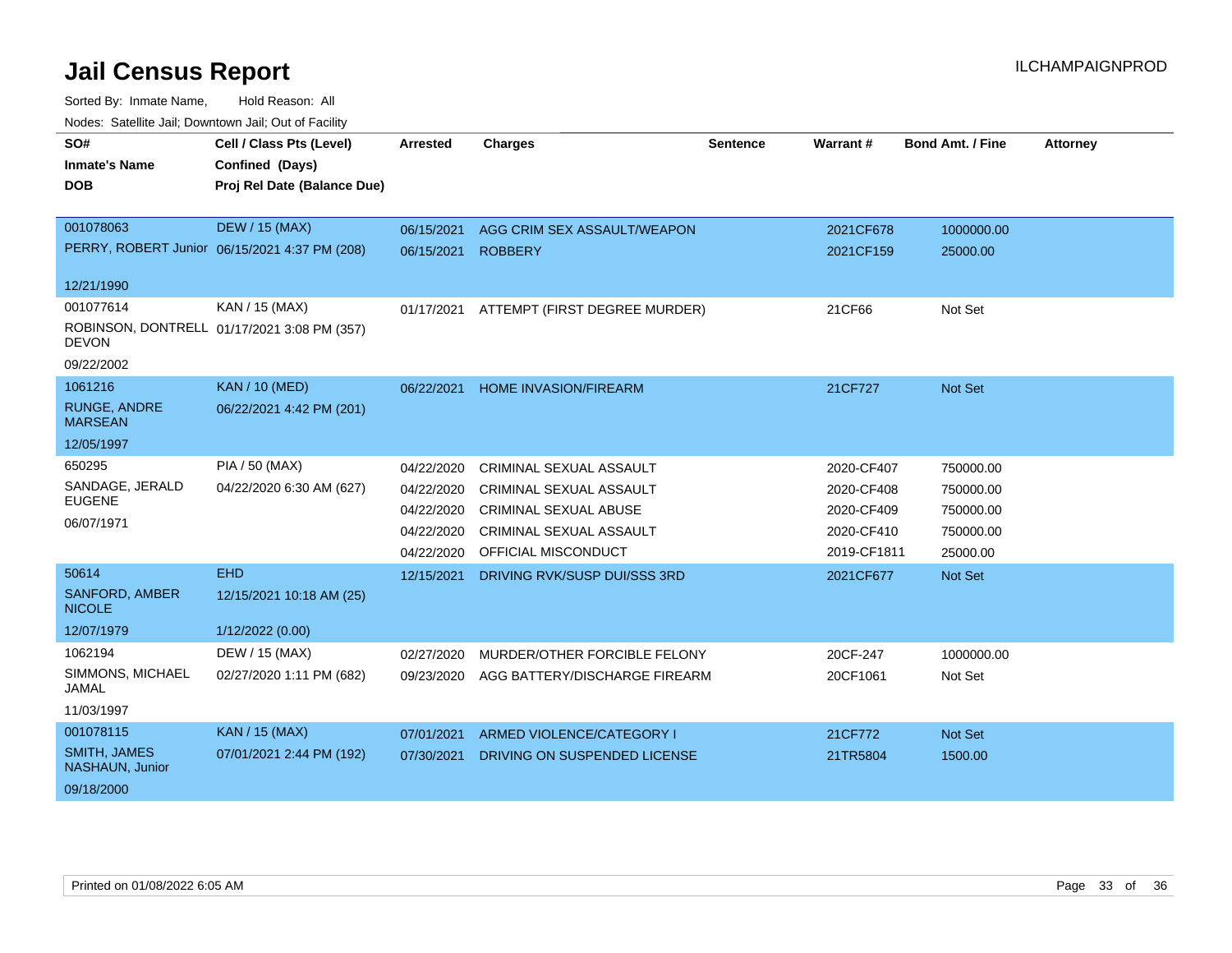# Jail Census Report

ILCHAMPAIGNPROD

Sorted By: Inmate Name, Hold Reason: All

Nodes: Satellite Jail; Downtown Jail; Out of Facility

| SO# / Inmate's Name / DOB | Cell / Class Pts (Level) / Confined (Days) / Proj Rel Date (Balance Due) | Arrested | Charges | Sentence | Warrant # | Bond Amt. / Fine | Attorney |
|---|---|---|---|---|---|---|---|
| 001078063<br>PERRY, ROBERT Junior<br>12/21/1990 | DEW / 15 (MAX)<br>06/15/2021 4:37 PM (208) | 06/15/2021 | AGG CRIM SEX ASSAULT/WEAPON | | 2021CF678 | 1000000.00 | |
| | | 06/15/2021 | ROBBERY | | 2021CF159 | 25000.00 | |
| 001077614<br>ROBINSON, DONTRELL DEVON<br>09/22/2002 | KAN / 15 (MAX)<br>01/17/2021 3:08 PM (357) | 01/17/2021 | ATTEMPT (FIRST DEGREE MURDER) | | 21CF66 | Not Set | |
| 1061216<br>RUNGE, ANDRE MARSEAN<br>12/05/1997 | KAN / 10 (MED)<br>06/22/2021 4:42 PM (201) | 06/22/2021 | HOME INVASION/FIREARM | | 21CF727 | Not Set | |
| 650295<br>SANDAGE, JERALD EUGENE<br>06/07/1971 | PIA / 50 (MAX)<br>04/22/2020 6:30 AM (627) | 04/22/2020 | CRIMINAL SEXUAL ASSAULT | | 2020-CF407 | 750000.00 | |
| | | 04/22/2020 | CRIMINAL SEXUAL ASSAULT | | 2020-CF408 | 750000.00 | |
| | | 04/22/2020 | CRIMINAL SEXUAL ABUSE | | 2020-CF409 | 750000.00 | |
| | | 04/22/2020 | CRIMINAL SEXUAL ASSAULT | | 2020-CF410 | 750000.00 | |
| | | 04/22/2020 | OFFICIAL MISCONDUCT | | 2019-CF1811 | 25000.00 | |
| 50614<br>SANFORD, AMBER NICOLE<br>12/07/1979 | EHD<br>12/15/2021 10:18 AM (25)<br>1/12/2022 (0.00) | 12/15/2021 | DRIVING RVK/SUSP DUI/SSS 3RD | | 2021CF677 | Not Set | |
| 1062194<br>SIMMONS, MICHAEL JAMAL<br>11/03/1997 | DEW / 15 (MAX)<br>02/27/2020 1:11 PM (682) | 02/27/2020 | MURDER/OTHER FORCIBLE FELONY | | 20CF-247 | 1000000.00 | |
| | | 09/23/2020 | AGG BATTERY/DISCHARGE FIREARM | | 20CF1061 | Not Set | |
| 001078115<br>SMITH, JAMES NASHAUN, Junior<br>09/18/2000 | KAN / 15 (MAX)<br>07/01/2021 2:44 PM (192) | 07/01/2021 | ARMED VIOLENCE/CATEGORY I | | 21CF772 | Not Set | |
| | | 07/30/2021 | DRIVING ON SUSPENDED LICENSE | | 21TR5804 | 1500.00 | |

Printed on 01/08/2022 6:05 AM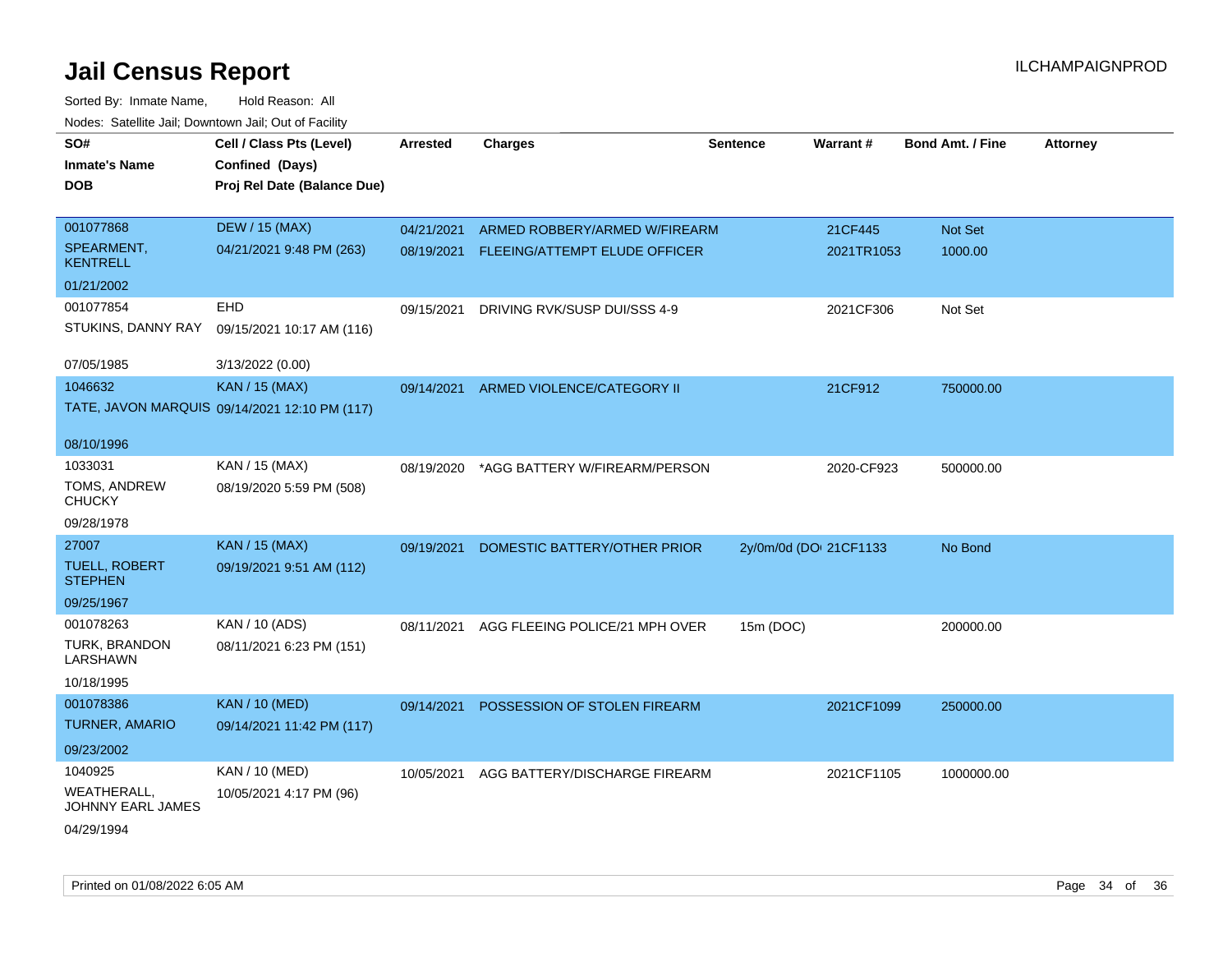# Jail Census Report

Sorted By: Inmate Name, Hold Reason: All

Nodes: Satellite Jail; Downtown Jail; Out of Facility

| SO# / Inmate's Name / DOB | Cell / Class Pts (Level) / Confined (Days) / Proj Rel Date (Balance Due) | Arrested | Charges | Sentence | Warrant # | Bond Amt. / Fine | Attorney |
|---|---|---|---|---|---|---|---|
| 001077868<br>SPEARMENT, KENTRELL<br>01/21/2002 | DEW / 15 (MAX)<br>04/21/2021 9:48 PM (263) | 04/21/2021 | ARMED ROBBERY/ARMED W/FIREARM | | 21CF445 | Not Set | |
| | | 08/19/2021 | FLEEING/ATTEMPT ELUDE OFFICER | | 2021TR1053 | 1000.00 | |
| 001077854<br>STUKINS, DANNY RAY<br>07/05/1985 | EHD<br>09/15/2021 10:17 AM (116)<br>3/13/2022 (0.00) | 09/15/2021 | DRIVING RVK/SUSP DUI/SSS 4-9 | | 2021CF306 | Not Set | |
| 1046632<br>TATE, JAVON MARQUIS<br>08/10/1996 | KAN / 15 (MAX)<br>09/14/2021 12:10 PM (117) | 09/14/2021 | ARMED VIOLENCE/CATEGORY II | | 21CF912 | 750000.00 | |
| 1033031<br>TOMS, ANDREW CHUCKY<br>09/28/1978 | KAN / 15 (MAX)<br>08/19/2020 5:59 PM (508) | 08/19/2020 | *AGG BATTERY W/FIREARM/PERSON | | 2020-CF923 | 500000.00 | |
| 27007<br>TUELL, ROBERT STEPHEN<br>09/25/1967 | KAN / 15 (MAX)<br>09/19/2021 9:51 AM (112) | 09/19/2021 | DOMESTIC BATTERY/OTHER PRIOR | 2y/0m/0d (DO | 21CF1133 | No Bond | |
| 001078263<br>TURK, BRANDON LARSHAWN<br>10/18/1995 | KAN / 10 (ADS)<br>08/11/2021 6:23 PM (151) | 08/11/2021 | AGG FLEEING POLICE/21 MPH OVER | 15m (DOC) | | 200000.00 | |
| 001078386<br>TURNER, AMARIO<br>09/23/2002 | KAN / 10 (MED)<br>09/14/2021 11:42 PM (117) | 09/14/2021 | POSSESSION OF STOLEN FIREARM | | 2021CF1099 | 250000.00 | |
| 1040925<br>WEATHERALL, JOHNNY EARL JAMES<br>04/29/1994 | KAN / 10 (MED)<br>10/05/2021 4:17 PM (96) | 10/05/2021 | AGG BATTERY/DISCHARGE FIREARM | | 2021CF1105 | 1000000.00 | |

Printed on 01/08/2022 6:05 AM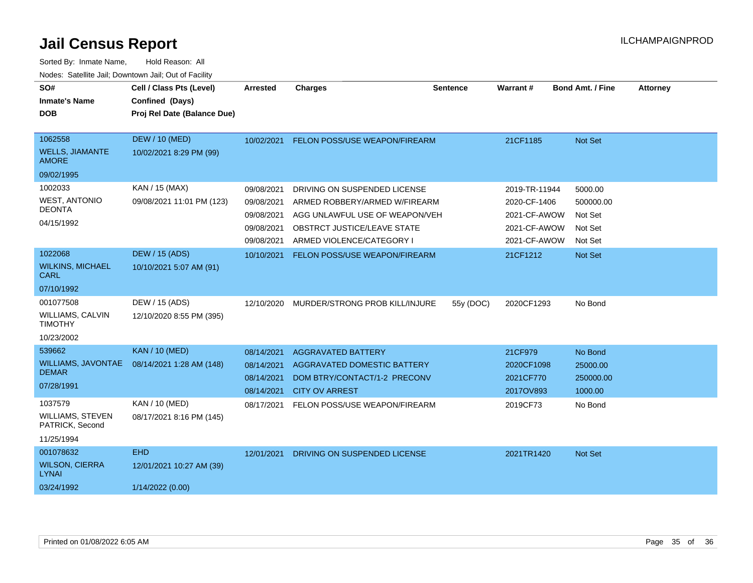# Jail Census Report

ILCHAMPAIGNPROD

Sorted By: Inmate Name, Hold Reason: All

Nodes: Satellite Jail; Downtown Jail; Out of Facility

| SO# / Inmate's Name / DOB | Cell / Class Pts (Level) / Confined (Days) / Proj Rel Date (Balance Due) | Arrested | Charges | Sentence | Warrant # | Bond Amt. / Fine | Attorney |
|---|---|---|---|---|---|---|---|
| 1062558 WELLS, JIAMANTE AMORE 09/02/1995 | DEW / 10 (MED) 10/02/2021 8:29 PM (99) | 10/02/2021 | FELON POSS/USE WEAPON/FIREARM | | 21CF1185 | Not Set | |
| 1002033 WEST, ANTONIO DEONTA 04/15/1992 | KAN / 15 (MAX) 09/08/2021 11:01 PM (123) | 09/08/2021 | DRIVING ON SUSPENDED LICENSE | | 2019-TR-11944 | 5000.00 | |
| | | 09/08/2021 | ARMED ROBBERY/ARMED W/FIREARM | | 2020-CF-1406 | 500000.00 | |
| | | 09/08/2021 | AGG UNLAWFUL USE OF WEAPON/VEH | | 2021-CF-AWOW | Not Set | |
| | | 09/08/2021 | OBSTRCT JUSTICE/LEAVE STATE | | 2021-CF-AWOW | Not Set | |
| | | 09/08/2021 | ARMED VIOLENCE/CATEGORY I | | 2021-CF-AWOW | Not Set | |
| 1022068 WILKINS, MICHAEL CARL 07/10/1992 | DEW / 15 (ADS) 10/10/2021 5:07 AM (91) | 10/10/2021 | FELON POSS/USE WEAPON/FIREARM | | 21CF1212 | Not Set | |
| 001077508 WILLIAMS, CALVIN TIMOTHY 10/23/2002 | DEW / 15 (ADS) 12/10/2020 8:55 PM (395) | 12/10/2020 | MURDER/STRONG PROB KILL/INJURE | 55y (DOC) | 2020CF1293 | No Bond | |
| 539662 WILLIAMS, JAVONTAE DEMAR 07/28/1991 | KAN / 10 (MED) 08/14/2021 1:28 AM (148) | 08/14/2021 | AGGRAVATED BATTERY | | 21CF979 | No Bond | |
| | | 08/14/2021 | AGGRAVATED DOMESTIC BATTERY | | 2020CF1098 | 25000.00 | |
| | | 08/14/2021 | DOM BTRY/CONTACT/1-2 PRECONV | | 2021CF770 | 250000.00 | |
| | | 08/14/2021 | CITY OV ARREST | | 2017OV893 | 1000.00 | |
| 1037579 WILLIAMS, STEVEN PATRICK, Second 11/25/1994 | KAN / 10 (MED) 08/17/2021 8:16 PM (145) | 08/17/2021 | FELON POSS/USE WEAPON/FIREARM | | 2019CF73 | No Bond | |
| 001078632 WILSON, CIERRA LYNAI 03/24/1992 | EHD 12/01/2021 10:27 AM (39) 1/14/2022 (0.00) | 12/01/2021 | DRIVING ON SUSPENDED LICENSE | | 2021TR1420 | Not Set | |

Printed on 01/08/2022 6:05 AM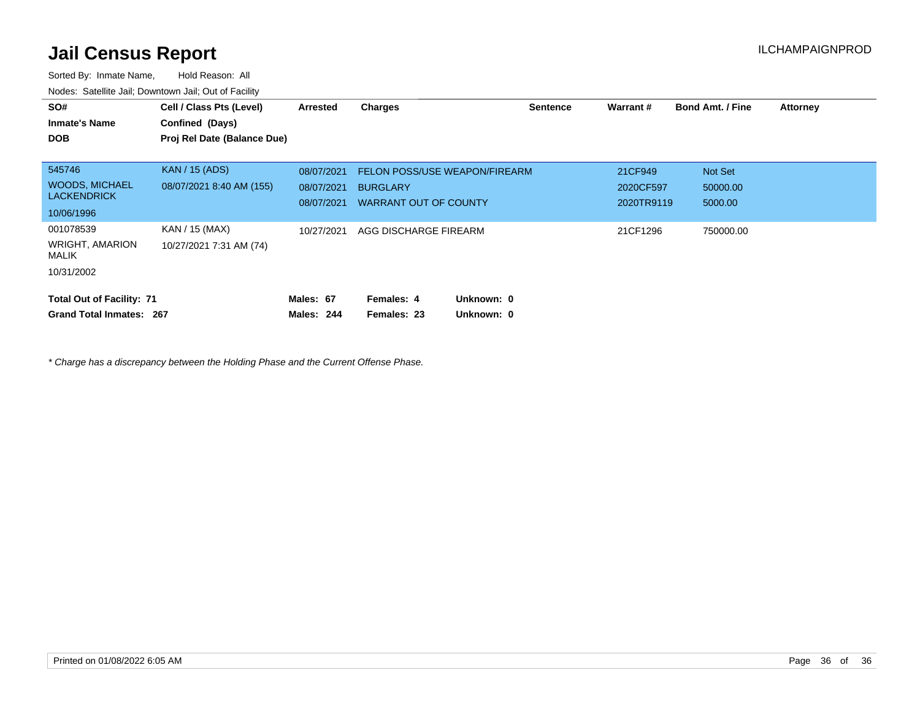# Jail Census Report

ILCHAMPAIGNPROD

Sorted By: Inmate Name, Hold Reason: All

Nodes: Satellite Jail; Downtown Jail; Out of Facility

| SO# / Inmate's Name / DOB | Cell / Class Pts (Level) / Confined (Days) / Proj Rel Date (Balance Due) | Arrested | Charges | Sentence | Warrant # | Bond Amt. / Fine | Attorney |
|---|---|---|---|---|---|---|---|
| 545746<br>WOODS, MICHAEL LACKENDRICK<br>10/06/1996 | KAN / 15 (ADS)<br>08/07/2021 8:40 AM (155) | 08/07/2021<br>08/07/2021<br>08/07/2021 | FELON POSS/USE WEAPON/FIREARM<br>BURGLARY<br>WARRANT OUT OF COUNTY | | 21CF949<br>2020CF597<br>2020TR9119 | Not Set<br>50000.00<br>5000.00 | |
| 001078539<br>WRIGHT, AMARION MALIK<br>10/31/2002 | KAN / 15 (MAX)<br>10/27/2021 7:31 AM (74) | 10/27/2021 | AGG DISCHARGE FIREARM | | 21CF1296 | 750000.00 | |

**Total Out of Facility: 71** **Males: 67** **Females: 4** **Unknown: 0**

**Grand Total Inmates: 267** **Males: 244** **Females: 23** **Unknown: 0**

*\* Charge has a discrepancy between the Holding Phase and the Current Offense Phase.*

Printed on 01/08/2022 6:05 AM